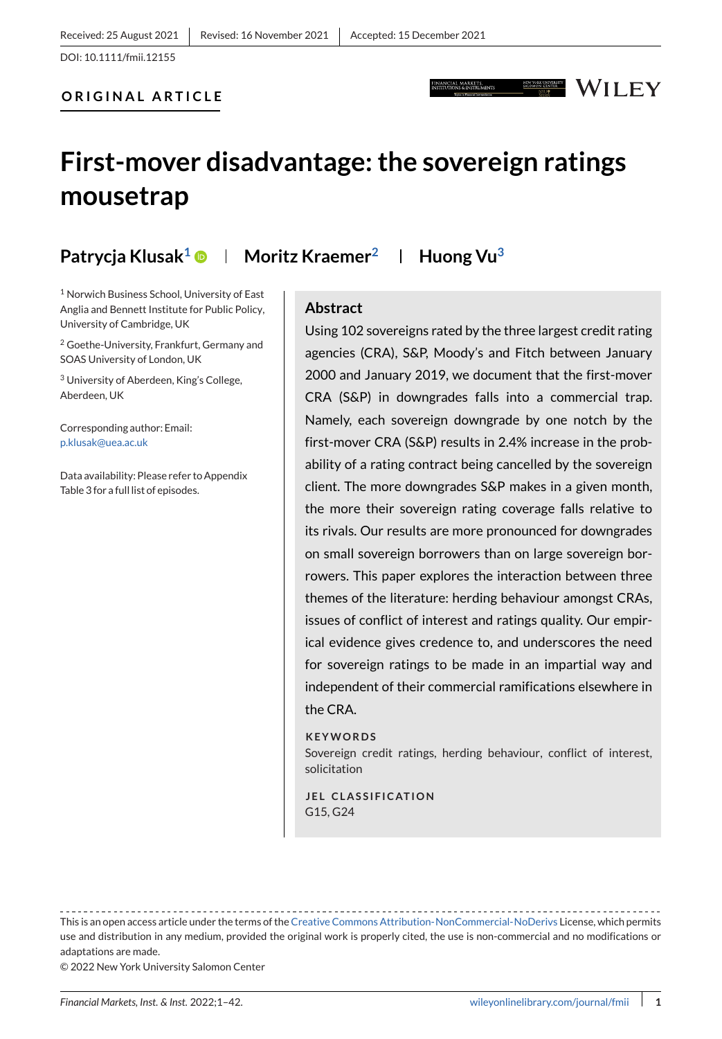Received: 25 August 2021 | Revised: 16 November 2021 | Accepted: 15 December 2021

DOI: 10.1111/fmii.12155

ORIGINAL ARTICLE

# First-mover disadvantage: the sovereign ratings mousetrap

**Patrycja Klusak[1]** | **Moritz Kraemer[2]** | **Huong Vu[3]**

[1] Norwich Business School, University of East Anglia and Bennett Institute for Public Policy, University of Cambridge, UK

[2] Goethe-University, Frankfurt, Germany and SOAS University of London, UK

[3] University of Aberdeen, King's College, Aberdeen, UK

Corresponding author: Email: p.klusak@uea.ac.uk

Data availability: Please refer to Appendix Table 3 for a full list of episodes.

## Abstract

Using 102 sovereigns rated by the three largest credit rating agencies (CRA), S&P, Moody's and Fitch between January 2000 and January 2019, we document that the first-mover CRA (S&P) in downgrades falls into a commercial trap. Namely, each sovereign downgrade by one notch by the first-mover CRA (S&P) results in 2.4% increase in the probability of a rating contract being cancelled by the sovereign client. The more downgrades S&P makes in a given month, the more their sovereign rating coverage falls relative to its rivals. Our results are more pronounced for downgrades on small sovereign borrowers than on large sovereign borrowers. This paper explores the interaction between three themes of the literature: herding behaviour amongst CRAs, issues of conflict of interest and ratings quality. Our empirical evidence gives credence to, and underscores the need for sovereign ratings to be made in an impartial way and independent of their commercial ramifications elsewhere in the CRA.

**KEYWORDS**

Sovereign credit ratings, herding behaviour, conflict of interest, solicitation

**JEL CLASSIFICATION**

G15, G24

---

This is an open access article under the terms of the Creative Commons Attribution-NonCommercial-NoDerivs License, which permits use and distribution in any medium, provided the original work is properly cited, the use is non-commercial and no modifications or adaptations are made.

© 2022 New York University Salomon Center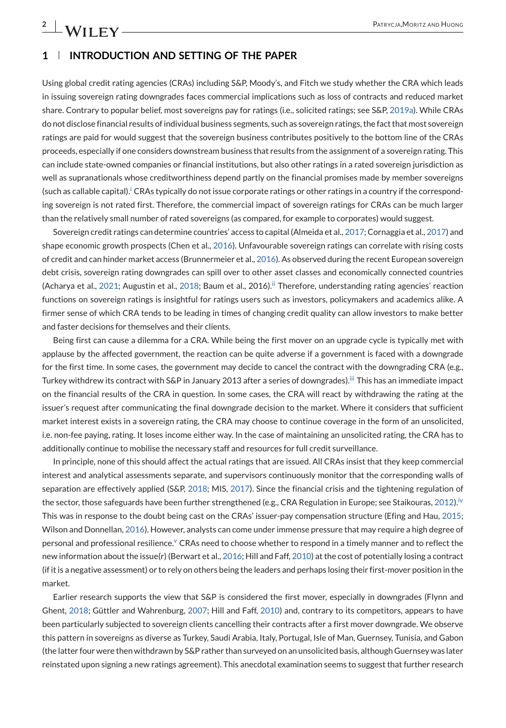## 1 | INTRODUCTION AND SETTING OF THE PAPER

Using global credit rating agencies (CRAs) including S&P, Moody's, and Fitch we study whether the CRA which leads in issuing sovereign rating downgrades faces commercial implications such as loss of contracts and reduced market share. Contrary to popular belief, most sovereigns pay for ratings (i.e., solicited ratings; see S&P, 2019a). While CRAs do not disclose financial results of individual business segments, such as sovereign ratings, the fact that most sovereign ratings are paid for would suggest that the sovereign business contributes positively to the bottom line of the CRAs proceeds, especially if one considers downstream business that results from the assignment of a sovereign rating. This can include state-owned companies or financial institutions, but also other ratings in a rated sovereign jurisdiction as well as supranationals whose creditworthiness depend partly on the financial promises made by member sovereigns (such as callable capital).[i] CRAs typically do not issue corporate ratings or other ratings in a country if the corresponding sovereign is not rated first. Therefore, the commercial impact of sovereign ratings for CRAs can be much larger than the relatively small number of rated sovereigns (as compared, for example to corporates) would suggest.

Sovereign credit ratings can determine countries' access to capital (Almeida et al., 2017; Cornaggia et al., 2017) and shape economic growth prospects (Chen et al., 2016). Unfavourable sovereign ratings can correlate with rising costs of credit and can hinder market access (Brunnermeier et al., 2016). As observed during the recent European sovereign debt crisis, sovereign rating downgrades can spill over to other asset classes and economically connected countries (Acharya et al., 2021; Augustin et al., 2018; Baum et al., 2016).[ii] Therefore, understanding rating agencies' reaction functions on sovereign ratings is insightful for ratings users such as investors, policymakers and academics alike. A firmer sense of which CRA tends to be leading in times of changing credit quality can allow investors to make better and faster decisions for themselves and their clients.

Being first can cause a dilemma for a CRA. While being the first mover on an upgrade cycle is typically met with applause by the affected government, the reaction can be quite adverse if a government is faced with a downgrade for the first time. In some cases, the government may decide to cancel the contract with the downgrading CRA (e.g., Turkey withdrew its contract with S&P in January 2013 after a series of downgrades).[iii] This has an immediate impact on the financial results of the CRA in question. In some cases, the CRA will react by withdrawing the rating at the issuer's request after communicating the final downgrade decision to the market. Where it considers that sufficient market interest exists in a sovereign rating, the CRA may choose to continue coverage in the form of an unsolicited, i.e. non-fee paying, rating. It loses income either way. In the case of maintaining an unsolicited rating, the CRA has to additionally continue to mobilise the necessary staff and resources for full credit surveillance.

In principle, none of this should affect the actual ratings that are issued. All CRAs insist that they keep commercial interest and analytical assessments separate, and supervisors continuously monitor that the corresponding walls of separation are effectively applied (S&P, 2018; MIS, 2017). Since the financial crisis and the tightening regulation of the sector, those safeguards have been further strengthened (e.g., CRA Regulation in Europe; see Staikouras, 2012).[iv] This was in response to the doubt being cast on the CRAs' issuer-pay compensation structure (Efing and Hau, 2015; Wilson and Donnellan, 2016). However, analysts can come under immense pressure that may require a high degree of personal and professional resilience.[v] CRAs need to choose whether to respond in a timely manner and to reflect the new information about the issue(r) (Berwart et al., 2016; Hill and Faff, 2010) at the cost of potentially losing a contract (if it is a negative assessment) or to rely on others being the leaders and perhaps losing their first-mover position in the market.

Earlier research supports the view that S&P is considered the first mover, especially in downgrades (Flynn and Ghent, 2018; Güttler and Wahrenburg, 2007; Hill and Faff, 2010) and, contrary to its competitors, appears to have been particularly subjected to sovereign clients cancelling their contracts after a first mover downgrade. We observe this pattern in sovereigns as diverse as Turkey, Saudi Arabia, Italy, Portugal, Isle of Man, Guernsey, Tunisia, and Gabon (the latter four were then withdrawn by S&P rather than surveyed on an unsolicited basis, although Guernsey was later reinstated upon signing a new ratings agreement). This anecdotal examination seems to suggest that further research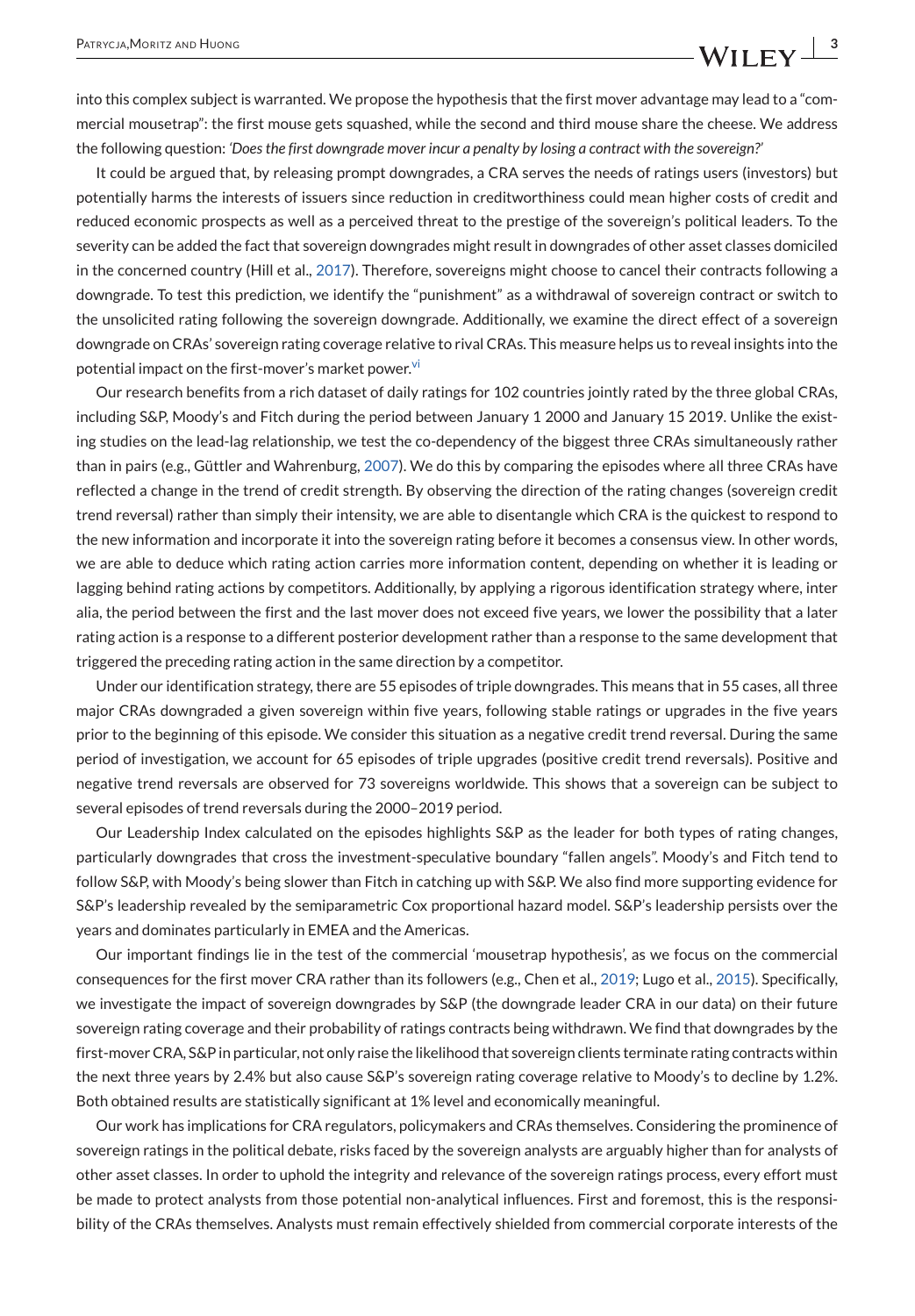into this complex subject is warranted. We propose the hypothesis that the first mover advantage may lead to a "commercial mousetrap": the first mouse gets squashed, while the second and third mouse share the cheese. We address the following question: *'Does the first downgrade mover incur a penalty by losing a contract with the sovereign?'*

It could be argued that, by releasing prompt downgrades, a CRA serves the needs of ratings users (investors) but potentially harms the interests of issuers since reduction in creditworthiness could mean higher costs of credit and reduced economic prospects as well as a perceived threat to the prestige of the sovereign's political leaders. To the severity can be added the fact that sovereign downgrades might result in downgrades of other asset classes domiciled in the concerned country (Hill et al., 2017). Therefore, sovereigns might choose to cancel their contracts following a downgrade. To test this prediction, we identify the "punishment" as a withdrawal of sovereign contract or switch to the unsolicited rating following the sovereign downgrade. Additionally, we examine the direct effect of a sovereign downgrade on CRAs' sovereign rating coverage relative to rival CRAs. This measure helps us to reveal insights into the potential impact on the first-mover's market power.[vi]

Our research benefits from a rich dataset of daily ratings for 102 countries jointly rated by the three global CRAs, including S&P, Moody's and Fitch during the period between January 1 2000 and January 15 2019. Unlike the existing studies on the lead-lag relationship, we test the co-dependency of the biggest three CRAs simultaneously rather than in pairs (e.g., Güttler and Wahrenburg, 2007). We do this by comparing the episodes where all three CRAs have reflected a change in the trend of credit strength. By observing the direction of the rating changes (sovereign credit trend reversal) rather than simply their intensity, we are able to disentangle which CRA is the quickest to respond to the new information and incorporate it into the sovereign rating before it becomes a consensus view. In other words, we are able to deduce which rating action carries more information content, depending on whether it is leading or lagging behind rating actions by competitors. Additionally, by applying a rigorous identification strategy where, inter alia, the period between the first and the last mover does not exceed five years, we lower the possibility that a later rating action is a response to a different posterior development rather than a response to the same development that triggered the preceding rating action in the same direction by a competitor.

Under our identification strategy, there are 55 episodes of triple downgrades. This means that in 55 cases, all three major CRAs downgraded a given sovereign within five years, following stable ratings or upgrades in the five years prior to the beginning of this episode. We consider this situation as a negative credit trend reversal. During the same period of investigation, we account for 65 episodes of triple upgrades (positive credit trend reversals). Positive and negative trend reversals are observed for 73 sovereigns worldwide. This shows that a sovereign can be subject to several episodes of trend reversals during the 2000–2019 period.

Our Leadership Index calculated on the episodes highlights S&P as the leader for both types of rating changes, particularly downgrades that cross the investment-speculative boundary "fallen angels". Moody's and Fitch tend to follow S&P, with Moody's being slower than Fitch in catching up with S&P. We also find more supporting evidence for S&P's leadership revealed by the semiparametric Cox proportional hazard model. S&P's leadership persists over the years and dominates particularly in EMEA and the Americas.

Our important findings lie in the test of the commercial 'mousetrap hypothesis', as we focus on the commercial consequences for the first mover CRA rather than its followers (e.g., Chen et al., 2019; Lugo et al., 2015). Specifically, we investigate the impact of sovereign downgrades by S&P (the downgrade leader CRA in our data) on their future sovereign rating coverage and their probability of ratings contracts being withdrawn. We find that downgrades by the first-mover CRA, S&P in particular, not only raise the likelihood that sovereign clients terminate rating contracts within the next three years by 2.4% but also cause S&P's sovereign rating coverage relative to Moody's to decline by 1.2%. Both obtained results are statistically significant at 1% level and economically meaningful.

Our work has implications for CRA regulators, policymakers and CRAs themselves. Considering the prominence of sovereign ratings in the political debate, risks faced by the sovereign analysts are arguably higher than for analysts of other asset classes. In order to uphold the integrity and relevance of the sovereign ratings process, every effort must be made to protect analysts from those potential non-analytical influences. First and foremost, this is the responsibility of the CRAs themselves. Analysts must remain effectively shielded from commercial corporate interests of the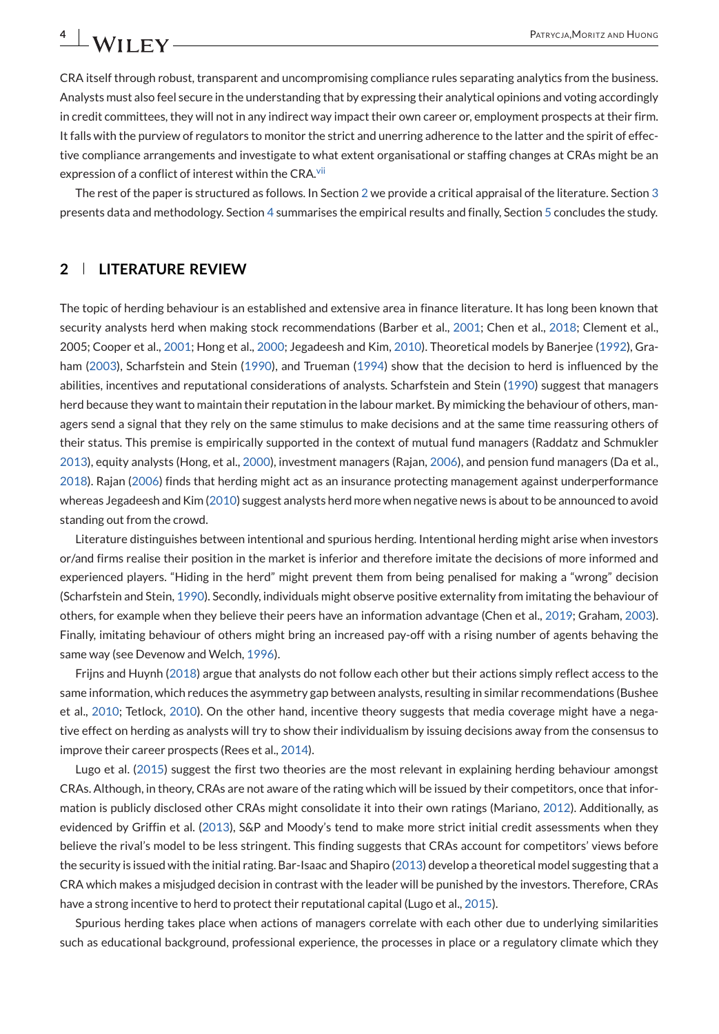CRA itself through robust, transparent and uncompromising compliance rules separating analytics from the business. Analysts must also feel secure in the understanding that by expressing their analytical opinions and voting accordingly in credit committees, they will not in any indirect way impact their own career or, employment prospects at their firm. It falls with the purview of regulators to monitor the strict and unerring adherence to the latter and the spirit of effective compliance arrangements and investigate to what extent organisational or staffing changes at CRAs might be an expression of a conflict of interest within the CRA.[vii]

The rest of the paper is structured as follows. In Section 2 we provide a critical appraisal of the literature. Section 3 presents data and methodology. Section 4 summarises the empirical results and finally, Section 5 concludes the study.

## 2 | LITERATURE REVIEW

The topic of herding behaviour is an established and extensive area in finance literature. It has long been known that security analysts herd when making stock recommendations (Barber et al., 2001; Chen et al., 2018; Clement et al., 2005; Cooper et al., 2001; Hong et al., 2000; Jegadeesh and Kim, 2010). Theoretical models by Banerjee (1992), Graham (2003), Scharfstein and Stein (1990), and Trueman (1994) show that the decision to herd is influenced by the abilities, incentives and reputational considerations of analysts. Scharfstein and Stein (1990) suggest that managers herd because they want to maintain their reputation in the labour market. By mimicking the behaviour of others, managers send a signal that they rely on the same stimulus to make decisions and at the same time reassuring others of their status. This premise is empirically supported in the context of mutual fund managers (Raddatz and Schmukler 2013), equity analysts (Hong, et al., 2000), investment managers (Rajan, 2006), and pension fund managers (Da et al., 2018). Rajan (2006) finds that herding might act as an insurance protecting management against underperformance whereas Jegadeesh and Kim (2010) suggest analysts herd more when negative news is about to be announced to avoid standing out from the crowd.

Literature distinguishes between intentional and spurious herding. Intentional herding might arise when investors or/and firms realise their position in the market is inferior and therefore imitate the decisions of more informed and experienced players. "Hiding in the herd" might prevent them from being penalised for making a "wrong" decision (Scharfstein and Stein, 1990). Secondly, individuals might observe positive externality from imitating the behaviour of others, for example when they believe their peers have an information advantage (Chen et al., 2019; Graham, 2003). Finally, imitating behaviour of others might bring an increased pay-off with a rising number of agents behaving the same way (see Devenow and Welch, 1996).

Frijns and Huynh (2018) argue that analysts do not follow each other but their actions simply reflect access to the same information, which reduces the asymmetry gap between analysts, resulting in similar recommendations (Bushee et al., 2010; Tetlock, 2010). On the other hand, incentive theory suggests that media coverage might have a negative effect on herding as analysts will try to show their individualism by issuing decisions away from the consensus to improve their career prospects (Rees et al., 2014).

Lugo et al. (2015) suggest the first two theories are the most relevant in explaining herding behaviour amongst CRAs. Although, in theory, CRAs are not aware of the rating which will be issued by their competitors, once that information is publicly disclosed other CRAs might consolidate it into their own ratings (Mariano, 2012). Additionally, as evidenced by Griffin et al. (2013), S&P and Moody's tend to make more strict initial credit assessments when they believe the rival's model to be less stringent. This finding suggests that CRAs account for competitors' views before the security is issued with the initial rating. Bar-Isaac and Shapiro (2013) develop a theoretical model suggesting that a CRA which makes a misjudged decision in contrast with the leader will be punished by the investors. Therefore, CRAs have a strong incentive to herd to protect their reputational capital (Lugo et al., 2015).

Spurious herding takes place when actions of managers correlate with each other due to underlying similarities such as educational background, professional experience, the processes in place or a regulatory climate which they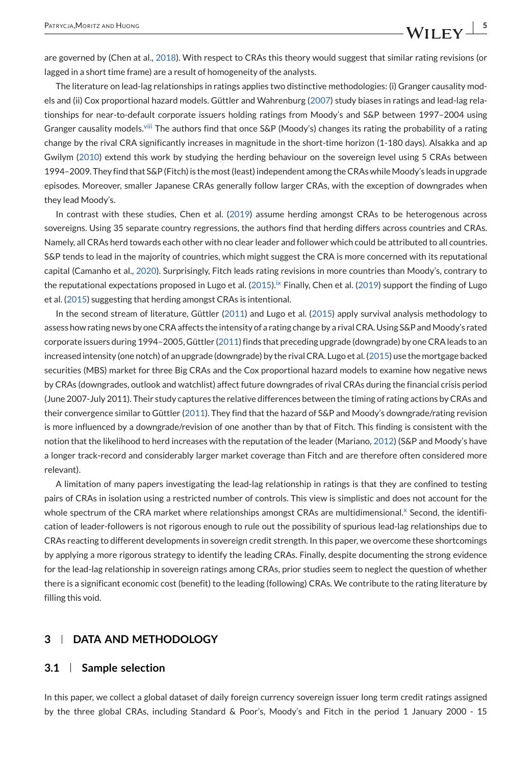are governed by (Chen at al., 2018). With respect to CRAs this theory would suggest that similar rating revisions (or lagged in a short time frame) are a result of homogeneity of the analysts.

The literature on lead-lag relationships in ratings applies two distinctive methodologies: (i) Granger causality models and (ii) Cox proportional hazard models. Güttler and Wahrenburg (2007) study biases in ratings and lead-lag relationships for near-to-default corporate issuers holding ratings from Moody's and S&P between 1997–2004 using Granger causality models.[viii] The authors find that once S&P (Moody's) changes its rating the probability of a rating change by the rival CRA significantly increases in magnitude in the short-time horizon (1-180 days). Alsakka and ap Gwilym (2010) extend this work by studying the herding behaviour on the sovereign level using 5 CRAs between 1994–2009. They find that S&P (Fitch) is the most (least) independent among the CRAs while Moody's leads in upgrade episodes. Moreover, smaller Japanese CRAs generally follow larger CRAs, with the exception of downgrades when they lead Moody's.

In contrast with these studies, Chen et al. (2019) assume herding amongst CRAs to be heterogenous across sovereigns. Using 35 separate country regressions, the authors find that herding differs across countries and CRAs. Namely, all CRAs herd towards each other with no clear leader and follower which could be attributed to all countries. S&P tends to lead in the majority of countries, which might suggest the CRA is more concerned with its reputational capital (Camanho et al., 2020). Surprisingly, Fitch leads rating revisions in more countries than Moody's, contrary to the reputational expectations proposed in Lugo et al. (2015).[ix] Finally, Chen et al. (2019) support the finding of Lugo et al. (2015) suggesting that herding amongst CRAs is intentional.

In the second stream of literature, Güttler (2011) and Lugo et al. (2015) apply survival analysis methodology to assess how rating news by one CRA affects the intensity of a rating change by a rival CRA. Using S&P and Moody's rated corporate issuers during 1994–2005, Güttler (2011) finds that preceding upgrade (downgrade) by one CRA leads to an increased intensity (one notch) of an upgrade (downgrade) by the rival CRA. Lugo et al. (2015) use the mortgage backed securities (MBS) market for three Big CRAs and the Cox proportional hazard models to examine how negative news by CRAs (downgrades, outlook and watchlist) affect future downgrades of rival CRAs during the financial crisis period (June 2007-July 2011). Their study captures the relative differences between the timing of rating actions by CRAs and their convergence similar to Güttler (2011). They find that the hazard of S&P and Moody's downgrade/rating revision is more influenced by a downgrade/revision of one another than by that of Fitch. This finding is consistent with the notion that the likelihood to herd increases with the reputation of the leader (Mariano, 2012) (S&P and Moody's have a longer track-record and considerably larger market coverage than Fitch and are therefore often considered more relevant).

A limitation of many papers investigating the lead-lag relationship in ratings is that they are confined to testing pairs of CRAs in isolation using a restricted number of controls. This view is simplistic and does not account for the whole spectrum of the CRA market where relationships amongst CRAs are multidimensional.[x] Second, the identification of leader-followers is not rigorous enough to rule out the possibility of spurious lead-lag relationships due to CRAs reacting to different developments in sovereign credit strength. In this paper, we overcome these shortcomings by applying a more rigorous strategy to identify the leading CRAs. Finally, despite documenting the strong evidence for the lead-lag relationship in sovereign ratings among CRAs, prior studies seem to neglect the question of whether there is a significant economic cost (benefit) to the leading (following) CRAs. We contribute to the rating literature by filling this void.

## 3 | DATA AND METHODOLOGY

### 3.1 | Sample selection

In this paper, we collect a global dataset of daily foreign currency sovereign issuer long term credit ratings assigned by the three global CRAs, including Standard & Poor's, Moody's and Fitch in the period 1 January 2000 - 15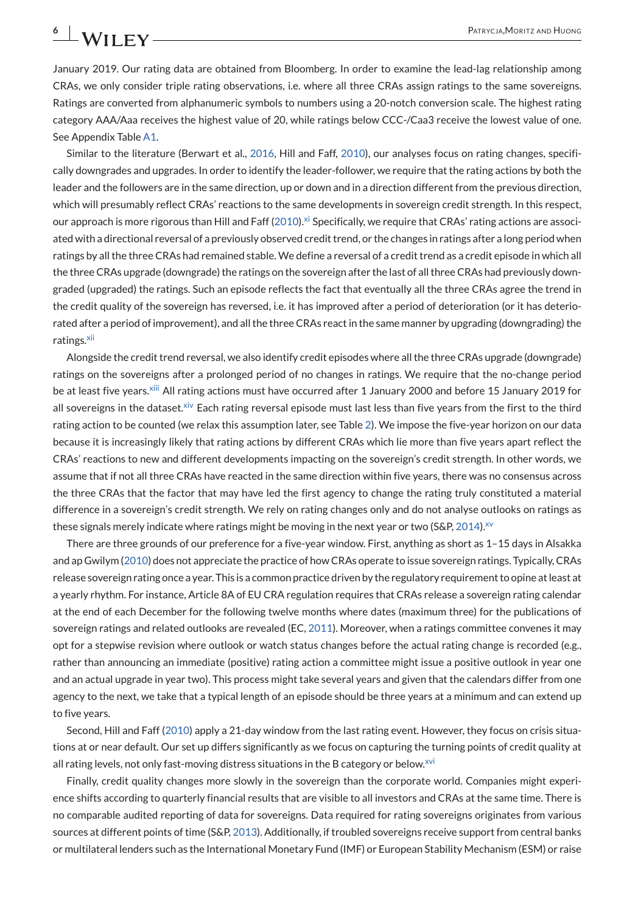January 2019. Our rating data are obtained from Bloomberg. In order to examine the lead-lag relationship among CRAs, we only consider triple rating observations, i.e. where all three CRAs assign ratings to the same sovereigns. Ratings are converted from alphanumeric symbols to numbers using a 20-notch conversion scale. The highest rating category AAA/Aaa receives the highest value of 20, while ratings below CCC-/Caa3 receive the lowest value of one. See Appendix Table A1.

Similar to the literature (Berwart et al., 2016, Hill and Faff, 2010), our analyses focus on rating changes, specifically downgrades and upgrades. In order to identify the leader-follower, we require that the rating actions by both the leader and the followers are in the same direction, up or down and in a direction different from the previous direction, which will presumably reflect CRAs' reactions to the same developments in sovereign credit strength. In this respect, our approach is more rigorous than Hill and Faff (2010).[xi] Specifically, we require that CRAs' rating actions are associated with a directional reversal of a previously observed credit trend, or the changes in ratings after a long period when ratings by all the three CRAs had remained stable. We define a reversal of a credit trend as a credit episode in which all the three CRAs upgrade (downgrade) the ratings on the sovereign after the last of all three CRAs had previously downgraded (upgraded) the ratings. Such an episode reflects the fact that eventually all the three CRAs agree the trend in the credit quality of the sovereign has reversed, i.e. it has improved after a period of deterioration (or it has deteriorated after a period of improvement), and all the three CRAs react in the same manner by upgrading (downgrading) the ratings.[xii]

Alongside the credit trend reversal, we also identify credit episodes where all the three CRAs upgrade (downgrade) ratings on the sovereigns after a prolonged period of no changes in ratings. We require that the no-change period be at least five years.[xiii] All rating actions must have occurred after 1 January 2000 and before 15 January 2019 for all sovereigns in the dataset.[xiv] Each rating reversal episode must last less than five years from the first to the third rating action to be counted (we relax this assumption later, see Table 2). We impose the five-year horizon on our data because it is increasingly likely that rating actions by different CRAs which lie more than five years apart reflect the CRAs' reactions to new and different developments impacting on the sovereign's credit strength. In other words, we assume that if not all three CRAs have reacted in the same direction within five years, there was no consensus across the three CRAs that the factor that may have led the first agency to change the rating truly constituted a material difference in a sovereign's credit strength. We rely on rating changes only and do not analyse outlooks on ratings as these signals merely indicate where ratings might be moving in the next year or two (S&P, 2014).[xv]

There are three grounds of our preference for a five-year window. First, anything as short as 1–15 days in Alsakka and ap Gwilym (2010) does not appreciate the practice of how CRAs operate to issue sovereign ratings. Typically, CRAs release sovereign rating once a year. This is a common practice driven by the regulatory requirement to opine at least at a yearly rhythm. For instance, Article 8A of EU CRA regulation requires that CRAs release a sovereign rating calendar at the end of each December for the following twelve months where dates (maximum three) for the publications of sovereign ratings and related outlooks are revealed (EC, 2011). Moreover, when a ratings committee convenes it may opt for a stepwise revision where outlook or watch status changes before the actual rating change is recorded (e.g., rather than announcing an immediate (positive) rating action a committee might issue a positive outlook in year one and an actual upgrade in year two). This process might take several years and given that the calendars differ from one agency to the next, we take that a typical length of an episode should be three years at a minimum and can extend up to five years.

Second, Hill and Faff (2010) apply a 21-day window from the last rating event. However, they focus on crisis situations at or near default. Our set up differs significantly as we focus on capturing the turning points of credit quality at all rating levels, not only fast-moving distress situations in the B category or below.[xvi]

Finally, credit quality changes more slowly in the sovereign than the corporate world. Companies might experience shifts according to quarterly financial results that are visible to all investors and CRAs at the same time. There is no comparable audited reporting of data for sovereigns. Data required for rating sovereigns originates from various sources at different points of time (S&P, 2013). Additionally, if troubled sovereigns receive support from central banks or multilateral lenders such as the International Monetary Fund (IMF) or European Stability Mechanism (ESM) or raise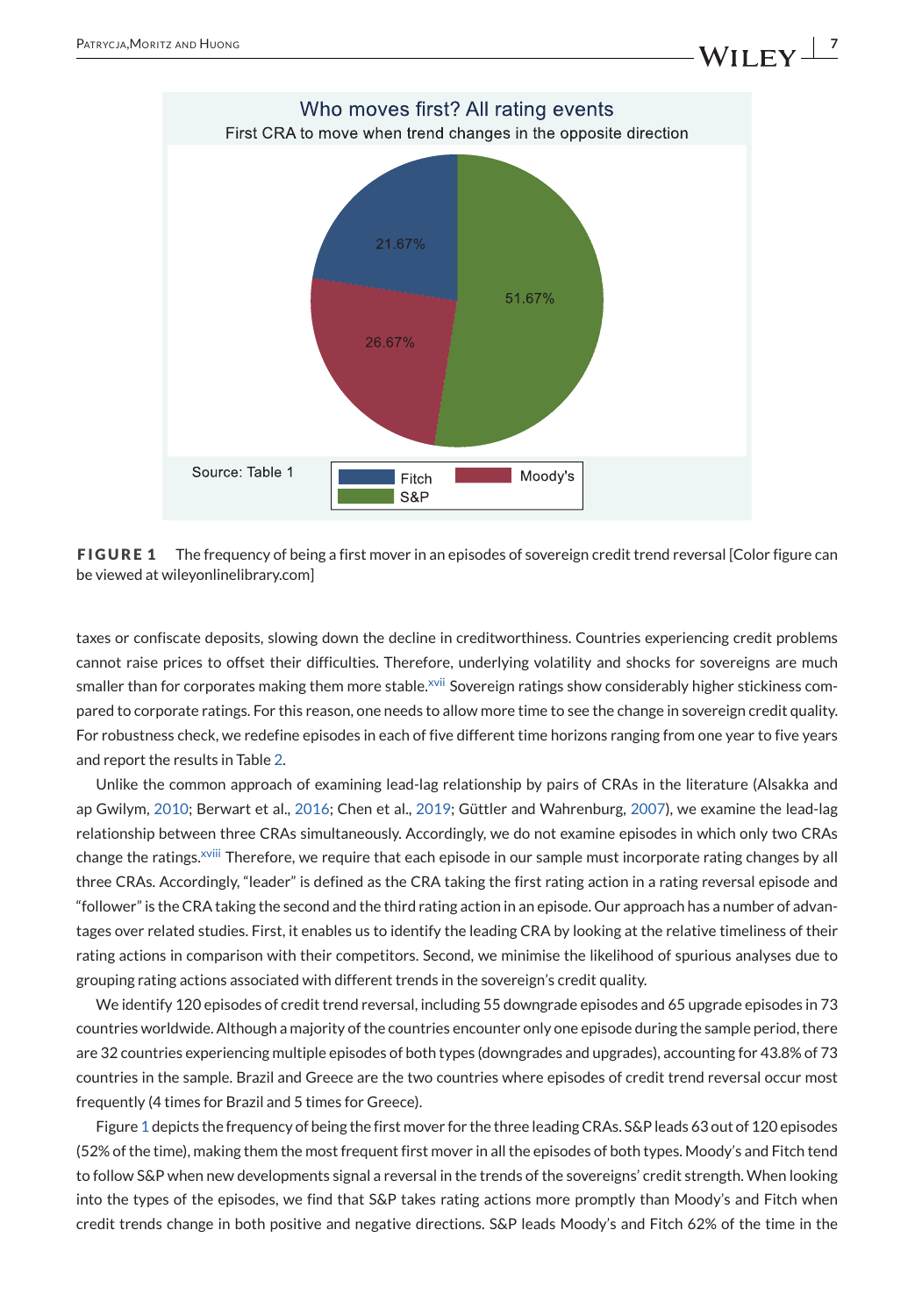**FIGURE 1** The frequency of being a first mover in an episodes of sovereign credit trend reversal [Color figure can be viewed at wileyonlinelibrary.com]

taxes or confiscate deposits, slowing down the decline in creditworthiness. Countries experiencing credit problems cannot raise prices to offset their difficulties. Therefore, underlying volatility and shocks for sovereigns are much smaller than for corporates making them more stable.[xvii] Sovereign ratings show considerably higher stickiness compared to corporate ratings. For this reason, one needs to allow more time to see the change in sovereign credit quality. For robustness check, we redefine episodes in each of five different time horizons ranging from one year to five years and report the results in Table 2.

Unlike the common approach of examining lead-lag relationship by pairs of CRAs in the literature (Alsakka and ap Gwilym, 2010; Berwart et al., 2016; Chen et al., 2019; Güttler and Wahrenburg, 2007), we examine the lead-lag relationship between three CRAs simultaneously. Accordingly, we do not examine episodes in which only two CRAs change the ratings.[xviii] Therefore, we require that each episode in our sample must incorporate rating changes by all three CRAs. Accordingly, "leader" is defined as the CRA taking the first rating action in a rating reversal episode and "follower" is the CRA taking the second and the third rating action in an episode. Our approach has a number of advantages over related studies. First, it enables us to identify the leading CRA by looking at the relative timeliness of their rating actions in comparison with their competitors. Second, we minimise the likelihood of spurious analyses due to grouping rating actions associated with different trends in the sovereign's credit quality.

We identify 120 episodes of credit trend reversal, including 55 downgrade episodes and 65 upgrade episodes in 73 countries worldwide. Although a majority of the countries encounter only one episode during the sample period, there are 32 countries experiencing multiple episodes of both types (downgrades and upgrades), accounting for 43.8% of 73 countries in the sample. Brazil and Greece are the two countries where episodes of credit trend reversal occur most frequently (4 times for Brazil and 5 times for Greece).

Figure 1 depicts the frequency of being the first mover for the three leading CRAs. S&P leads 63 out of 120 episodes (52% of the time), making them the most frequent first mover in all the episodes of both types. Moody's and Fitch tend to follow S&P when new developments signal a reversal in the trends of the sovereigns' credit strength. When looking into the types of the episodes, we find that S&P takes rating actions more promptly than Moody's and Fitch when credit trends change in both positive and negative directions. S&P leads Moody's and Fitch 62% of the time in the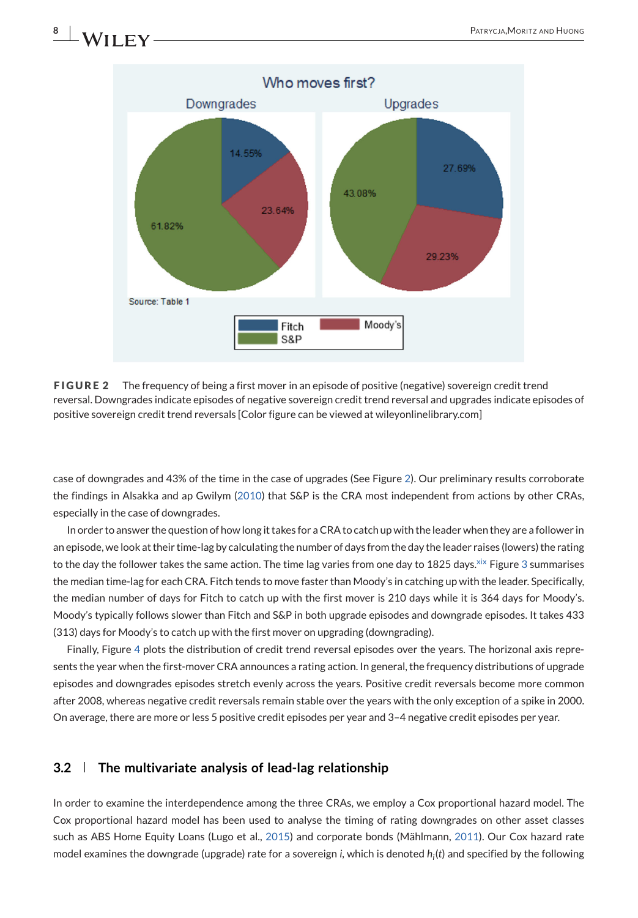**FIGURE 2** The frequency of being a first mover in an episode of positive (negative) sovereign credit trend reversal. Downgrades indicate episodes of negative sovereign credit trend reversal and upgrades indicate episodes of positive sovereign credit trend reversals [Color figure can be viewed at wileyonlinelibrary.com]

case of downgrades and 43% of the time in the case of upgrades (See Figure 2). Our preliminary results corroborate the findings in Alsakka and ap Gwilym (2010) that S&P is the CRA most independent from actions by other CRAs, especially in the case of downgrades.

In order to answer the question of how long it takes for a CRA to catch up with the leader when they are a follower in an episode, we look at their time-lag by calculating the number of days from the day the leader raises (lowers) the rating to the day the follower takes the same action. The time lag varies from one day to 1825 days.[xix] Figure 3 summarises the median time-lag for each CRA. Fitch tends to move faster than Moody's in catching up with the leader. Specifically, the median number of days for Fitch to catch up with the first mover is 210 days while it is 364 days for Moody's. Moody's typically follows slower than Fitch and S&P in both upgrade episodes and downgrade episodes. It takes 433 (313) days for Moody's to catch up with the first mover on upgrading (downgrading).

Finally, Figure 4 plots the distribution of credit trend reversal episodes over the years. The horizonal axis represents the year when the first-mover CRA announces a rating action. In general, the frequency distributions of upgrade episodes and downgrades episodes stretch evenly across the years. Positive credit reversals become more common after 2008, whereas negative credit reversals remain stable over the years with the only exception of a spike in 2000. On average, there are more or less 5 positive credit episodes per year and 3–4 negative credit episodes per year.

## 3.2 | The multivariate analysis of lead-lag relationship

In order to examine the interdependence among the three CRAs, we employ a Cox proportional hazard model. The Cox proportional hazard model has been used to analyse the timing of rating downgrades on other asset classes such as ABS Home Equity Loans (Lugo et al., 2015) and corporate bonds (Mählmann, 2011). Our Cox hazard rate model examines the downgrade (upgrade) rate for a sovereign $i$, which is denoted $h_i(t)$ and specified by the following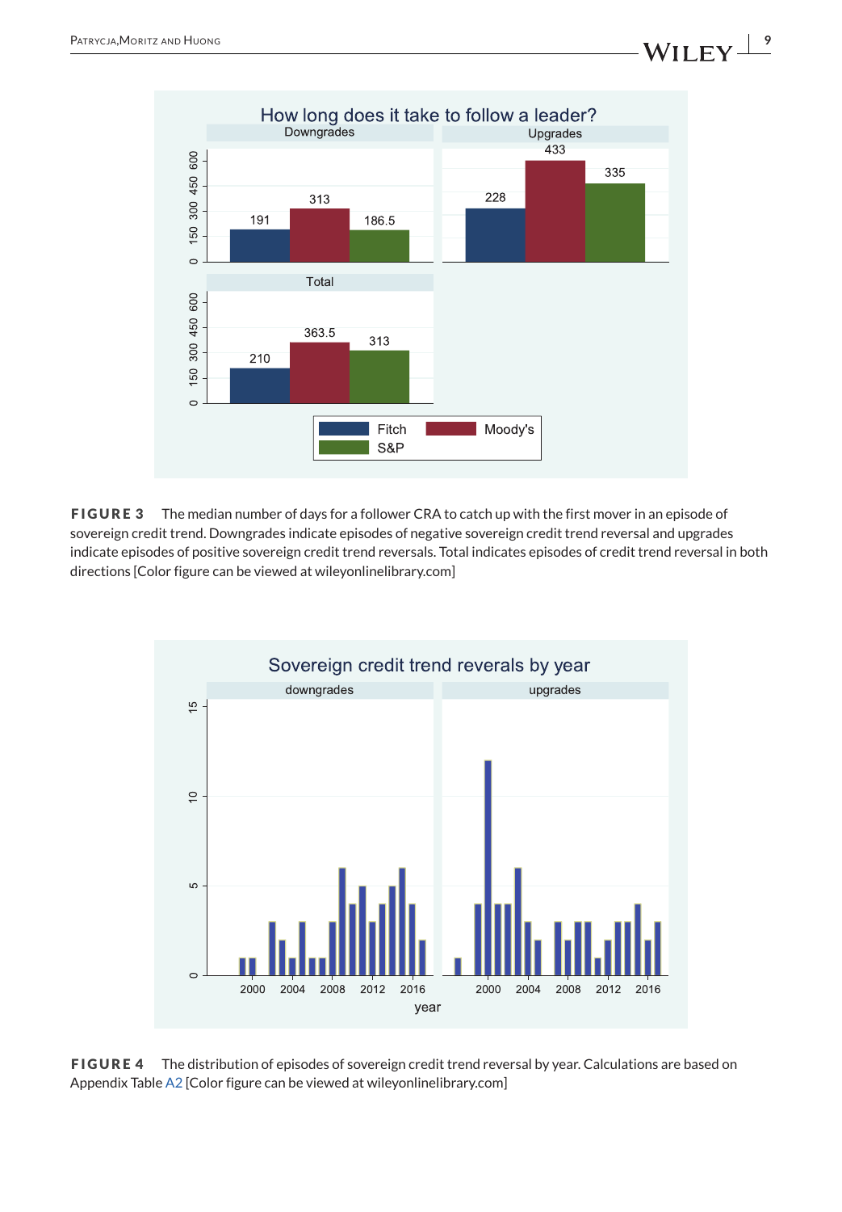**FIGURE 3** The median number of days for a follower CRA to catch up with the first mover in an episode of sovereign credit trend. Downgrades indicate episodes of negative sovereign credit trend reversal and upgrades indicate episodes of positive sovereign credit trend reversals. Total indicates episodes of credit trend reversal in both directions [Color figure can be viewed at wileyonlinelibrary.com]

**FIGURE 4** The distribution of episodes of sovereign credit trend reversal by year. Calculations are based on Appendix Table A2 [Color figure can be viewed at wileyonlinelibrary.com]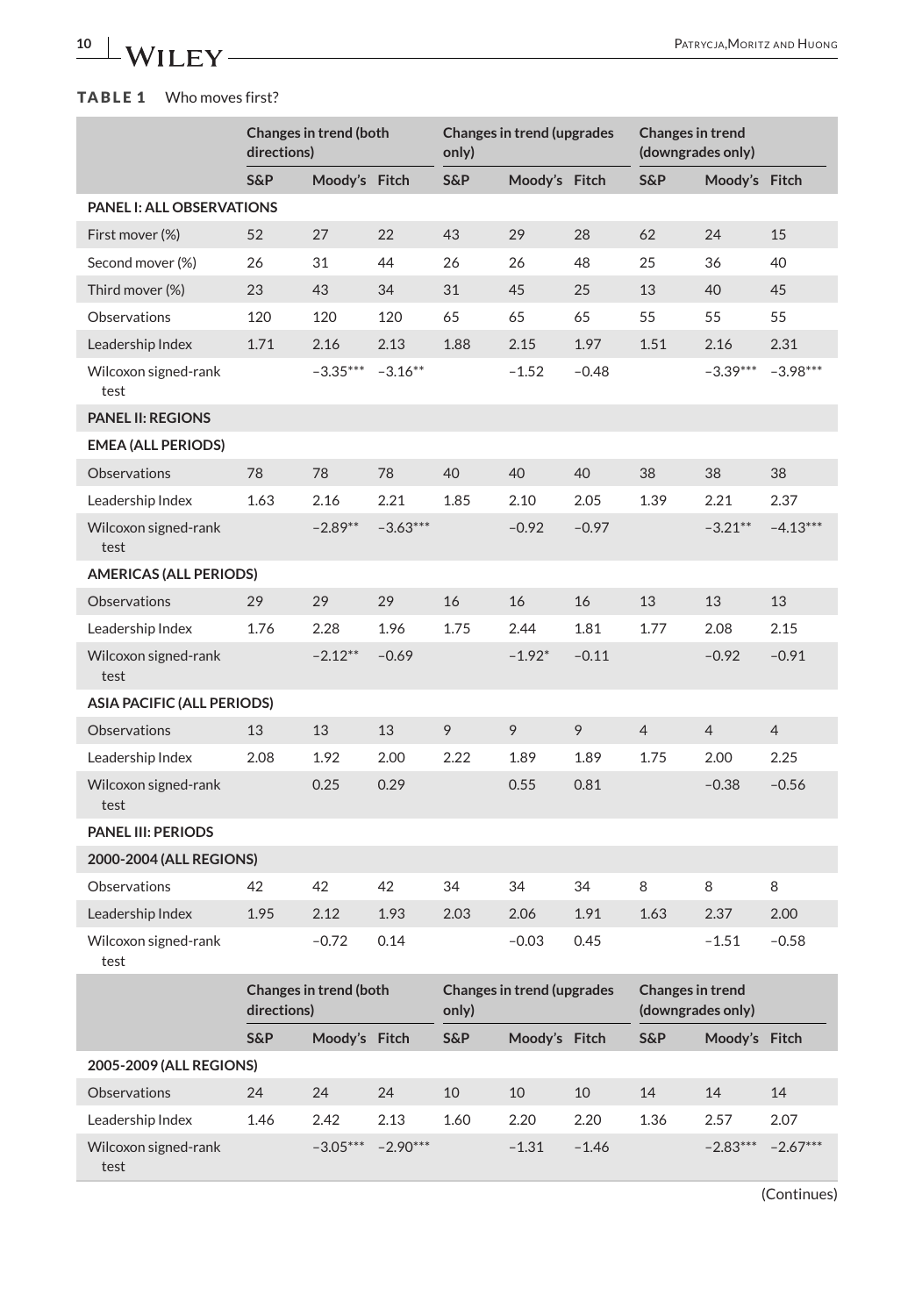**TABLE 1** Who moves first?

| | Changes in trend (both directions) | | | Changes in trend (upgrades only) | | | Changes in trend (downgrades only) | | |
|---|---|---|---|---|---|---|---|---|---|
| | S&P | Moody's | Fitch | S&P | Moody's | Fitch | S&P | Moody's | Fitch |
| **PANEL I: ALL OBSERVATIONS** | | | | | | | | | |
| First mover (%) | 52 | 27 | 22 | 43 | 29 | 28 | 62 | 24 | 15 |
| Second mover (%) | 26 | 31 | 44 | 26 | 26 | 48 | 25 | 36 | 40 |
| Third mover (%) | 23 | 43 | 34 | 31 | 45 | 25 | 13 | 40 | 45 |
| Observations | 120 | 120 | 120 | 65 | 65 | 65 | 55 | 55 | 55 |
| Leadership Index | 1.71 | 2.16 | 2.13 | 1.88 | 2.15 | 1.97 | 1.51 | 2.16 | 2.31 |
| Wilcoxon signed-rank test | | −3.35*** | −3.16** | | −1.52 | −0.48 | | −3.39*** | −3.98*** |
| **PANEL II: REGIONS** | | | | | | | | | |
| **EMEA (ALL PERIODS)** | | | | | | | | | |
| Observations | 78 | 78 | 78 | 40 | 40 | 40 | 38 | 38 | 38 |
| Leadership Index | 1.63 | 2.16 | 2.21 | 1.85 | 2.10 | 2.05 | 1.39 | 2.21 | 2.37 |
| Wilcoxon signed-rank test | | −2.89** | −3.63*** | | −0.92 | −0.97 | | −3.21** | −4.13*** |
| **AMERICAS (ALL PERIODS)** | | | | | | | | | |
| Observations | 29 | 29 | 29 | 16 | 16 | 16 | 13 | 13 | 13 |
| Leadership Index | 1.76 | 2.28 | 1.96 | 1.75 | 2.44 | 1.81 | 1.77 | 2.08 | 2.15 |
| Wilcoxon signed-rank test | | −2.12** | −0.69 | | −1.92* | −0.11 | | −0.92 | −0.91 |
| **ASIA PACIFIC (ALL PERIODS)** | | | | | | | | | |
| Observations | 13 | 13 | 13 | 9 | 9 | 9 | 4 | 4 | 4 |
| Leadership Index | 2.08 | 1.92 | 2.00 | 2.22 | 1.89 | 1.89 | 1.75 | 2.00 | 2.25 |
| Wilcoxon signed-rank test | | 0.25 | 0.29 | | 0.55 | 0.81 | | −0.38 | −0.56 |
| **PANEL III: PERIODS** | | | | | | | | | |
| **2000-2004 (ALL REGIONS)** | | | | | | | | | |
| Observations | 42 | 42 | 42 | 34 | 34 | 34 | 8 | 8 | 8 |
| Leadership Index | 1.95 | 2.12 | 1.93 | 2.03 | 2.06 | 1.91 | 1.63 | 2.37 | 2.00 |
| Wilcoxon signed-rank test | | −0.72 | 0.14 | | −0.03 | 0.45 | | −1.51 | −0.58 |
| **2005-2009 (ALL REGIONS)** | | | | | | | | | |
| Observations | 24 | 24 | 24 | 10 | 10 | 10 | 14 | 14 | 14 |
| Leadership Index | 1.46 | 2.42 | 2.13 | 1.60 | 2.20 | 2.20 | 1.36 | 2.57 | 2.07 |
| Wilcoxon signed-rank test | | −3.05*** | −2.90*** | | −1.31 | −1.46 | | −2.83*** | −2.67*** |

(Continues)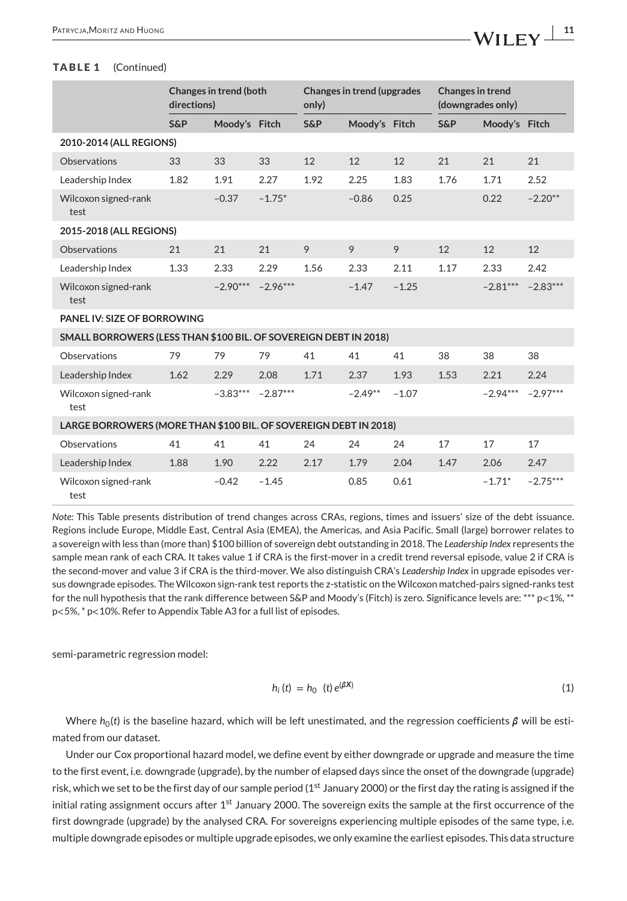**TABLE 1** (Continued)

| | Changes in trend (both directions) | | | Changes in trend (upgrades only) | | | Changes in trend (downgrades only) | | |
|---|---|---|---|---|---|---|---|---|---|
| | S&P | Moody's | Fitch | S&P | Moody's | Fitch | S&P | Moody's | Fitch |
| **2010-2014 (ALL REGIONS)** | | | | | | | | | |
| Observations | 33 | 33 | 33 | 12 | 12 | 12 | 21 | 21 | 21 |
| Leadership Index | 1.82 | 1.91 | 2.27 | 1.92 | 2.25 | 1.83 | 1.76 | 1.71 | 2.52 |
| Wilcoxon signed-rank test | | −0.37 | −1.75* | | −0.86 | 0.25 | | 0.22 | −2.20** |
| **2015-2018 (ALL REGIONS)** | | | | | | | | | |
| Observations | 21 | 21 | 21 | 9 | 9 | 9 | 12 | 12 | 12 |
| Leadership Index | 1.33 | 2.33 | 2.29 | 1.56 | 2.33 | 2.11 | 1.17 | 2.33 | 2.42 |
| Wilcoxon signed-rank test | | −2.90*** | −2.96*** | | −1.47 | −1.25 | | −2.81*** | −2.83*** |
| **PANEL IV: SIZE OF BORROWING** | | | | | | | | | |
| **SMALL BORROWERS (LESS THAN $100 BIL. OF SOVEREIGN DEBT IN 2018)** | | | | | | | | | |
| Observations | 79 | 79 | 79 | 41 | 41 | 41 | 38 | 38 | 38 |
| Leadership Index | 1.62 | 2.29 | 2.08 | 1.71 | 2.37 | 1.93 | 1.53 | 2.21 | 2.24 |
| Wilcoxon signed-rank test | | −3.83*** | −2.87*** | | −2.49** | −1.07 | | −2.94*** | −2.97*** |
| **LARGE BORROWERS (MORE THAN $100 BIL. OF SOVEREIGN DEBT IN 2018)** | | | | | | | | | |
| Observations | 41 | 41 | 41 | 24 | 24 | 24 | 17 | 17 | 17 |
| Leadership Index | 1.88 | 1.90 | 2.22 | 2.17 | 1.79 | 2.04 | 1.47 | 2.06 | 2.47 |
| Wilcoxon signed-rank test | | −0.42 | −1.45 | | 0.85 | 0.61 | | −1.71* | −2.75*** |

*Note:* This Table presents distribution of trend changes across CRAs, regions, times and issuers' size of the debt issuance. Regions include Europe, Middle East, Central Asia (EMEA), the Americas, and Asia Pacific. Small (large) borrower relates to a sovereign with less than (more than) $100 billion of sovereign debt outstanding in 2018. The *Leadership Index* represents the sample mean rank of each CRA. It takes value 1 if CRA is the first-mover in a credit trend reversal episode, value 2 if CRA is the second-mover and value 3 if CRA is the third-mover. We also distinguish CRA's *Leadership Index* in upgrade episodes versus downgrade episodes. The Wilcoxon sign-rank test reports the z-statistic on the Wilcoxon matched-pairs signed-ranks test for the null hypothesis that the rank difference between S&P and Moody's (Fitch) is zero. Significance levels are: *** p<1%, ** p<5%, * p<10%. Refer to Appendix Table A3 for a full list of episodes.

semi-parametric regression model:

$$h_i(t) = h_0(t)\, e^{(\beta X)} \tag{1}$$

Where $h_0(t)$ is the baseline hazard, which will be left unestimated, and the regression coefficients $\boldsymbol{\beta}$ will be estimated from our dataset.

Under our Cox proportional hazard model, we define event by either downgrade or upgrade and measure the time to the first event, i.e. downgrade (upgrade), by the number of elapsed days since the onset of the downgrade (upgrade) risk, which we set to be the first day of our sample period (1st January 2000) or the first day the rating is assigned if the initial rating assignment occurs after 1st January 2000. The sovereign exits the sample at the first occurrence of the first downgrade (upgrade) by the analysed CRA. For sovereigns experiencing multiple episodes of the same type, i.e. multiple downgrade episodes or multiple upgrade episodes, we only examine the earliest episodes. This data structure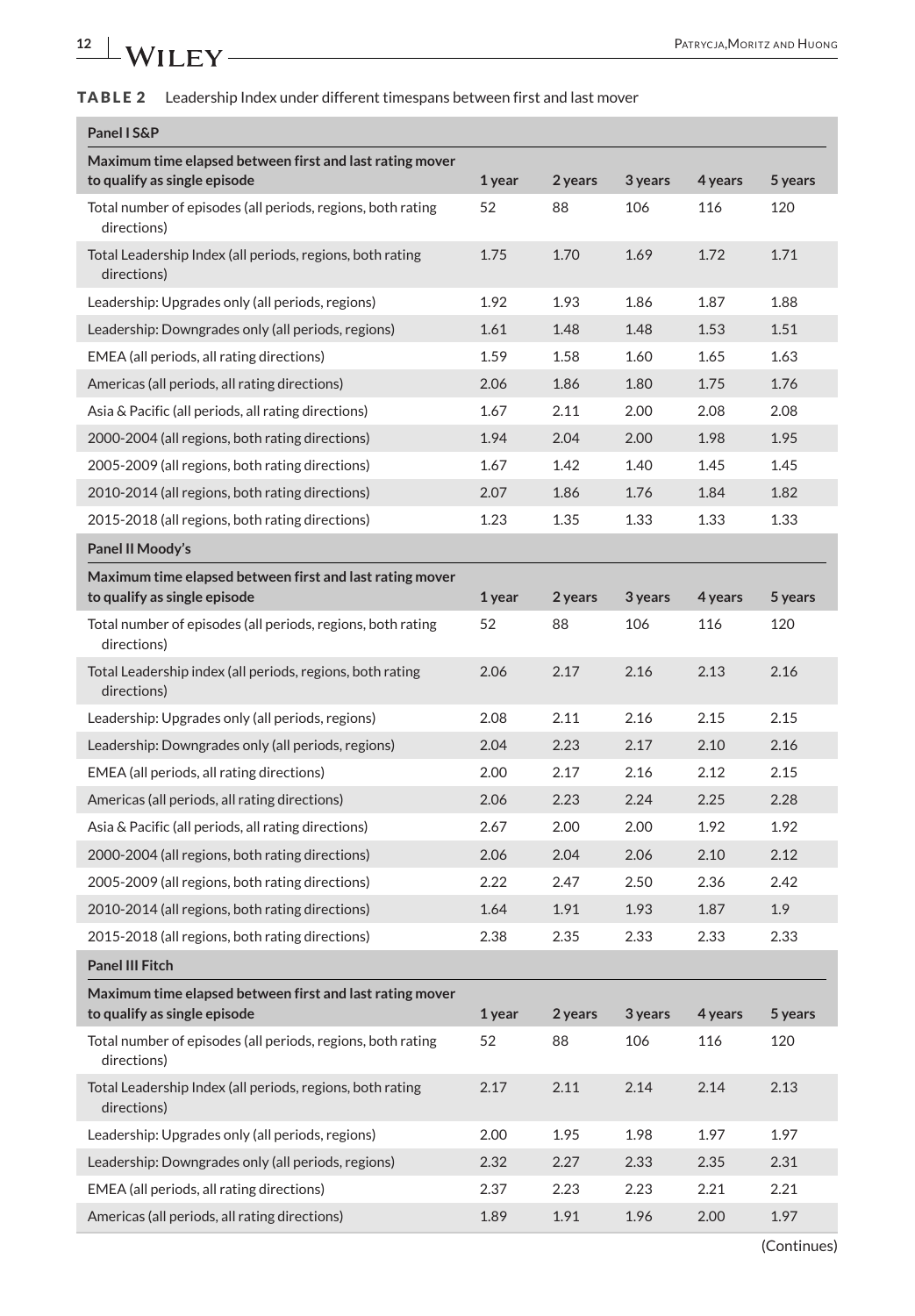**TABLE 2** Leadership Index under different timespans between first and last mover

| Panel I S&P | | | | | |
|---|---|---|---|---|---|
| Maximum time elapsed between first and last rating mover to qualify as single episode | 1 year | 2 years | 3 years | 4 years | 5 years |
| Total number of episodes (all periods, regions, both rating directions) | 52 | 88 | 106 | 116 | 120 |
| Total Leadership Index (all periods, regions, both rating directions) | 1.75 | 1.70 | 1.69 | 1.72 | 1.71 |
| Leadership: Upgrades only (all periods, regions) | 1.92 | 1.93 | 1.86 | 1.87 | 1.88 |
| Leadership: Downgrades only (all periods, regions) | 1.61 | 1.48 | 1.48 | 1.53 | 1.51 |
| EMEA (all periods, all rating directions) | 1.59 | 1.58 | 1.60 | 1.65 | 1.63 |
| Americas (all periods, all rating directions) | 2.06 | 1.86 | 1.80 | 1.75 | 1.76 |
| Asia & Pacific (all periods, all rating directions) | 1.67 | 2.11 | 2.00 | 2.08 | 2.08 |
| 2000-2004 (all regions, both rating directions) | 1.94 | 2.04 | 2.00 | 1.98 | 1.95 |
| 2005-2009 (all regions, both rating directions) | 1.67 | 1.42 | 1.40 | 1.45 | 1.45 |
| 2010-2014 (all regions, both rating directions) | 2.07 | 1.86 | 1.76 | 1.84 | 1.82 |
| 2015-2018 (all regions, both rating directions) | 1.23 | 1.35 | 1.33 | 1.33 | 1.33 |
| **Panel II Moody's** | | | | | |
| Maximum time elapsed between first and last rating mover to qualify as single episode | 1 year | 2 years | 3 years | 4 years | 5 years |
| Total number of episodes (all periods, regions, both rating directions) | 52 | 88 | 106 | 116 | 120 |
| Total Leadership index (all periods, regions, both rating directions) | 2.06 | 2.17 | 2.16 | 2.13 | 2.16 |
| Leadership: Upgrades only (all periods, regions) | 2.08 | 2.11 | 2.16 | 2.15 | 2.15 |
| Leadership: Downgrades only (all periods, regions) | 2.04 | 2.23 | 2.17 | 2.10 | 2.16 |
| EMEA (all periods, all rating directions) | 2.00 | 2.17 | 2.16 | 2.12 | 2.15 |
| Americas (all periods, all rating directions) | 2.06 | 2.23 | 2.24 | 2.25 | 2.28 |
| Asia & Pacific (all periods, all rating directions) | 2.67 | 2.00 | 2.00 | 1.92 | 1.92 |
| 2000-2004 (all regions, both rating directions) | 2.06 | 2.04 | 2.06 | 2.10 | 2.12 |
| 2005-2009 (all regions, both rating directions) | 2.22 | 2.47 | 2.50 | 2.36 | 2.42 |
| 2010-2014 (all regions, both rating directions) | 1.64 | 1.91 | 1.93 | 1.87 | 1.9 |
| 2015-2018 (all regions, both rating directions) | 2.38 | 2.35 | 2.33 | 2.33 | 2.33 |
| **Panel III Fitch** | | | | | |
| Maximum time elapsed between first and last rating mover to qualify as single episode | 1 year | 2 years | 3 years | 4 years | 5 years |
| Total number of episodes (all periods, regions, both rating directions) | 52 | 88 | 106 | 116 | 120 |
| Total Leadership Index (all periods, regions, both rating directions) | 2.17 | 2.11 | 2.14 | 2.14 | 2.13 |
| Leadership: Upgrades only (all periods, regions) | 2.00 | 1.95 | 1.98 | 1.97 | 1.97 |
| Leadership: Downgrades only (all periods, regions) | 2.32 | 2.27 | 2.33 | 2.35 | 2.31 |
| EMEA (all periods, all rating directions) | 2.37 | 2.23 | 2.23 | 2.21 | 2.21 |
| Americas (all periods, all rating directions) | 1.89 | 1.91 | 1.96 | 2.00 | 1.97 |

(Continues)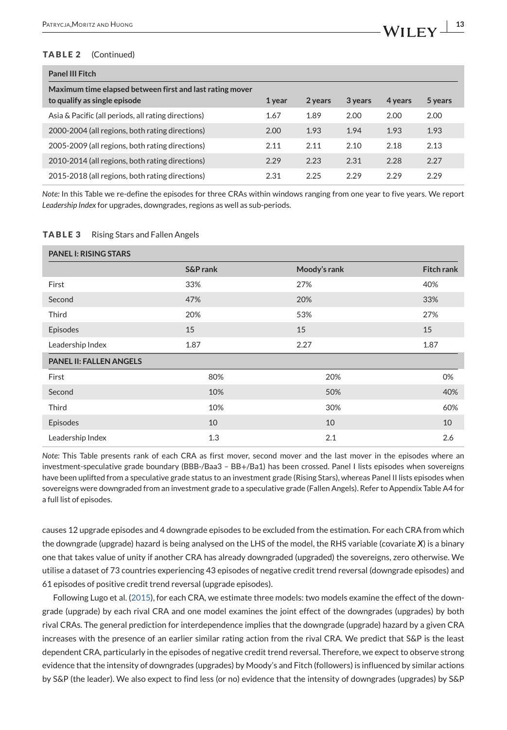**TABLE 2** (Continued)

| Panel III Fitch | | | | | |
|---|---|---|---|---|---|
| Maximum time elapsed between first and last rating mover to qualify as single episode | 1 year | 2 years | 3 years | 4 years | 5 years |
| Asia & Pacific (all periods, all rating directions) | 1.67 | 1.89 | 2.00 | 2.00 | 2.00 |
| 2000-2004 (all regions, both rating directions) | 2.00 | 1.93 | 1.94 | 1.93 | 1.93 |
| 2005-2009 (all regions, both rating directions) | 2.11 | 2.11 | 2.10 | 2.18 | 2.13 |
| 2010-2014 (all regions, both rating directions) | 2.29 | 2.23 | 2.31 | 2.28 | 2.27 |
| 2015-2018 (all regions, both rating directions) | 2.31 | 2.25 | 2.29 | 2.29 | 2.29 |

*Note:* In this Table we re-define the episodes for three CRAs within windows ranging from one year to five years. We report *Leadership Index* for upgrades, downgrades, regions as well as sub-periods.

**TABLE 3** Rising Stars and Fallen Angels

| PANEL I: RISING STARS | | | |
|---|---|---|---|
| | S&P rank | Moody's rank | Fitch rank |
| First | 33% | 27% | 40% |
| Second | 47% | 20% | 33% |
| Third | 20% | 53% | 27% |
| Episodes | 15 | 15 | 15 |
| Leadership Index | 1.87 | 2.27 | 1.87 |
| **PANEL II: FALLEN ANGELS** | | | |
| First | 80% | 20% | 0% |
| Second | 10% | 50% | 40% |
| Third | 10% | 30% | 60% |
| Episodes | 10 | 10 | 10 |
| Leadership Index | 1.3 | 2.1 | 2.6 |

*Note:* This Table presents rank of each CRA as first mover, second mover and the last mover in the episodes where an investment-speculative grade boundary (BBB-/Baa3 – BB+/Ba1) has been crossed. Panel I lists episodes when sovereigns have been uplifted from a speculative grade status to an investment grade (Rising Stars), whereas Panel II lists episodes when sovereigns were downgraded from an investment grade to a speculative grade (Fallen Angels). Refer to Appendix Table A4 for a full list of episodes.

causes 12 upgrade episodes and 4 downgrade episodes to be excluded from the estimation. For each CRA from which the downgrade (upgrade) hazard is being analysed on the LHS of the model, the RHS variable (covariate $\boldsymbol{X}$) is a binary one that takes value of unity if another CRA has already downgraded (upgraded) the sovereigns, zero otherwise. We utilise a dataset of 73 countries experiencing 43 episodes of negative credit trend reversal (downgrade episodes) and 61 episodes of positive credit trend reversal (upgrade episodes).

Following Lugo et al. (2015), for each CRA, we estimate three models: two models examine the effect of the downgrade (upgrade) by each rival CRA and one model examines the joint effect of the downgrades (upgrades) by both rival CRAs. The general prediction for interdependence implies that the downgrade (upgrade) hazard by a given CRA increases with the presence of an earlier similar rating action from the rival CRA. We predict that S&P is the least dependent CRA, particularly in the episodes of negative credit trend reversal. Therefore, we expect to observe strong evidence that the intensity of downgrades (upgrades) by Moody's and Fitch (followers) is influenced by similar actions by S&P (the leader). We also expect to find less (or no) evidence that the intensity of downgrades (upgrades) by S&P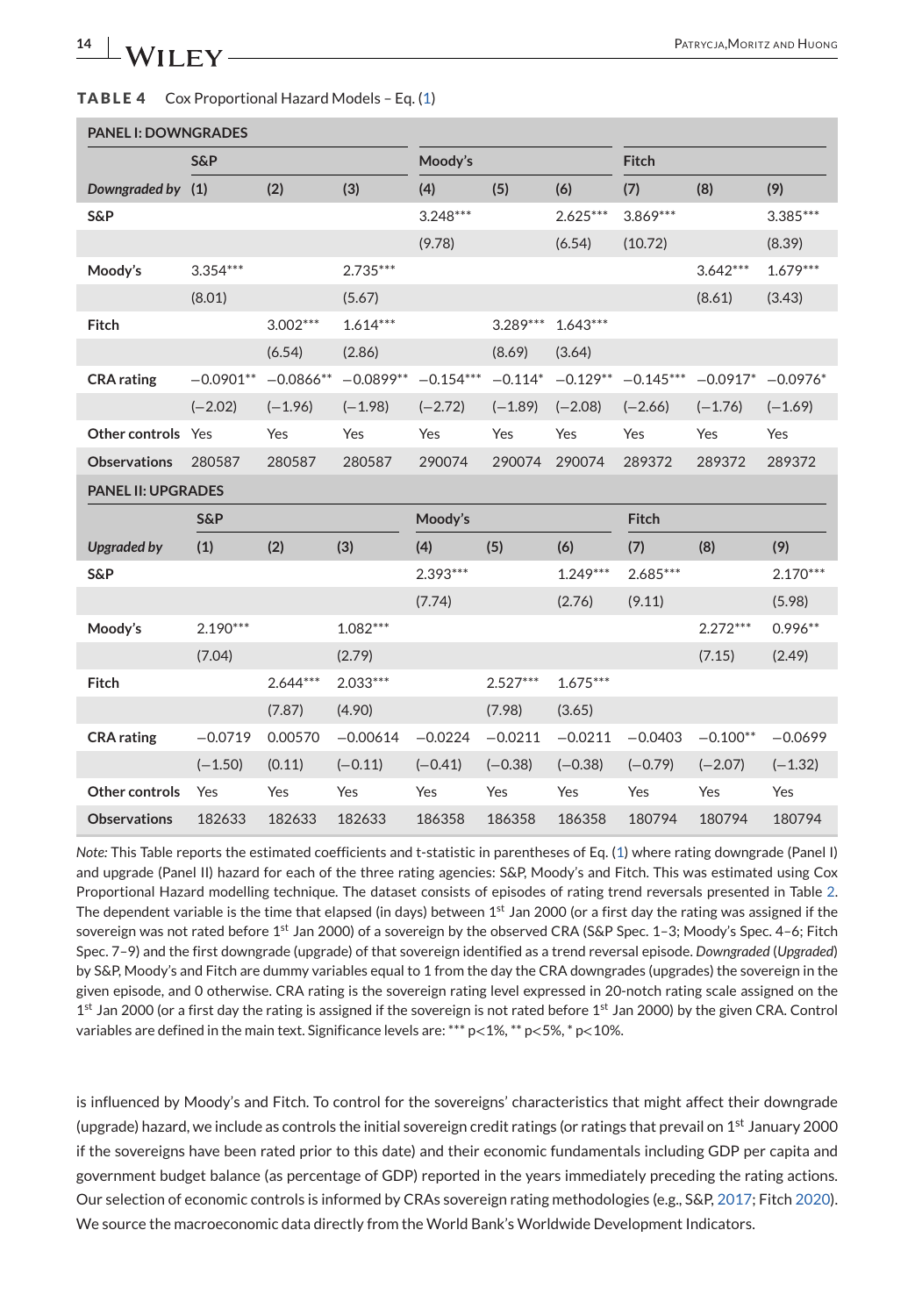**TABLE 4** Cox Proportional Hazard Models – Eq. (1)

| PANEL I: DOWNGRADES | | | | | | | | | |
|---|---|---|---|---|---|---|---|---|---|
| | S&P | | | Moody's | | | Fitch | | |
| *Downgraded by* | (1) | (2) | (3) | (4) | (5) | (6) | (7) | (8) | (9) |
| **S&P** | | | | 3.248*** | | 2.625*** | 3.869*** | | 3.385*** |
| | | | | (9.78) | | (6.54) | (10.72) | | (8.39) |
| **Moody's** | 3.354*** | | 2.735*** | | | | | 3.642*** | 1.679*** |
| | (8.01) | | (5.67) | | | | | (8.61) | (3.43) |
| **Fitch** | | 3.002*** | 1.614*** | | 3.289*** | 1.643*** | | | |
| | | (6.54) | (2.86) | | (8.69) | (3.64) | | | |
| **CRA rating** | −0.0901** | −0.0866** | −0.0899** | −0.154*** | −0.114* | −0.129** | −0.145*** | −0.0917* | −0.0976* |
| | (−2.02) | (−1.96) | (−1.98) | (−2.72) | (−1.89) | (−2.08) | (−2.66) | (−1.76) | (−1.69) |
| **Other controls** | Yes | Yes | Yes | Yes | Yes | Yes | Yes | Yes | Yes |
| **Observations** | 280587 | 280587 | 280587 | 290074 | 290074 | 290074 | 289372 | 289372 | 289372 |
| **PANEL II: UPGRADES** | | | | | | | | | |
| | S&P | | | Moody's | | | Fitch | | |
| *Upgraded by* | (1) | (2) | (3) | (4) | (5) | (6) | (7) | (8) | (9) |
| **S&P** | | | | 2.393*** | | 1.249*** | 2.685*** | | 2.170*** |
| | | | | (7.74) | | (2.76) | (9.11) | | (5.98) |
| **Moody's** | 2.190*** | | 1.082*** | | | | | 2.272*** | 0.996** |
| | (7.04) | | (2.79) | | | | | (7.15) | (2.49) |
| **Fitch** | | 2.644*** | 2.033*** | | 2.527*** | 1.675*** | | | |
| | | (7.87) | (4.90) | | (7.98) | (3.65) | | | |
| **CRA rating** | −0.0719 | 0.00570 | −0.00614 | −0.0224 | −0.0211 | −0.0211 | −0.0403 | −0.100** | −0.0699 |
| | (−1.50) | (0.11) | (−0.11) | (−0.41) | (−0.38) | (−0.38) | (−0.79) | (−2.07) | (−1.32) |
| **Other controls** | Yes | Yes | Yes | Yes | Yes | Yes | Yes | Yes | Yes |
| **Observations** | 182633 | 182633 | 182633 | 186358 | 186358 | 186358 | 180794 | 180794 | 180794 |

*Note:* This Table reports the estimated coefficients and t-statistic in parentheses of Eq. (1) where rating downgrade (Panel I) and upgrade (Panel II) hazard for each of the three rating agencies: S&P, Moody's and Fitch. This was estimated using Cox Proportional Hazard modelling technique. The dataset consists of episodes of rating trend reversals presented in Table 2. The dependent variable is the time that elapsed (in days) between 1st Jan 2000 (or a first day the rating was assigned if the sovereign was not rated before 1st Jan 2000) of a sovereign by the observed CRA (S&P Spec. 1–3; Moody's Spec. 4–6; Fitch Spec. 7–9) and the first downgrade (upgrade) of that sovereign identified as a trend reversal episode. *Downgraded* (*Upgraded*) by S&P, Moody's and Fitch are dummy variables equal to 1 from the day the CRA downgrades (upgrades) the sovereign in the given episode, and 0 otherwise. CRA rating is the sovereign rating level expressed in 20-notch rating scale assigned on the 1st Jan 2000 (or a first day the rating is assigned if the sovereign is not rated before 1st Jan 2000) by the given CRA. Control variables are defined in the main text. Significance levels are: *** p<1%, ** p<5%, * p<10%.

is influenced by Moody's and Fitch. To control for the sovereigns' characteristics that might affect their downgrade (upgrade) hazard, we include as controls the initial sovereign credit ratings (or ratings that prevail on 1st January 2000 if the sovereigns have been rated prior to this date) and their economic fundamentals including GDP per capita and government budget balance (as percentage of GDP) reported in the years immediately preceding the rating actions. Our selection of economic controls is informed by CRAs sovereign rating methodologies (e.g., S&P, 2017; Fitch 2020). We source the macroeconomic data directly from the World Bank's Worldwide Development Indicators.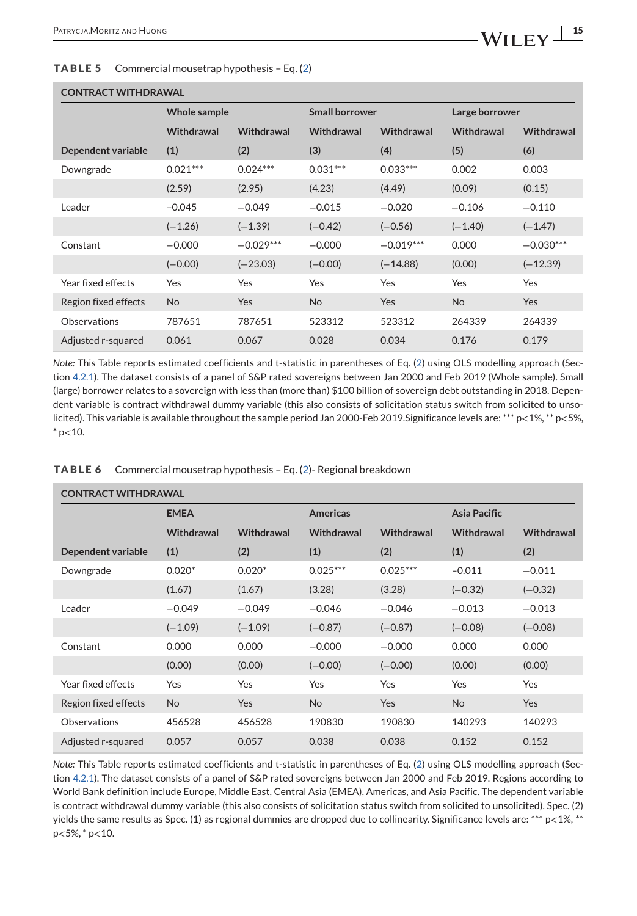**TABLE 5** Commercial mousetrap hypothesis – Eq. (2)

| CONTRACT WITHDRAWAL | | | | | | |
|---|---|---|---|---|---|---|
| | Whole sample | | Small borrower | | Large borrower | |
| | Withdrawal | Withdrawal | Withdrawal | Withdrawal | Withdrawal | Withdrawal |
| Dependent variable | (1) | (2) | (3) | (4) | (5) | (6) |
| Downgrade | 0.021*** | 0.024*** | 0.031*** | 0.033*** | 0.002 | 0.003 |
| | (2.59) | (2.95) | (4.23) | (4.49) | (0.09) | (0.15) |
| Leader | −0.045 | −0.049 | −0.015 | −0.020 | −0.106 | −0.110 |
| | (−1.26) | (−1.39) | (−0.42) | (−0.56) | (−1.40) | (−1.47) |
| Constant | −0.000 | −0.029*** | −0.000 | −0.019*** | 0.000 | −0.030*** |
| | (−0.00) | (−23.03) | (−0.00) | (−14.88) | (0.00) | (−12.39) |
| Year fixed effects | Yes | Yes | Yes | Yes | Yes | Yes |
| Region fixed effects | No | Yes | No | Yes | No | Yes |
| Observations | 787651 | 787651 | 523312 | 523312 | 264339 | 264339 |
| Adjusted r-squared | 0.061 | 0.067 | 0.028 | 0.034 | 0.176 | 0.179 |

*Note:* This Table reports estimated coefficients and t-statistic in parentheses of Eq. (2) using OLS modelling approach (Section 4.2.1). The dataset consists of a panel of S&P rated sovereigns between Jan 2000 and Feb 2019 (Whole sample). Small (large) borrower relates to a sovereign with less than (more than) $100 billion of sovereign debt outstanding in 2018. Dependent variable is contract withdrawal dummy variable (this also consists of solicitation status switch from solicited to unsolicited). This variable is available throughout the sample period Jan 2000-Feb 2019.Significance levels are: *** p<1%, ** p<5%, * p<10.

**TABLE 6** Commercial mousetrap hypothesis – Eq. (2)- Regional breakdown

| CONTRACT WITHDRAWAL | | | | | | |
|---|---|---|---|---|---|---|
| | EMEA | | Americas | | Asia Pacific | |
| | Withdrawal | Withdrawal | Withdrawal | Withdrawal | Withdrawal | Withdrawal |
| Dependent variable | (1) | (2) | (1) | (2) | (1) | (2) |
| Downgrade | 0.020* | 0.020* | 0.025*** | 0.025*** | −0.011 | −0.011 |
| | (1.67) | (1.67) | (3.28) | (3.28) | (−0.32) | (−0.32) |
| Leader | −0.049 | −0.049 | −0.046 | −0.046 | −0.013 | −0.013 |
| | (−1.09) | (−1.09) | (−0.87) | (−0.87) | (−0.08) | (−0.08) |
| Constant | 0.000 | 0.000 | −0.000 | −0.000 | 0.000 | 0.000 |
| | (0.00) | (0.00) | (−0.00) | (−0.00) | (0.00) | (0.00) |
| Year fixed effects | Yes | Yes | Yes | Yes | Yes | Yes |
| Region fixed effects | No | Yes | No | Yes | No | Yes |
| Observations | 456528 | 456528 | 190830 | 190830 | 140293 | 140293 |
| Adjusted r-squared | 0.057 | 0.057 | 0.038 | 0.038 | 0.152 | 0.152 |

*Note:* This Table reports estimated coefficients and t-statistic in parentheses of Eq. (2) using OLS modelling approach (Section 4.2.1). The dataset consists of a panel of S&P rated sovereigns between Jan 2000 and Feb 2019. Regions according to World Bank definition include Europe, Middle East, Central Asia (EMEA), Americas, and Asia Pacific. The dependent variable is contract withdrawal dummy variable (this also consists of solicitation status switch from solicited to unsolicited). Spec. (2) yields the same results as Spec. (1) as regional dummies are dropped due to collinearity. Significance levels are: *** p<1%, ** p<5%, * p<10.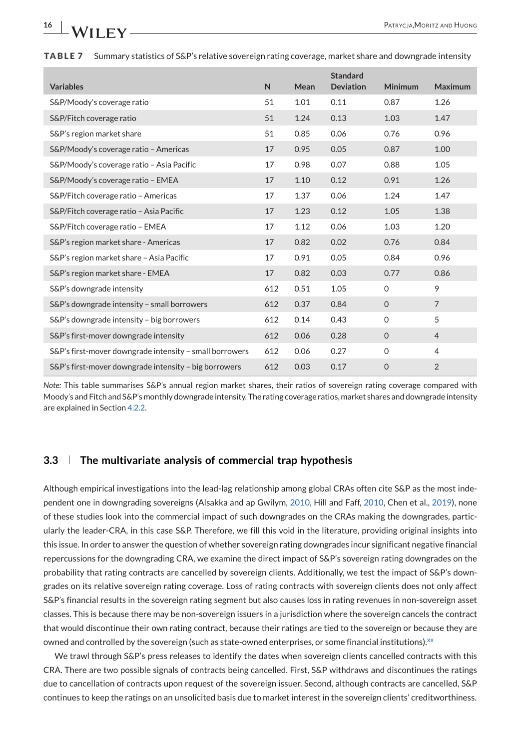**TABLE 7** Summary statistics of S&P's relative sovereign rating coverage, market share and downgrade intensity

| Variables | N | Mean | Standard Deviation | Minimum | Maximum |
|---|---|---|---|---|---|
| S&P/Moody's coverage ratio | 51 | 1.01 | 0.11 | 0.87 | 1.26 |
| S&P/Fitch coverage ratio | 51 | 1.24 | 0.13 | 1.03 | 1.47 |
| S&P's region market share | 51 | 0.85 | 0.06 | 0.76 | 0.96 |
| S&P/Moody's coverage ratio – Americas | 17 | 0.95 | 0.05 | 0.87 | 1.00 |
| S&P/Moody's coverage ratio – Asia Pacific | 17 | 0.98 | 0.07 | 0.88 | 1.05 |
| S&P/Moody's coverage ratio – EMEA | 17 | 1.10 | 0.12 | 0.91 | 1.26 |
| S&P/Fitch coverage ratio – Americas | 17 | 1.37 | 0.06 | 1.24 | 1.47 |
| S&P/Fitch coverage ratio – Asia Pacific | 17 | 1.23 | 0.12 | 1.05 | 1.38 |
| S&P/Fitch coverage ratio – EMEA | 17 | 1.12 | 0.06 | 1.03 | 1.20 |
| S&P's region market share - Americas | 17 | 0.82 | 0.02 | 0.76 | 0.84 |
| S&P's region market share – Asia Pacific | 17 | 0.91 | 0.05 | 0.84 | 0.96 |
| S&P's region market share - EMEA | 17 | 0.82 | 0.03 | 0.77 | 0.86 |
| S&P's downgrade intensity | 612 | 0.51 | 1.05 | 0 | 9 |
| S&P's downgrade intensity – small borrowers | 612 | 0.37 | 0.84 | 0 | 7 |
| S&P's downgrade intensity – big borrowers | 612 | 0.14 | 0.43 | 0 | 5 |
| S&P's first-mover downgrade intensity | 612 | 0.06 | 0.28 | 0 | 4 |
| S&P's first-mover downgrade intensity – small borrowers | 612 | 0.06 | 0.27 | 0 | 4 |
| S&P's first-mover downgrade intensity – big borrowers | 612 | 0.03 | 0.17 | 0 | 2 |

*Note:* This table summarises S&P's annual region market shares, their ratios of sovereign rating coverage compared with Moody's and Fitch and S&P's monthly downgrade intensity. The rating coverage ratios, market shares and downgrade intensity are explained in Section 4.2.2.

## 3.3 The multivariate analysis of commercial trap hypothesis

Although empirical investigations into the lead-lag relationship among global CRAs often cite S&P as the most independent one in downgrading sovereigns (Alsakka and ap Gwilym, 2010, Hill and Faff, 2010, Chen et al., 2019), none of these studies look into the commercial impact of such downgrades on the CRAs making the downgrades, particularly the leader-CRA, in this case S&P. Therefore, we fill this void in the literature, providing original insights into this issue. In order to answer the question of whether sovereign rating downgrades incur significant negative financial repercussions for the downgrading CRA, we examine the direct impact of S&P's sovereign rating downgrades on the probability that rating contracts are cancelled by sovereign clients. Additionally, we test the impact of S&P's downgrades on its relative sovereign rating coverage. Loss of rating contracts with sovereign clients does not only affect S&P's financial results in the sovereign rating segment but also causes loss in rating revenues in non-sovereign asset classes. This is because there may be non-sovereign issuers in a jurisdiction where the sovereign cancels the contract that would discontinue their own rating contract, because their ratings are tied to the sovereign or because they are owned and controlled by the sovereign (such as state-owned enterprises, or some financial institutions).[xx]

We trawl through S&P's press releases to identify the dates when sovereign clients cancelled contracts with this CRA. There are two possible signals of contracts being cancelled. First, S&P withdraws and discontinues the ratings due to cancellation of contracts upon request of the sovereign issuer. Second, although contracts are cancelled, S&P continues to keep the ratings on an unsolicited basis due to market interest in the sovereign clients' creditworthiness.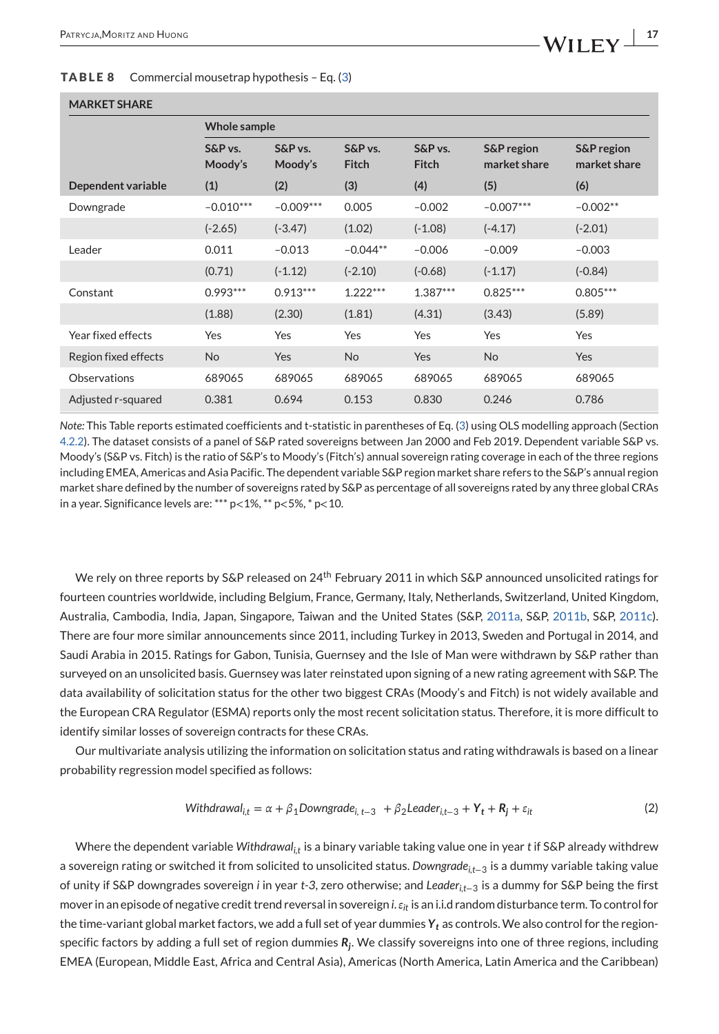**TABLE 8** Commercial mousetrap hypothesis – Eq. (3)

| MARKET SHARE | | | | | | |
|---|---|---|---|---|---|---|
| | Whole sample | | | | | |
| | S&P vs. Moody's | S&P vs. Moody's | S&P vs. Fitch | S&P vs. Fitch | S&P region market share | S&P region market share |
| Dependent variable | (1) | (2) | (3) | (4) | (5) | (6) |
| Downgrade | −0.010*** | −0.009*** | 0.005 | −0.002 | −0.007*** | −0.002** |
| | (-2.65) | (-3.47) | (1.02) | (-1.08) | (-4.17) | (-2.01) |
| Leader | 0.011 | −0.013 | −0.044** | −0.006 | −0.009 | −0.003 |
| | (0.71) | (-1.12) | (-2.10) | (-0.68) | (-1.17) | (-0.84) |
| Constant | 0.993*** | 0.913*** | 1.222*** | 1.387*** | 0.825*** | 0.805*** |
| | (1.88) | (2.30) | (1.81) | (4.31) | (3.43) | (5.89) |
| Year fixed effects | Yes | Yes | Yes | Yes | Yes | Yes |
| Region fixed effects | No | Yes | No | Yes | No | Yes |
| Observations | 689065 | 689065 | 689065 | 689065 | 689065 | 689065 |
| Adjusted r-squared | 0.381 | 0.694 | 0.153 | 0.830 | 0.246 | 0.786 |

*Note:* This Table reports estimated coefficients and t-statistic in parentheses of Eq. (3) using OLS modelling approach (Section 4.2.2). The dataset consists of a panel of S&P rated sovereigns between Jan 2000 and Feb 2019. Dependent variable S&P vs. Moody's (S&P vs. Fitch) is the ratio of S&P's to Moody's (Fitch's) annual sovereign rating coverage in each of the three regions including EMEA, Americas and Asia Pacific. The dependent variable S&P region market share refers to the S&P's annual region market share defined by the number of sovereigns rated by S&P as percentage of all sovereigns rated by any three global CRAs in a year. Significance levels are: *** p<1%, ** p<5%, * p<10.

We rely on three reports by S&P released on 24th February 2011 in which S&P announced unsolicited ratings for fourteen countries worldwide, including Belgium, France, Germany, Italy, Netherlands, Switzerland, United Kingdom, Australia, Cambodia, India, Japan, Singapore, Taiwan and the United States (S&P, 2011a, S&P, 2011b, S&P, 2011c). There are four more similar announcements since 2011, including Turkey in 2013, Sweden and Portugal in 2014, and Saudi Arabia in 2015. Ratings for Gabon, Tunisia, Guernsey and the Isle of Man were withdrawn by S&P rather than surveyed on an unsolicited basis. Guernsey was later reinstated upon signing of a new rating agreement with S&P. The data availability of solicitation status for the other two biggest CRAs (Moody's and Fitch) is not widely available and the European CRA Regulator (ESMA) reports only the most recent solicitation status. Therefore, it is more difficult to identify similar losses of sovereign contracts for these CRAs.

Our multivariate analysis utilizing the information on solicitation status and rating withdrawals is based on a linear probability regression model specified as follows:

$$Withdrawal_{i,t} = \alpha + \beta_1 Downgrade_{i,\,t-3} + \beta_2 Leader_{i,t-3} + \boldsymbol{Y_t} + \boldsymbol{R_j} + \varepsilon_{it} \tag{2}$$

Where the dependent variable $Withdrawal_{i,t}$ is a binary variable taking value one in year $t$ if S&P already withdrew a sovereign rating or switched it from solicited to unsolicited status. $Downgrade_{i,t-3}$ is a dummy variable taking value of unity if S&P downgrades sovereign $i$ in year $t$-3, zero otherwise; and $Leader_{i,t-3}$ is a dummy for S&P being the first mover in an episode of negative credit trend reversal in sovereign $i$. $\varepsilon_{it}$ is an i.i.d random disturbance term. To control for the time-variant global market factors, we add a full set of year dummies $\boldsymbol{Y_t}$ as controls. We also control for the region-specific factors by adding a full set of region dummies $\boldsymbol{R_j}$. We classify sovereigns into one of three regions, including EMEA (European, Middle East, Africa and Central Asia), Americas (North America, Latin America and the Caribbean)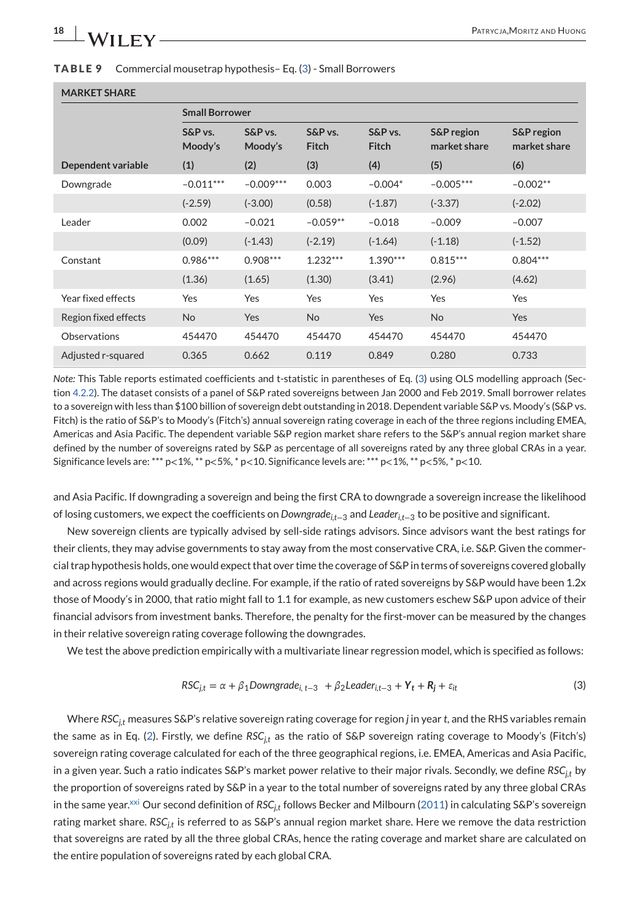**TABLE 9** Commercial mousetrap hypothesis– Eq. (3) - Small Borrowers

| MARKET SHARE | | | | | | |
|---|---|---|---|---|---|---|
| | Small Borrower | | | | | |
| | S&P vs. Moody's | S&P vs. Moody's | S&P vs. Fitch | S&P vs. Fitch | S&P region market share | S&P region market share |
| Dependent variable | (1) | (2) | (3) | (4) | (5) | (6) |
| Downgrade | −0.011*** | −0.009*** | 0.003 | −0.004* | −0.005*** | −0.002** |
| | (-2.59) | (-3.00) | (0.58) | (-1.87) | (-3.37) | (-2.02) |
| Leader | 0.002 | −0.021 | −0.059** | −0.018 | −0.009 | −0.007 |
| | (0.09) | (-1.43) | (-2.19) | (-1.64) | (-1.18) | (-1.52) |
| Constant | 0.986*** | 0.908*** | 1.232*** | 1.390*** | 0.815*** | 0.804*** |
| | (1.36) | (1.65) | (1.30) | (3.41) | (2.96) | (4.62) |
| Year fixed effects | Yes | Yes | Yes | Yes | Yes | Yes |
| Region fixed effects | No | Yes | No | Yes | No | Yes |
| Observations | 454470 | 454470 | 454470 | 454470 | 454470 | 454470 |
| Adjusted r-squared | 0.365 | 0.662 | 0.119 | 0.849 | 0.280 | 0.733 |

*Note:* This Table reports estimated coefficients and t-statistic in parentheses of Eq. (3) using OLS modelling approach (Section 4.2.2). The dataset consists of a panel of S&P rated sovereigns between Jan 2000 and Feb 2019. Small borrower relates to a sovereign with less than $100 billion of sovereign debt outstanding in 2018. Dependent variable S&P vs. Moody's (S&P vs. Fitch) is the ratio of S&P's to Moody's (Fitch's) annual sovereign rating coverage in each of the three regions including EMEA, Americas and Asia Pacific. The dependent variable S&P region market share refers to the S&P's annual region market share defined by the number of sovereigns rated by S&P as percentage of all sovereigns rated by any three global CRAs in a year. Significance levels are: *** p<1%, ** p<5%, * p<10. Significance levels are: *** p<1%, ** p<5%, * p<10.

and Asia Pacific. If downgrading a sovereign and being the first CRA to downgrade a sovereign increase the likelihood of losing customers, we expect the coefficients on $Downgrade_{i,t-3}$ and $Leader_{i,t-3}$ to be positive and significant.

New sovereign clients are typically advised by sell-side ratings advisors. Since advisors want the best ratings for their clients, they may advise governments to stay away from the most conservative CRA, i.e. S&P. Given the commercial trap hypothesis holds, one would expect that over time the coverage of S&P in terms of sovereigns covered globally and across regions would gradually decline. For example, if the ratio of rated sovereigns by S&P would have been 1.2x those of Moody's in 2000, that ratio might fall to 1.1 for example, as new customers eschew S&P upon advice of their financial advisors from investment banks. Therefore, the penalty for the first-mover can be measured by the changes in their relative sovereign rating coverage following the downgrades.

We test the above prediction empirically with a multivariate linear regression model, which is specified as follows:

$$RSC_{j,t} = \alpha + \beta_1 Downgrade_{i,\,t-3} + \beta_2 Leader_{i,t-3} + \boldsymbol{Y_t} + \boldsymbol{R_j} + \varepsilon_{it} \tag{3}$$

Where $RSC_{j,t}$ measures S&P's relative sovereign rating coverage for region $j$ in year $t$, and the RHS variables remain the same as in Eq. (2). Firstly, we define $RSC_{j,t}$ as the ratio of S&P sovereign rating coverage to Moody's (Fitch's) sovereign rating coverage calculated for each of the three geographical regions, i.e. EMEA, Americas and Asia Pacific, in a given year. Such a ratio indicates S&P's market power relative to their major rivals. Secondly, we define $RSC_{j,t}$ by the proportion of sovereigns rated by S&P in a year to the total number of sovereigns rated by any three global CRAs in the same year.[xxi] Our second definition of $RSC_{j,t}$ follows Becker and Milbourn (2011) in calculating S&P's sovereign rating market share. $RSC_{j,t}$ is referred to as S&P's annual region market share. Here we remove the data restriction that sovereigns are rated by all the three global CRAs, hence the rating coverage and market share are calculated on the entire population of sovereigns rated by each global CRA.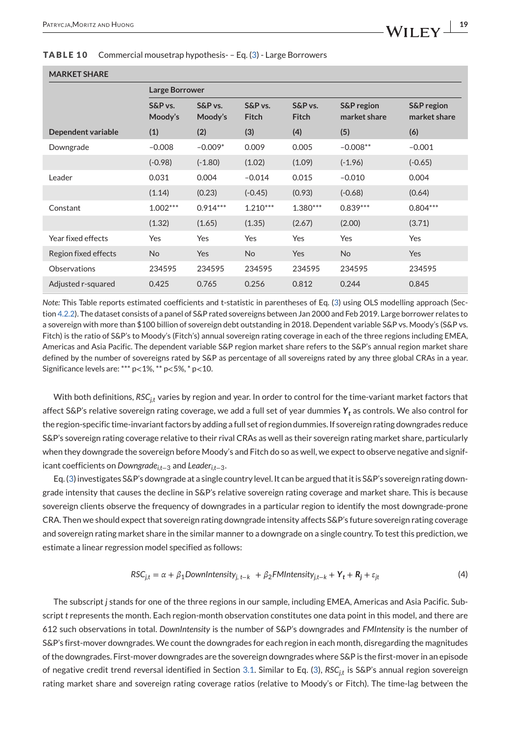**TABLE 10** Commercial mousetrap hypothesis- – Eq. (3) - Large Borrowers

| MARKET SHARE | | | | | | |
|---|---|---|---|---|---|---|
| | Large Borrower | | | | | |
| | S&P vs. Moody's | S&P vs. Moody's | S&P vs. Fitch | S&P vs. Fitch | S&P region market share | S&P region market share |
| Dependent variable | (1) | (2) | (3) | (4) | (5) | (6) |
| Downgrade | −0.008 | −0.009* | 0.009 | 0.005 | −0.008** | −0.001 |
| | (-0.98) | (-1.80) | (1.02) | (1.09) | (-1.96) | (-0.65) |
| Leader | 0.031 | 0.004 | −0.014 | 0.015 | −0.010 | 0.004 |
| | (1.14) | (0.23) | (-0.45) | (0.93) | (-0.68) | (0.64) |
| Constant | 1.002*** | 0.914*** | 1.210*** | 1.380*** | 0.839*** | 0.804*** |
| | (1.32) | (1.65) | (1.35) | (2.67) | (2.00) | (3.71) |
| Year fixed effects | Yes | Yes | Yes | Yes | Yes | Yes |
| Region fixed effects | No | Yes | No | Yes | No | Yes |
| Observations | 234595 | 234595 | 234595 | 234595 | 234595 | 234595 |
| Adjusted r-squared | 0.425 | 0.765 | 0.256 | 0.812 | 0.244 | 0.845 |

*Note:* This Table reports estimated coefficients and t-statistic in parentheses of Eq. (3) using OLS modelling approach (Section 4.2.2). The dataset consists of a panel of S&P rated sovereigns between Jan 2000 and Feb 2019. Large borrower relates to a sovereign with more than $100 billion of sovereign debt outstanding in 2018. Dependent variable S&P vs. Moody's (S&P vs. Fitch) is the ratio of S&P's to Moody's (Fitch's) annual sovereign rating coverage in each of the three regions including EMEA, Americas and Asia Pacific. The dependent variable S&P region market share refers to the S&P's annual region market share defined by the number of sovereigns rated by S&P as percentage of all sovereigns rated by any three global CRAs in a year. Significance levels are: *** p<1%, ** p<5%, * p<10.

With both definitions, $RSC_{j,t}$ varies by region and year. In order to control for the time-variant market factors that affect S&P's relative sovereign rating coverage, we add a full set of year dummies $\boldsymbol{Y_t}$ as controls. We also control for the region-specific time-invariant factors by adding a full set of region dummies. If sovereign rating downgrades reduce S&P's sovereign rating coverage relative to their rival CRAs as well as their sovereign rating market share, particularly when they downgrade the sovereign before Moody's and Fitch do so as well, we expect to observe negative and significant coefficients on $Downgrade_{i,t-3}$ and $Leader_{i,t-3}$.

Eq. (3) investigates S&P's downgrade at a single country level. It can be argued that it is S&P's sovereign rating downgrade intensity that causes the decline in S&P's relative sovereign rating coverage and market share. This is because sovereign clients observe the frequency of downgrades in a particular region to identify the most downgrade-prone CRA. Then we should expect that sovereign rating downgrade intensity affects S&P's future sovereign rating coverage and sovereign rating market share in the similar manner to a downgrade on a single country. To test this prediction, we estimate a linear regression model specified as follows:

$$RSC_{j,t} = \alpha + \beta_1 DownIntensity_{j,\,t-k} + \beta_2 FMIntensity_{j,t-k} + \boldsymbol{Y_t} + \boldsymbol{R_j} + \varepsilon_{jt} \tag{4}$$

The subscript $j$ stands for one of the three regions in our sample, including EMEA, Americas and Asia Pacific. Subscript $t$ represents the month. Each region-month observation constitutes one data point in this model, and there are 612 such observations in total. *DownIntensity* is the number of S&P's downgrades and *FMIntensity* is the number of S&P's first-mover downgrades. We count the downgrades for each region in each month, disregarding the magnitudes of the downgrades. First-mover downgrades are the sovereign downgrades where S&P is the first-mover in an episode of negative credit trend reversal identified in Section 3.1. Similar to Eq. (3), $RSC_{j,t}$ is S&P's annual region sovereign rating market share and sovereign rating coverage ratios (relative to Moody's or Fitch). The time-lag between the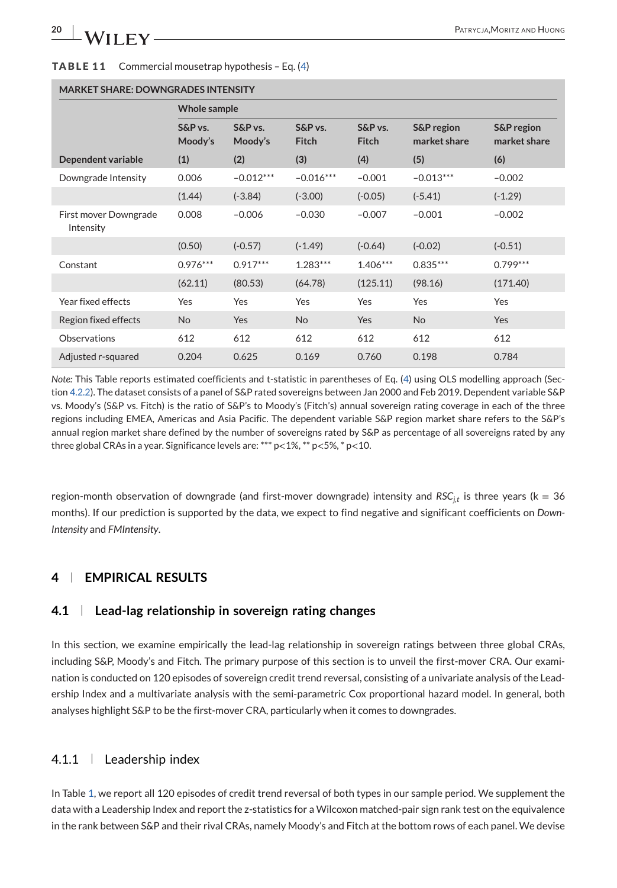**TABLE 11** Commercial mousetrap hypothesis – Eq. (4)

| MARKET SHARE: DOWNGRADES INTENSITY | | | | | | |
|---|---|---|---|---|---|---|
| | Whole sample | | | | | |
| | S&P vs. Moody's | S&P vs. Moody's | S&P vs. Fitch | S&P vs. Fitch | S&P region market share | S&P region market share |
| Dependent variable | (1) | (2) | (3) | (4) | (5) | (6) |
| Downgrade Intensity | 0.006 | −0.012*** | −0.016*** | −0.001 | −0.013*** | −0.002 |
| | (1.44) | (-3.84) | (-3.00) | (-0.05) | (-5.41) | (-1.29) |
| First mover Downgrade Intensity | 0.008 | −0.006 | −0.030 | −0.007 | −0.001 | −0.002 |
| | (0.50) | (-0.57) | (-1.49) | (-0.64) | (-0.02) | (-0.51) |
| Constant | 0.976*** | 0.917*** | 1.283*** | 1.406*** | 0.835*** | 0.799*** |
| | (62.11) | (80.53) | (64.78) | (125.11) | (98.16) | (171.40) |
| Year fixed effects | Yes | Yes | Yes | Yes | Yes | Yes |
| Region fixed effects | No | Yes | No | Yes | No | Yes |
| Observations | 612 | 612 | 612 | 612 | 612 | 612 |
| Adjusted r-squared | 0.204 | 0.625 | 0.169 | 0.760 | 0.198 | 0.784 |

*Note:* This Table reports estimated coefficients and t-statistic in parentheses of Eq. (4) using OLS modelling approach (Section 4.2.2). The dataset consists of a panel of S&P rated sovereigns between Jan 2000 and Feb 2019. Dependent variable S&P vs. Moody's (S&P vs. Fitch) is the ratio of S&P's to Moody's (Fitch's) annual sovereign rating coverage in each of the three regions including EMEA, Americas and Asia Pacific. The dependent variable S&P region market share refers to the S&P's annual region market share defined by the number of sovereigns rated by S&P as percentage of all sovereigns rated by any three global CRAs in a year. Significance levels are: *** p<1%, ** p<5%, * p<10.

region-month observation of downgrade (and first-mover downgrade) intensity and $RSC_{j,t}$ is three years (k = 36 months). If our prediction is supported by the data, we expect to find negative and significant coefficients on *DownIntensity* and *FMIntensity*.

## 4 | EMPIRICAL RESULTS

### 4.1 | Lead-lag relationship in sovereign rating changes

In this section, we examine empirically the lead-lag relationship in sovereign ratings between three global CRAs, including S&P, Moody's and Fitch. The primary purpose of this section is to unveil the first-mover CRA. Our examination is conducted on 120 episodes of sovereign credit trend reversal, consisting of a univariate analysis of the Leadership Index and a multivariate analysis with the semi-parametric Cox proportional hazard model. In general, both analyses highlight S&P to be the first-mover CRA, particularly when it comes to downgrades.

#### 4.1.1 | Leadership index

In Table 1, we report all 120 episodes of credit trend reversal of both types in our sample period. We supplement the data with a Leadership Index and report the z-statistics for a Wilcoxon matched-pair sign rank test on the equivalence in the rank between S&P and their rival CRAs, namely Moody's and Fitch at the bottom rows of each panel. We devise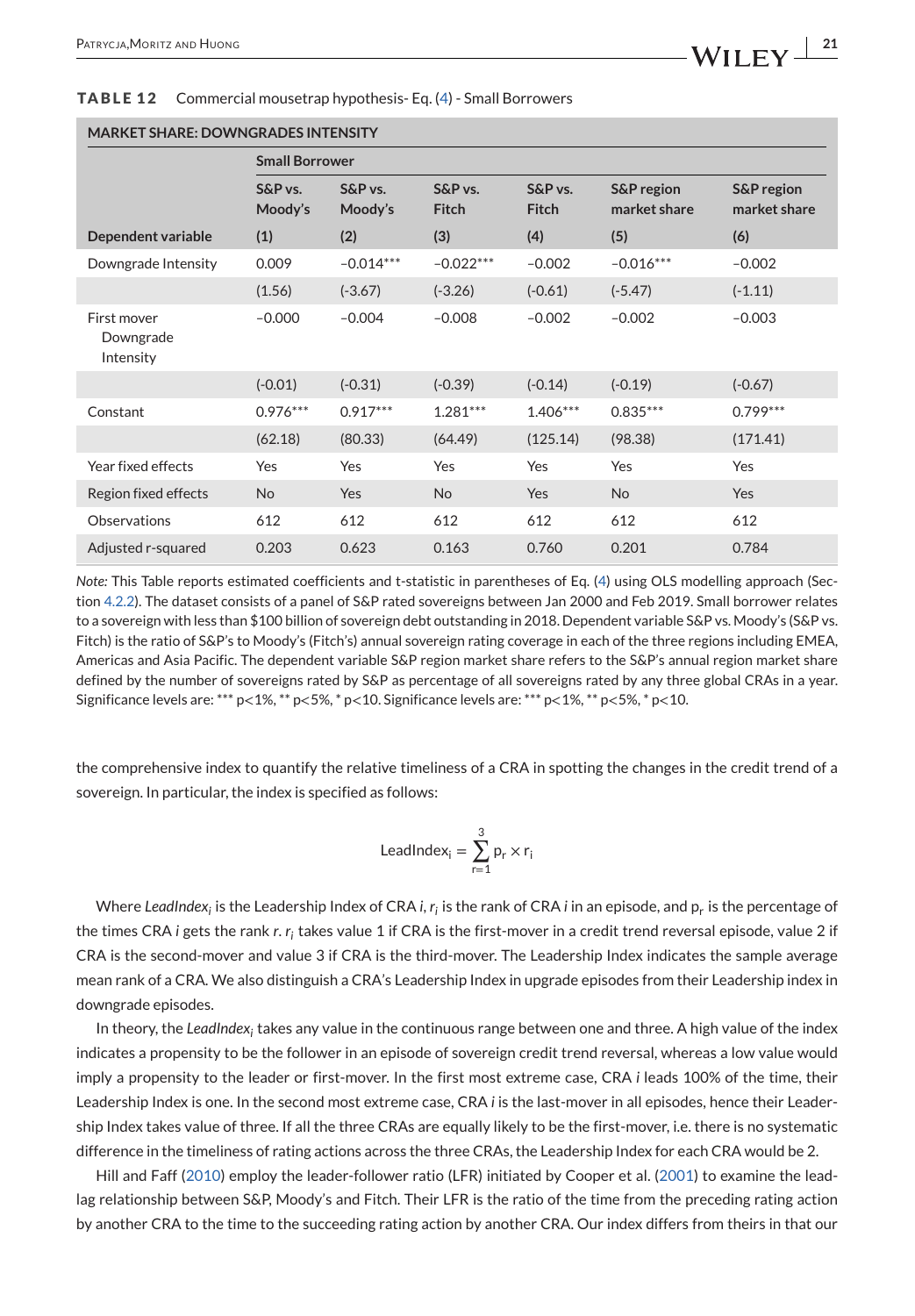**TABLE 12** Commercial mousetrap hypothesis- Eq. (4) - Small Borrowers

| MARKET SHARE: DOWNGRADES INTENSITY | | | | | | |
|---|---|---|---|---|---|---|
| | Small Borrower | | | | | |
| | S&P vs. Moody's | S&P vs. Moody's | S&P vs. Fitch | S&P vs. Fitch | S&P region market share | S&P region market share |
| **Dependent variable** | **(1)** | **(2)** | **(3)** | **(4)** | **(5)** | **(6)** |
| Downgrade Intensity | 0.009 | −0.014*** | −0.022*** | −0.002 | −0.016*** | −0.002 |
| | (1.56) | (-3.67) | (-3.26) | (-0.61) | (-5.47) | (-1.11) |
| First mover Downgrade Intensity | −0.000 | −0.004 | −0.008 | −0.002 | −0.002 | −0.003 |
| | (-0.01) | (-0.31) | (-0.39) | (-0.14) | (-0.19) | (-0.67) |
| Constant | 0.976*** | 0.917*** | 1.281*** | 1.406*** | 0.835*** | 0.799*** |
| | (62.18) | (80.33) | (64.49) | (125.14) | (98.38) | (171.41) |
| Year fixed effects | Yes | Yes | Yes | Yes | Yes | Yes |
| Region fixed effects | No | Yes | No | Yes | No | Yes |
| Observations | 612 | 612 | 612 | 612 | 612 | 612 |
| Adjusted r-squared | 0.203 | 0.623 | 0.163 | 0.760 | 0.201 | 0.784 |

*Note:* This Table reports estimated coefficients and t-statistic in parentheses of Eq. (4) using OLS modelling approach (Section 4.2.2). The dataset consists of a panel of S&P rated sovereigns between Jan 2000 and Feb 2019. Small borrower relates to a sovereign with less than $100 billion of sovereign debt outstanding in 2018. Dependent variable S&P vs. Moody's (S&P vs. Fitch) is the ratio of S&P's to Moody's (Fitch's) annual sovereign rating coverage in each of the three regions including EMEA, Americas and Asia Pacific. The dependent variable S&P region market share refers to the S&P's annual region market share defined by the number of sovereigns rated by S&P as percentage of all sovereigns rated by any three global CRAs in a year. Significance levels are: *** p<1%, ** p<5%, * p<10. Significance levels are: *** p<1%, ** p<5%, * p<10.

the comprehensive index to quantify the relative timeliness of a CRA in spotting the changes in the credit trend of a sovereign. In particular, the index is specified as follows:

$$\text{LeadIndex}_i = \sum_{r=1}^{3} p_r \times r_i$$

Where *LeadIndex*$_i$ is the Leadership Index of CRA *i*, $r_i$ is the rank of CRA *i* in an episode, and $p_r$ is the percentage of the times CRA *i* gets the rank *r*. $r_i$ takes value 1 if CRA is the first-mover in a credit trend reversal episode, value 2 if CRA is the second-mover and value 3 if CRA is the third-mover. The Leadership Index indicates the sample average mean rank of a CRA. We also distinguish a CRA's Leadership Index in upgrade episodes from their Leadership index in downgrade episodes.

In theory, the *LeadIndex*$_i$ takes any value in the continuous range between one and three. A high value of the index indicates a propensity to be the follower in an episode of sovereign credit trend reversal, whereas a low value would imply a propensity to the leader or first-mover. In the first most extreme case, CRA *i* leads 100% of the time, their Leadership Index is one. In the second most extreme case, CRA *i* is the last-mover in all episodes, hence their Leadership Index takes value of three. If all the three CRAs are equally likely to be the first-mover, i.e. there is no systematic difference in the timeliness of rating actions across the three CRAs, the Leadership Index for each CRA would be 2.

Hill and Faff (2010) employ the leader-follower ratio (LFR) initiated by Cooper et al. (2001) to examine the lead-lag relationship between S&P, Moody's and Fitch. Their LFR is the ratio of the time from the preceding rating action by another CRA to the time to the succeeding rating action by another CRA. Our index differs from theirs in that our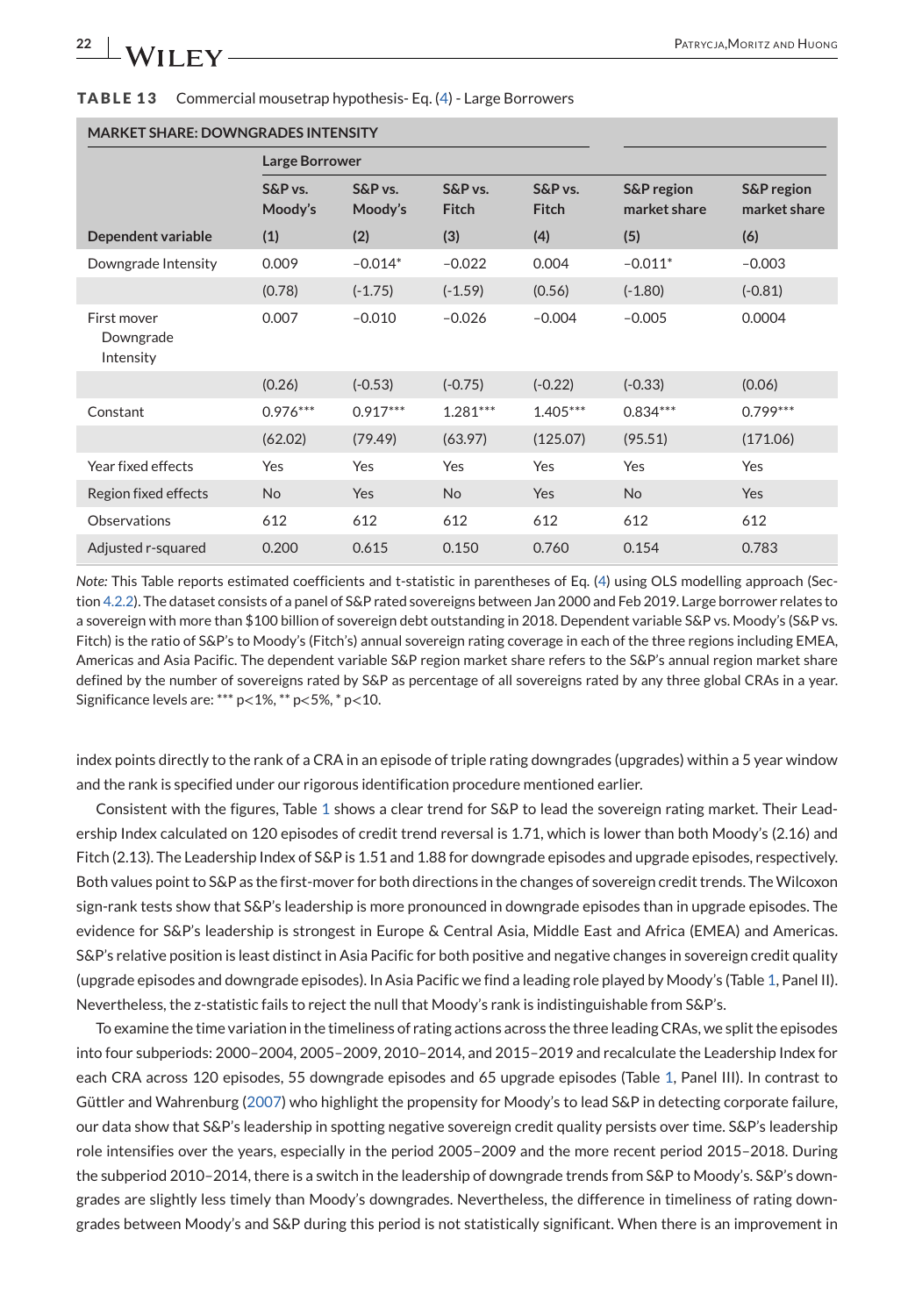**TABLE 13** Commercial mousetrap hypothesis- Eq. (4) - Large Borrowers

| MARKET SHARE: DOWNGRADES INTENSITY | | | | | | |
|---|---|---|---|---|---|---|
| | Large Borrower | | | | | |
| | S&P vs. Moody's | S&P vs. Moody's | S&P vs. Fitch | S&P vs. Fitch | S&P region market share | S&P region market share |
| **Dependent variable** | (1) | (2) | (3) | (4) | (5) | (6) |
| Downgrade Intensity | 0.009 | −0.014* | −0.022 | 0.004 | −0.011* | −0.003 |
| | (0.78) | (-1.75) | (-1.59) | (0.56) | (-1.80) | (-0.81) |
| First mover Downgrade Intensity | 0.007 | −0.010 | −0.026 | −0.004 | −0.005 | 0.0004 |
| | (0.26) | (-0.53) | (-0.75) | (-0.22) | (-0.33) | (0.06) |
| Constant | 0.976*** | 0.917*** | 1.281*** | 1.405*** | 0.834*** | 0.799*** |
| | (62.02) | (79.49) | (63.97) | (125.07) | (95.51) | (171.06) |
| Year fixed effects | Yes | Yes | Yes | Yes | Yes | Yes |
| Region fixed effects | No | Yes | No | Yes | No | Yes |
| Observations | 612 | 612 | 612 | 612 | 612 | 612 |
| Adjusted r-squared | 0.200 | 0.615 | 0.150 | 0.760 | 0.154 | 0.783 |

*Note:* This Table reports estimated coefficients and t-statistic in parentheses of Eq. (4) using OLS modelling approach (Section 4.2.2). The dataset consists of a panel of S&P rated sovereigns between Jan 2000 and Feb 2019. Large borrower relates to a sovereign with more than $100 billion of sovereign debt outstanding in 2018. Dependent variable S&P vs. Moody's (S&P vs. Fitch) is the ratio of S&P's to Moody's (Fitch's) annual sovereign rating coverage in each of the three regions including EMEA, Americas and Asia Pacific. The dependent variable S&P region market share refers to the S&P's annual region market share defined by the number of sovereigns rated by S&P as percentage of all sovereigns rated by any three global CRAs in a year. Significance levels are: *** p<1%, ** p<5%, * p<10.

index points directly to the rank of a CRA in an episode of triple rating downgrades (upgrades) within a 5 year window and the rank is specified under our rigorous identification procedure mentioned earlier.

Consistent with the figures, Table 1 shows a clear trend for S&P to lead the sovereign rating market. Their Leadership Index calculated on 120 episodes of credit trend reversal is 1.71, which is lower than both Moody's (2.16) and Fitch (2.13). The Leadership Index of S&P is 1.51 and 1.88 for downgrade episodes and upgrade episodes, respectively. Both values point to S&P as the first-mover for both directions in the changes of sovereign credit trends. The Wilcoxon sign-rank tests show that S&P's leadership is more pronounced in downgrade episodes than in upgrade episodes. The evidence for S&P's leadership is strongest in Europe & Central Asia, Middle East and Africa (EMEA) and Americas. S&P's relative position is least distinct in Asia Pacific for both positive and negative changes in sovereign credit quality (upgrade episodes and downgrade episodes). In Asia Pacific we find a leading role played by Moody's (Table 1, Panel II). Nevertheless, the z-statistic fails to reject the null that Moody's rank is indistinguishable from S&P's.

To examine the time variation in the timeliness of rating actions across the three leading CRAs, we split the episodes into four subperiods: 2000–2004, 2005–2009, 2010–2014, and 2015–2019 and recalculate the Leadership Index for each CRA across 120 episodes, 55 downgrade episodes and 65 upgrade episodes (Table 1, Panel III). In contrast to Güttler and Wahrenburg (2007) who highlight the propensity for Moody's to lead S&P in detecting corporate failure, our data show that S&P's leadership in spotting negative sovereign credit quality persists over time. S&P's leadership role intensifies over the years, especially in the period 2005–2009 and the more recent period 2015–2018. During the subperiod 2010–2014, there is a switch in the leadership of downgrade trends from S&P to Moody's. S&P's downgrades are slightly less timely than Moody's downgrades. Nevertheless, the difference in timeliness of rating downgrades between Moody's and S&P during this period is not statistically significant. When there is an improvement in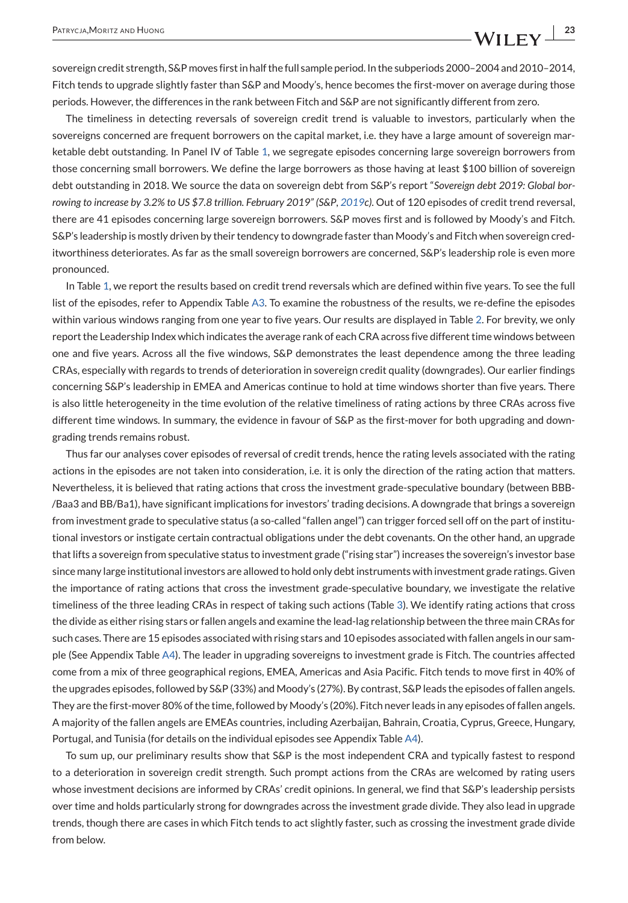sovereign credit strength, S&P moves first in half the full sample period. In the subperiods 2000–2004 and 2010–2014, Fitch tends to upgrade slightly faster than S&P and Moody's, hence becomes the first-mover on average during those periods. However, the differences in the rank between Fitch and S&P are not significantly different from zero.

The timeliness in detecting reversals of sovereign credit trend is valuable to investors, particularly when the sovereigns concerned are frequent borrowers on the capital market, i.e. they have a large amount of sovereign marketable debt outstanding. In Panel IV of Table 1, we segregate episodes concerning large sovereign borrowers from those concerning small borrowers. We define the large borrowers as those having at least $100 billion of sovereign debt outstanding in 2018. We source the data on sovereign debt from S&P's report "*Sovereign debt 2019: Global borrowing to increase by 3.2% to US $7.8 trillion. February 2019" (S&P, 2019c)*. Out of 120 episodes of credit trend reversal, there are 41 episodes concerning large sovereign borrowers. S&P moves first and is followed by Moody's and Fitch. S&P's leadership is mostly driven by their tendency to downgrade faster than Moody's and Fitch when sovereign creditworthiness deteriorates. As far as the small sovereign borrowers are concerned, S&P's leadership role is even more pronounced.

In Table 1, we report the results based on credit trend reversals which are defined within five years. To see the full list of the episodes, refer to Appendix Table A3. To examine the robustness of the results, we re-define the episodes within various windows ranging from one year to five years. Our results are displayed in Table 2. For brevity, we only report the Leadership Index which indicates the average rank of each CRA across five different time windows between one and five years. Across all the five windows, S&P demonstrates the least dependence among the three leading CRAs, especially with regards to trends of deterioration in sovereign credit quality (downgrades). Our earlier findings concerning S&P's leadership in EMEA and Americas continue to hold at time windows shorter than five years. There is also little heterogeneity in the time evolution of the relative timeliness of rating actions by three CRAs across five different time windows. In summary, the evidence in favour of S&P as the first-mover for both upgrading and downgrading trends remains robust.

Thus far our analyses cover episodes of reversal of credit trends, hence the rating levels associated with the rating actions in the episodes are not taken into consideration, i.e. it is only the direction of the rating action that matters. Nevertheless, it is believed that rating actions that cross the investment grade-speculative boundary (between BBB-/Baa3 and BB/Ba1), have significant implications for investors' trading decisions. A downgrade that brings a sovereign from investment grade to speculative status (a so-called "fallen angel") can trigger forced sell off on the part of institutional investors or instigate certain contractual obligations under the debt covenants. On the other hand, an upgrade that lifts a sovereign from speculative status to investment grade ("rising star") increases the sovereign's investor base since many large institutional investors are allowed to hold only debt instruments with investment grade ratings. Given the importance of rating actions that cross the investment grade-speculative boundary, we investigate the relative timeliness of the three leading CRAs in respect of taking such actions (Table 3). We identify rating actions that cross the divide as either rising stars or fallen angels and examine the lead-lag relationship between the three main CRAs for such cases. There are 15 episodes associated with rising stars and 10 episodes associated with fallen angels in our sample (See Appendix Table A4). The leader in upgrading sovereigns to investment grade is Fitch. The countries affected come from a mix of three geographical regions, EMEA, Americas and Asia Pacific. Fitch tends to move first in 40% of the upgrades episodes, followed by S&P (33%) and Moody's (27%). By contrast, S&P leads the episodes of fallen angels. They are the first-mover 80% of the time, followed by Moody's (20%). Fitch never leads in any episodes of fallen angels. A majority of the fallen angels are EMEAs countries, including Azerbaijan, Bahrain, Croatia, Cyprus, Greece, Hungary, Portugal, and Tunisia (for details on the individual episodes see Appendix Table A4).

To sum up, our preliminary results show that S&P is the most independent CRA and typically fastest to respond to a deterioration in sovereign credit strength. Such prompt actions from the CRAs are welcomed by rating users whose investment decisions are informed by CRAs' credit opinions. In general, we find that S&P's leadership persists over time and holds particularly strong for downgrades across the investment grade divide. They also lead in upgrade trends, though there are cases in which Fitch tends to act slightly faster, such as crossing the investment grade divide from below.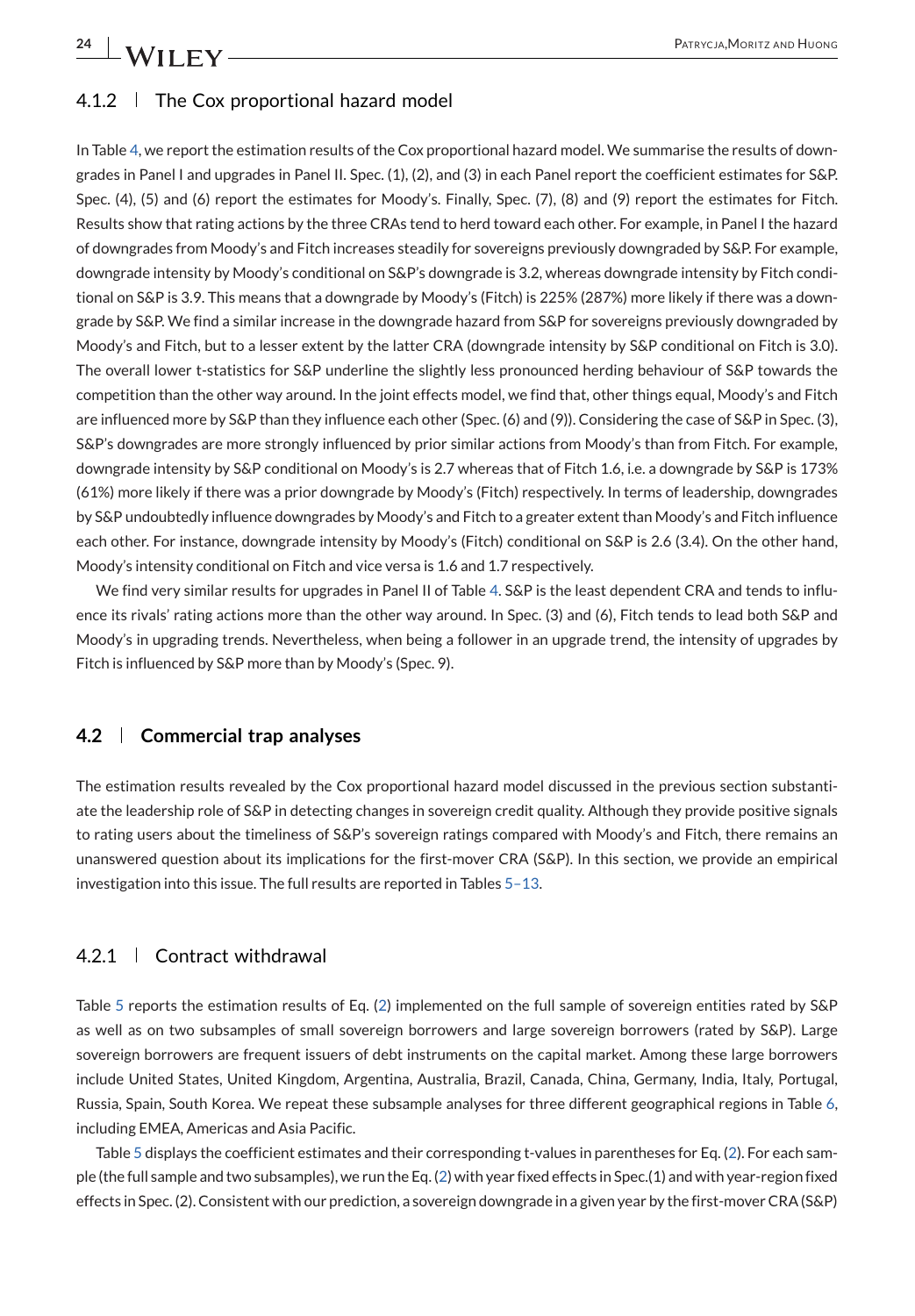### 4.1.2 | The Cox proportional hazard model

In Table 4, we report the estimation results of the Cox proportional hazard model. We summarise the results of downgrades in Panel I and upgrades in Panel II. Spec. (1), (2), and (3) in each Panel report the coefficient estimates for S&P. Spec. (4), (5) and (6) report the estimates for Moody's. Finally, Spec. (7), (8) and (9) report the estimates for Fitch. Results show that rating actions by the three CRAs tend to herd toward each other. For example, in Panel I the hazard of downgrades from Moody's and Fitch increases steadily for sovereigns previously downgraded by S&P. For example, downgrade intensity by Moody's conditional on S&P's downgrade is 3.2, whereas downgrade intensity by Fitch conditional on S&P is 3.9. This means that a downgrade by Moody's (Fitch) is 225% (287%) more likely if there was a downgrade by S&P. We find a similar increase in the downgrade hazard from S&P for sovereigns previously downgraded by Moody's and Fitch, but to a lesser extent by the latter CRA (downgrade intensity by S&P conditional on Fitch is 3.0). The overall lower t-statistics for S&P underline the slightly less pronounced herding behaviour of S&P towards the competition than the other way around. In the joint effects model, we find that, other things equal, Moody's and Fitch are influenced more by S&P than they influence each other (Spec. (6) and (9)). Considering the case of S&P in Spec. (3), S&P's downgrades are more strongly influenced by prior similar actions from Moody's than from Fitch. For example, downgrade intensity by S&P conditional on Moody's is 2.7 whereas that of Fitch 1.6, i.e. a downgrade by S&P is 173% (61%) more likely if there was a prior downgrade by Moody's (Fitch) respectively. In terms of leadership, downgrades by S&P undoubtedly influence downgrades by Moody's and Fitch to a greater extent than Moody's and Fitch influence each other. For instance, downgrade intensity by Moody's (Fitch) conditional on S&P is 2.6 (3.4). On the other hand, Moody's intensity conditional on Fitch and vice versa is 1.6 and 1.7 respectively.

We find very similar results for upgrades in Panel II of Table 4. S&P is the least dependent CRA and tends to influence its rivals' rating actions more than the other way around. In Spec. (3) and (6), Fitch tends to lead both S&P and Moody's in upgrading trends. Nevertheless, when being a follower in an upgrade trend, the intensity of upgrades by Fitch is influenced by S&P more than by Moody's (Spec. 9).

## 4.2 | Commercial trap analyses

The estimation results revealed by the Cox proportional hazard model discussed in the previous section substantiate the leadership role of S&P in detecting changes in sovereign credit quality. Although they provide positive signals to rating users about the timeliness of S&P's sovereign ratings compared with Moody's and Fitch, there remains an unanswered question about its implications for the first-mover CRA (S&P). In this section, we provide an empirical investigation into this issue. The full results are reported in Tables 5–13.

### 4.2.1 | Contract withdrawal

Table 5 reports the estimation results of Eq. (2) implemented on the full sample of sovereign entities rated by S&P as well as on two subsamples of small sovereign borrowers and large sovereign borrowers (rated by S&P). Large sovereign borrowers are frequent issuers of debt instruments on the capital market. Among these large borrowers include United States, United Kingdom, Argentina, Australia, Brazil, Canada, China, Germany, India, Italy, Portugal, Russia, Spain, South Korea. We repeat these subsample analyses for three different geographical regions in Table 6, including EMEA, Americas and Asia Pacific.

Table 5 displays the coefficient estimates and their corresponding t-values in parentheses for Eq. (2). For each sample (the full sample and two subsamples), we run the Eq. (2) with year fixed effects in Spec.(1) and with year-region fixed effects in Spec. (2). Consistent with our prediction, a sovereign downgrade in a given year by the first-mover CRA (S&P)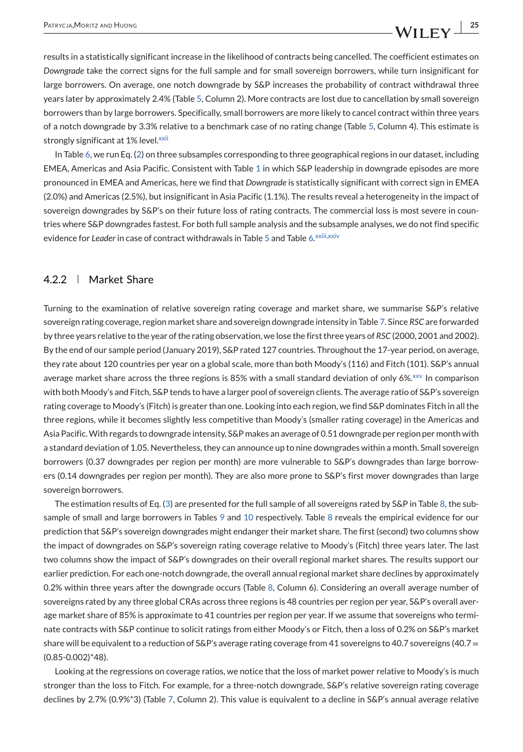results in a statistically significant increase in the likelihood of contracts being cancelled. The coefficient estimates on *Downgrade* take the correct signs for the full sample and for small sovereign borrowers, while turn insignificant for large borrowers. On average, one notch downgrade by S&P increases the probability of contract withdrawal three years later by approximately 2.4% (Table 5, Column 2). More contracts are lost due to cancellation by small sovereign borrowers than by large borrowers. Specifically, small borrowers are more likely to cancel contract within three years of a notch downgrade by 3.3% relative to a benchmark case of no rating change (Table 5, Column 4). This estimate is strongly significant at 1% level.[xxii]

In Table 6, we run Eq. (2) on three subsamples corresponding to three geographical regions in our dataset, including EMEA, Americas and Asia Pacific. Consistent with Table 1 in which S&P leadership in downgrade episodes are more pronounced in EMEA and Americas, here we find that *Downgrade* is statistically significant with correct sign in EMEA (2.0%) and Americas (2.5%), but insignificant in Asia Pacific (1.1%). The results reveal a heterogeneity in the impact of sovereign downgrades by S&P's on their future loss of rating contracts. The commercial loss is most severe in countries where S&P downgrades fastest. For both full sample analysis and the subsample analyses, we do not find specific evidence for *Leader* in case of contract withdrawals in Table 5 and Table 6.[xxiii,xxiv]

### 4.2.2 | Market Share

Turning to the examination of relative sovereign rating coverage and market share, we summarise S&P's relative sovereign rating coverage, region market share and sovereign downgrade intensity in Table 7. Since *RSC* are forwarded by three years relative to the year of the rating observation, we lose the first three years of *RSC* (2000, 2001 and 2002). By the end of our sample period (January 2019), S&P rated 127 countries. Throughout the 17-year period, on average, they rate about 120 countries per year on a global scale, more than both Moody's (116) and Fitch (101). S&P's annual average market share across the three regions is 85% with a small standard deviation of only 6%.[xxv] In comparison with both Moody's and Fitch, S&P tends to have a larger pool of sovereign clients. The average ratio of S&P's sovereign rating coverage to Moody's (Fitch) is greater than one. Looking into each region, we find S&P dominates Fitch in all the three regions, while it becomes slightly less competitive than Moody's (smaller rating coverage) in the Americas and Asia Pacific. With regards to downgrade intensity, S&P makes an average of 0.51 downgrade per region per month with a standard deviation of 1.05. Nevertheless, they can announce up to nine downgrades within a month. Small sovereign borrowers (0.37 downgrades per region per month) are more vulnerable to S&P's downgrades than large borrowers (0.14 downgrades per region per month). They are also more prone to S&P's first mover downgrades than large sovereign borrowers.

The estimation results of Eq. (3) are presented for the full sample of all sovereigns rated by S&P in Table 8, the subsample of small and large borrowers in Tables 9 and 10 respectively. Table 8 reveals the empirical evidence for our prediction that S&P's sovereign downgrades might endanger their market share. The first (second) two columns show the impact of downgrades on S&P's sovereign rating coverage relative to Moody's (Fitch) three years later. The last two columns show the impact of S&P's downgrades on their overall regional market shares. The results support our earlier prediction. For each one-notch downgrade, the overall annual regional market share declines by approximately 0.2% within three years after the downgrade occurs (Table 8, Column 6). Considering an overall average number of sovereigns rated by any three global CRAs across three regions is 48 countries per region per year, S&P's overall average market share of 85% is approximate to 41 countries per region per year. If we assume that sovereigns who terminate contracts with S&P continue to solicit ratings from either Moody's or Fitch, then a loss of 0.2% on S&P's market share will be equivalent to a reduction of S&P's average rating coverage from 41 sovereigns to 40.7 sovereigns ($40.7 = (0.85-0.002)*48$).

Looking at the regressions on coverage ratios, we notice that the loss of market power relative to Moody's is much stronger than the loss to Fitch. For example, for a three-notch downgrade, S&P's relative sovereign rating coverage declines by 2.7% (0.9%*3) (Table 7, Column 2). This value is equivalent to a decline in S&P's annual average relative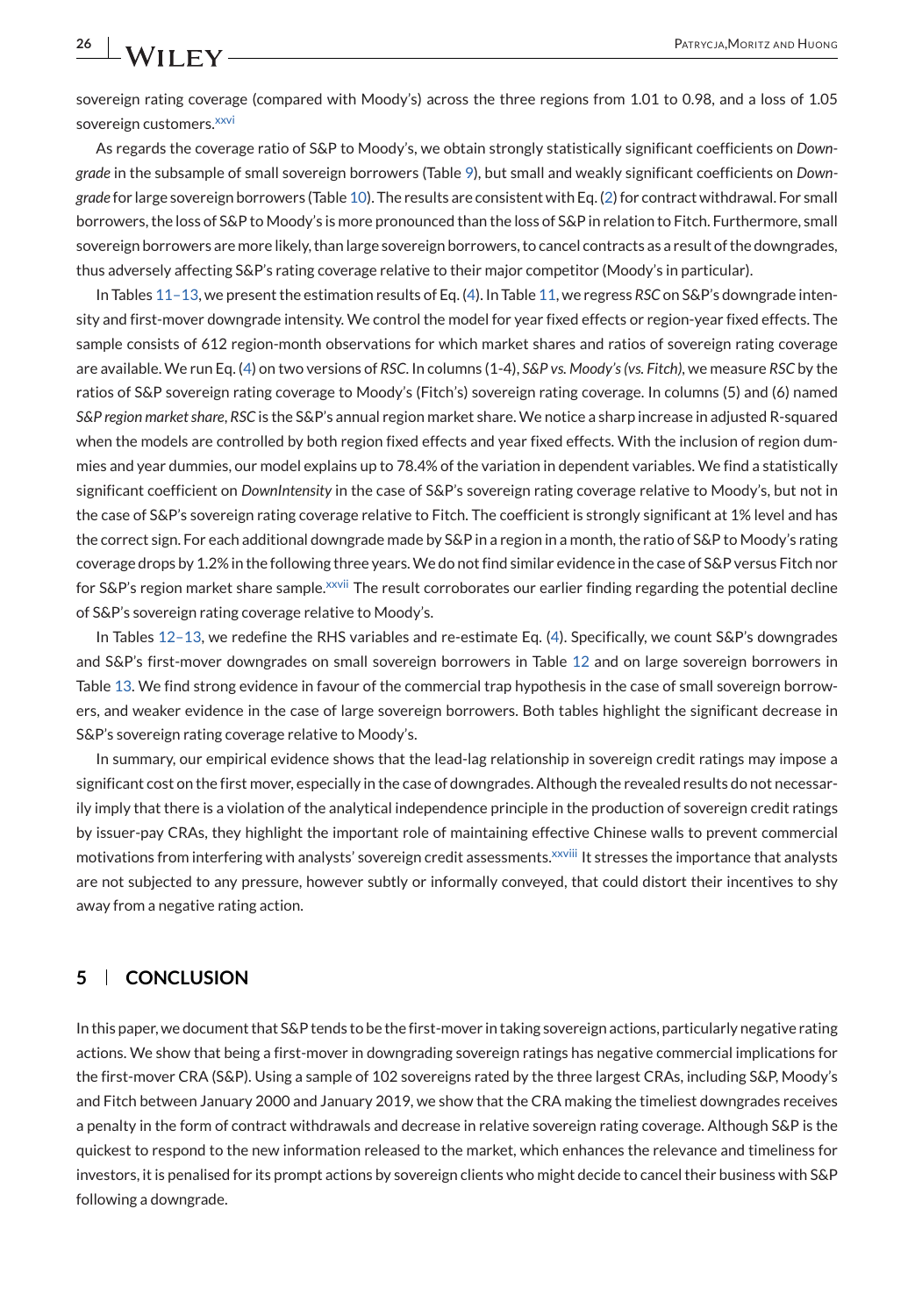sovereign rating coverage (compared with Moody's) across the three regions from 1.01 to 0.98, and a loss of 1.05 sovereign customers.[xxvi]

As regards the coverage ratio of S&P to Moody's, we obtain strongly statistically significant coefficients on *Downgrade* in the subsample of small sovereign borrowers (Table 9), but small and weakly significant coefficients on *Downgrade* for large sovereign borrowers (Table 10). The results are consistent with Eq. (2) for contract withdrawal. For small borrowers, the loss of S&P to Moody's is more pronounced than the loss of S&P in relation to Fitch. Furthermore, small sovereign borrowers are more likely, than large sovereign borrowers, to cancel contracts as a result of the downgrades, thus adversely affecting S&P's rating coverage relative to their major competitor (Moody's in particular).

In Tables 11–13, we present the estimation results of Eq. (4). In Table 11, we regress *RSC* on S&P's downgrade intensity and first-mover downgrade intensity. We control the model for year fixed effects or region-year fixed effects. The sample consists of 612 region-month observations for which market shares and ratios of sovereign rating coverage are available. We run Eq. (4) on two versions of *RSC*. In columns (1-4), *S&P vs. Moody's (vs. Fitch)*, we measure *RSC* by the ratios of S&P sovereign rating coverage to Moody's (Fitch's) sovereign rating coverage. In columns (5) and (6) named *S&P region market share*, *RSC* is the S&P's annual region market share. We notice a sharp increase in adjusted R-squared when the models are controlled by both region fixed effects and year fixed effects. With the inclusion of region dummies and year dummies, our model explains up to 78.4% of the variation in dependent variables. We find a statistically significant coefficient on *DownIntensity* in the case of S&P's sovereign rating coverage relative to Moody's, but not in the case of S&P's sovereign rating coverage relative to Fitch. The coefficient is strongly significant at 1% level and has the correct sign. For each additional downgrade made by S&P in a region in a month, the ratio of S&P to Moody's rating coverage drops by 1.2% in the following three years. We do not find similar evidence in the case of S&P versus Fitch nor for S&P's region market share sample.[xxvii] The result corroborates our earlier finding regarding the potential decline of S&P's sovereign rating coverage relative to Moody's.

In Tables 12–13, we redefine the RHS variables and re-estimate Eq. (4). Specifically, we count S&P's downgrades and S&P's first-mover downgrades on small sovereign borrowers in Table 12 and on large sovereign borrowers in Table 13. We find strong evidence in favour of the commercial trap hypothesis in the case of small sovereign borrowers, and weaker evidence in the case of large sovereign borrowers. Both tables highlight the significant decrease in S&P's sovereign rating coverage relative to Moody's.

In summary, our empirical evidence shows that the lead-lag relationship in sovereign credit ratings may impose a significant cost on the first mover, especially in the case of downgrades. Although the revealed results do not necessarily imply that there is a violation of the analytical independence principle in the production of sovereign credit ratings by issuer-pay CRAs, they highlight the important role of maintaining effective Chinese walls to prevent commercial motivations from interfering with analysts' sovereign credit assessments.[xxviii] It stresses the importance that analysts are not subjected to any pressure, however subtly or informally conveyed, that could distort their incentives to shy away from a negative rating action.

## 5 | CONCLUSION

In this paper, we document that S&P tends to be the first-mover in taking sovereign actions, particularly negative rating actions. We show that being a first-mover in downgrading sovereign ratings has negative commercial implications for the first-mover CRA (S&P). Using a sample of 102 sovereigns rated by the three largest CRAs, including S&P, Moody's and Fitch between January 2000 and January 2019, we show that the CRA making the timeliest downgrades receives a penalty in the form of contract withdrawals and decrease in relative sovereign rating coverage. Although S&P is the quickest to respond to the new information released to the market, which enhances the relevance and timeliness for investors, it is penalised for its prompt actions by sovereign clients who might decide to cancel their business with S&P following a downgrade.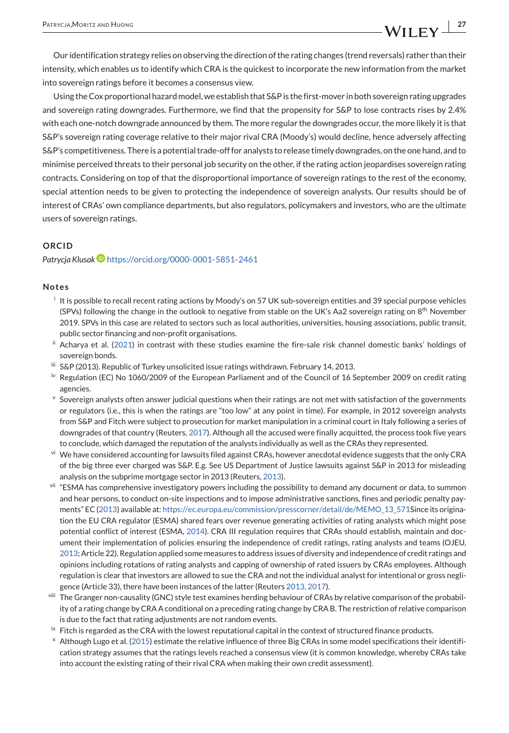Our identification strategy relies on observing the direction of the rating changes (trend reversals) rather than their intensity, which enables us to identify which CRA is the quickest to incorporate the new information from the market into sovereign ratings before it becomes a consensus view.

Using the Cox proportional hazard model, we establish that S&P is the first-mover in both sovereign rating upgrades and sovereign rating downgrades. Furthermore, we find that the propensity for S&P to lose contracts rises by 2.4% with each one-notch downgrade announced by them. The more regular the downgrades occur, the more likely it is that S&P's sovereign rating coverage relative to their major rival CRA (Moody's) would decline, hence adversely affecting S&P's competitiveness. There is a potential trade-off for analysts to release timely downgrades, on the one hand, and to minimise perceived threats to their personal job security on the other, if the rating action jeopardises sovereign rating contracts. Considering on top of that the disproportional importance of sovereign ratings to the rest of the economy, special attention needs to be given to protecting the independence of sovereign analysts. Our results should be of interest of CRAs' own compliance departments, but also regulators, policymakers and investors, who are the ultimate users of sovereign ratings.

## ORCID

*Patrycja Klusak* https://orcid.org/0000-0001-5851-2461

## Notes

- [i] It is possible to recall recent rating actions by Moody's on 57 UK sub-sovereign entities and 39 special purpose vehicles (SPVs) following the change in the outlook to negative from stable on the UK's Aa2 sovereign rating on 8th November 2019. SPVs in this case are related to sectors such as local authorities, universities, housing associations, public transit, public sector financing and non-profit organisations.
- [ii] Acharya et al. (2021) in contrast with these studies examine the fire-sale risk channel domestic banks' holdings of sovereign bonds.
- [iii] S&P (2013). Republic of Turkey unsolicited issue ratings withdrawn. February 14, 2013.
- [iv] Regulation (EC) No 1060/2009 of the European Parliament and of the Council of 16 September 2009 on credit rating agencies.
- [v] Sovereign analysts often answer judicial questions when their ratings are not met with satisfaction of the governments or regulators (i.e., this is when the ratings are "too low" at any point in time). For example, in 2012 sovereign analysts from S&P and Fitch were subject to prosecution for market manipulation in a criminal court in Italy following a series of downgrades of that country (Reuters, 2017). Although all the accused were finally acquitted, the process took five years to conclude, which damaged the reputation of the analysts individually as well as the CRAs they represented.
- [vi] We have considered accounting for lawsuits filed against CRAs, however anecdotal evidence suggests that the only CRA of the big three ever charged was S&P. E.g. See US Department of Justice lawsuits against S&P in 2013 for misleading analysis on the subprime mortgage sector in 2013 (Reuters, 2013).
- [vii] "ESMA has comprehensive investigatory powers including the possibility to demand any document or data, to summon and hear persons, to conduct on-site inspections and to impose administrative sanctions, fines and periodic penalty payments" EC (2013) available at: https://ec.europa.eu/commission/presscorner/detail/de/MEMO_13_571Since its origination the EU CRA regulator (ESMA) shared fears over revenue generating activities of rating analysts which might pose potential conflict of interest (ESMA, 2014). CRA III regulation requires that CRAs should establish, maintain and document their implementation of policies ensuring the independence of credit ratings, rating analysts and teams (OJEU, 2013; Article 22). Regulation applied some measures to address issues of diversity and independence of credit ratings and opinions including rotations of rating analysts and capping of ownership of rated issuers by CRAs employees. Although regulation is clear that investors are allowed to sue the CRA and not the individual analyst for intentional or gross negligence (Article 33), there have been instances of the latter (Reuters 2013, 2017).
- [viii] The Granger non-causality (GNC) style test examines herding behaviour of CRAs by relative comparison of the probability of a rating change by CRA A conditional on a preceding rating change by CRA B. The restriction of relative comparison is due to the fact that rating adjustments are not random events.
- [ix] Fitch is regarded as the CRA with the lowest reputational capital in the context of structured finance products.
- [x] Although Lugo et al. (2015) estimate the relative influence of three Big CRAs in some model specifications their identification strategy assumes that the ratings levels reached a consensus view (it is common knowledge, whereby CRAs take into account the existing rating of their rival CRA when making their own credit assessment).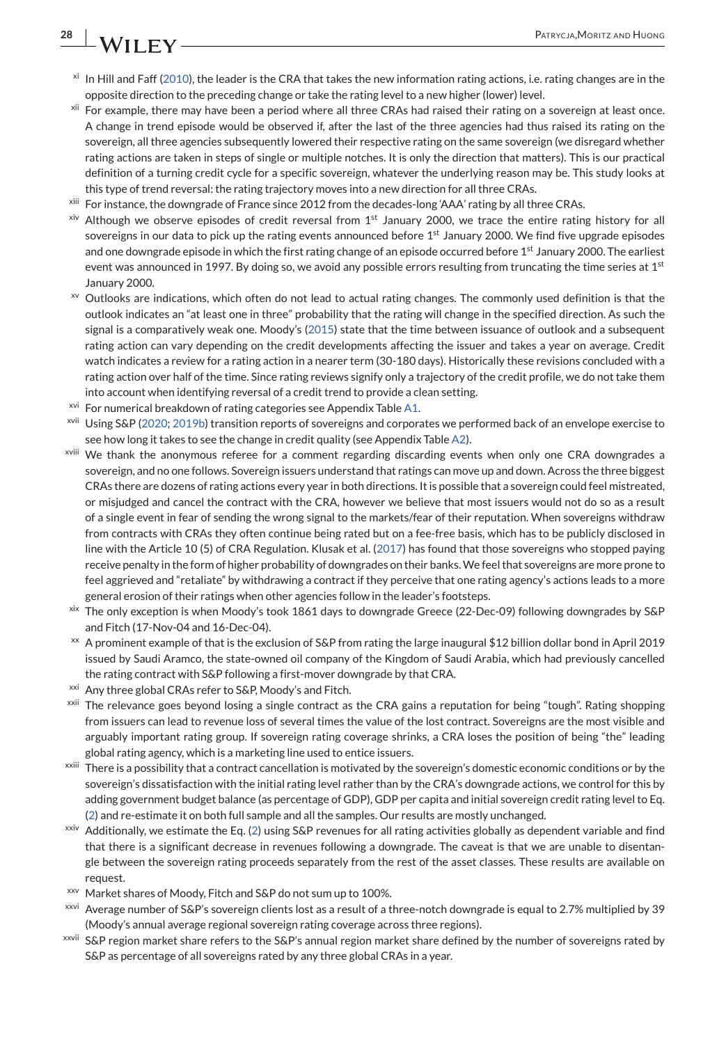[xi] In Hill and Faff (2010), the leader is the CRA that takes the new information rating actions, i.e. rating changes are in the opposite direction to the preceding change or take the rating level to a new higher (lower) level.

[xii] For example, there may have been a period where all three CRAs had raised their rating on a sovereign at least once. A change in trend episode would be observed if, after the last of the three agencies had thus raised its rating on the sovereign, all three agencies subsequently lowered their respective rating on the same sovereign (we disregard whether rating actions are taken in steps of single or multiple notches. It is only the direction that matters). This is our practical definition of a turning credit cycle for a specific sovereign, whatever the underlying reason may be. This study looks at this type of trend reversal: the rating trajectory moves into a new direction for all three CRAs.

[xiii] For instance, the downgrade of France since 2012 from the decades-long 'AAA' rating by all three CRAs.

[xiv] Although we observe episodes of credit reversal from 1st January 2000, we trace the entire rating history for all sovereigns in our data to pick up the rating events announced before 1st January 2000. We find five upgrade episodes and one downgrade episode in which the first rating change of an episode occurred before 1st January 2000. The earliest event was announced in 1997. By doing so, we avoid any possible errors resulting from truncating the time series at 1st January 2000.

[xv] Outlooks are indications, which often do not lead to actual rating changes. The commonly used definition is that the outlook indicates an "at least one in three" probability that the rating will change in the specified direction. As such the signal is a comparatively weak one. Moody's (2015) state that the time between issuance of outlook and a subsequent rating action can vary depending on the credit developments affecting the issuer and takes a year on average. Credit watch indicates a review for a rating action in a nearer term (30-180 days). Historically these revisions concluded with a rating action over half of the time. Since rating reviews signify only a trajectory of the credit profile, we do not take them into account when identifying reversal of a credit trend to provide a clean setting.

[xvi] For numerical breakdown of rating categories see Appendix Table A1.

[xvii] Using S&P (2020; 2019b) transition reports of sovereigns and corporates we performed back of an envelope exercise to see how long it takes to see the change in credit quality (see Appendix Table A2).

[xviii] We thank the anonymous referee for a comment regarding discarding events when only one CRA downgrades a sovereign, and no one follows. Sovereign issuers understand that ratings can move up and down. Across the three biggest CRAs there are dozens of rating actions every year in both directions. It is possible that a sovereign could feel mistreated, or misjudged and cancel the contract with the CRA, however we believe that most issuers would not do so as a result of a single event in fear of sending the wrong signal to the markets/fear of their reputation. When sovereigns withdraw from contracts with CRAs they often continue being rated but on a fee-free basis, which has to be publicly disclosed in line with the Article 10 (5) of CRA Regulation. Klusak et al. (2017) has found that those sovereigns who stopped paying receive penalty in the form of higher probability of downgrades on their banks. We feel that sovereigns are more prone to feel aggrieved and "retaliate" by withdrawing a contract if they perceive that one rating agency's actions leads to a more general erosion of their ratings when other agencies follow in the leader's footsteps.

[xix] The only exception is when Moody's took 1861 days to downgrade Greece (22-Dec-09) following downgrades by S&P and Fitch (17-Nov-04 and 16-Dec-04).

[xx] A prominent example of that is the exclusion of S&P from rating the large inaugural $12 billion dollar bond in April 2019 issued by Saudi Aramco, the state-owned oil company of the Kingdom of Saudi Arabia, which had previously cancelled the rating contract with S&P following a first-mover downgrade by that CRA.

[xxi] Any three global CRAs refer to S&P, Moody's and Fitch.

[xxii] The relevance goes beyond losing a single contract as the CRA gains a reputation for being "tough". Rating shopping from issuers can lead to revenue loss of several times the value of the lost contract. Sovereigns are the most visible and arguably important rating group. If sovereign rating coverage shrinks, a CRA loses the position of being "the" leading global rating agency, which is a marketing line used to entice issuers.

[xxiii] There is a possibility that a contract cancellation is motivated by the sovereign's domestic economic conditions or by the sovereign's dissatisfaction with the initial rating level rather than by the CRA's downgrade actions, we control for this by adding government budget balance (as percentage of GDP), GDP per capita and initial sovereign credit rating level to Eq. (2) and re-estimate it on both full sample and all the samples. Our results are mostly unchanged.

[xxiv] Additionally, we estimate the Eq. (2) using S&P revenues for all rating activities globally as dependent variable and find that there is a significant decrease in revenues following a downgrade. The caveat is that we are unable to disentangle between the sovereign rating proceeds separately from the rest of the asset classes. These results are available on request.

[xxv] Market shares of Moody, Fitch and S&P do not sum up to 100%.

[xxvi] Average number of S&P's sovereign clients lost as a result of a three-notch downgrade is equal to 2.7% multiplied by 39 (Moody's annual average regional sovereign rating coverage across three regions).

[xxvii] S&P region market share refers to the S&P's annual region market share defined by the number of sovereigns rated by S&P as percentage of all sovereigns rated by any three global CRAs in a year.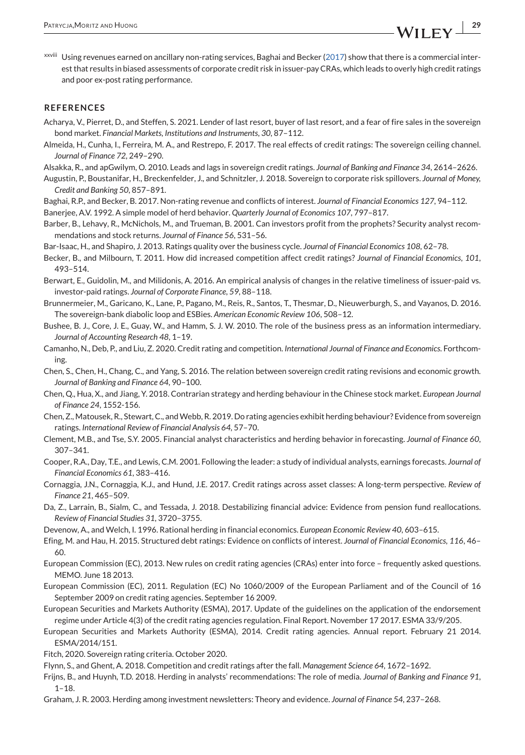[xxviii] Using revenues earned on ancillary non-rating services, Baghai and Becker (2017) show that there is a commercial interest that results in biased assessments of corporate credit risk in issuer-pay CRAs, which leads to overly high credit ratings and poor ex-post rating performance.

## REFERENCES

Acharya, V., Pierret, D., and Steffen, S. 2021. Lender of last resort, buyer of last resort, and a fear of fire sales in the sovereign bond market. *Financial Markets, Institutions and Instruments*, *30*, 87–112.

Almeida, H., Cunha, I., Ferreira, M. A., and Restrepo, F. 2017. The real effects of credit ratings: The sovereign ceiling channel. *Journal of Finance 72*, 249–290.

Alsakka, R., and apGwilym, O. 2010. Leads and lags in sovereign credit ratings. *Journal of Banking and Finance 34*, 2614–2626.

Augustin, P., Boustanifar, H., Breckenfelder, J., and Schnitzler, J. 2018. Sovereign to corporate risk spillovers. *Journal of Money, Credit and Banking 50*, 857–891.

Baghai, R.P., and Becker, B. 2017. Non-rating revenue and conflicts of interest. *Journal of Financial Economics 127*, 94–112.

Banerjee, A.V. 1992. A simple model of herd behavior. *Quarterly Journal of Economics 107*, 797–817.

Barber, B., Lehavy, R., McNichols, M., and Trueman, B. 2001. Can investors profit from the prophets? Security analyst recommendations and stock returns. *Journal of Finance 56*, 531–56.

Bar-Isaac, H., and Shapiro, J. 2013. Ratings quality over the business cycle. *Journal of Financial Economics 108*, 62–78.

Becker, B., and Milbourn, T. 2011. How did increased competition affect credit ratings? *Journal of Financial Economics*, *101*, 493–514.

Berwart, E., Guidolin, M., and Milidonis, A. 2016. An empirical analysis of changes in the relative timeliness of issuer-paid vs. investor-paid ratings. *Journal of Corporate Finance*, *59*, 88–118.

Brunnermeier, M., Garicano, K., Lane, P., Pagano, M., Reis, R., Santos, T., Thesmar, D., Nieuwerburgh, S., and Vayanos, D. 2016. The sovereign-bank diabolic loop and ESBies. *American Economic Review 106*, 508–12.

Bushee, B. J., Core, J. E., Guay, W., and Hamm, S. J. W. 2010. The role of the business press as an information intermediary. *Journal of Accounting Research 48*, 1–19.

Camanho, N., Deb, P., and Liu, Z. 2020. Credit rating and competition. *International Journal of Finance and Economics.* Forthcoming.

Chen, S., Chen, H., Chang, C., and Yang, S. 2016. The relation between sovereign credit rating revisions and economic growth. *Journal of Banking and Finance 64*, 90–100.

Chen, Q., Hua, X., and Jiang, Y. 2018. Contrarian strategy and herding behaviour in the Chinese stock market. *European Journal of Finance 24*, 1552-156.

Chen, Z., Matousek, R., Stewart, C., and Webb, R. 2019. Do rating agencies exhibit herding behaviour? Evidence from sovereign ratings. *International Review of Financial Analysis 64*, 57–70.

Clement, M.B., and Tse, S.Y. 2005. Financial analyst characteristics and herding behavior in forecasting. *Journal of Finance 60*, 307–341.

Cooper, R.A., Day, T.E., and Lewis, C.M. 2001. Following the leader: a study of individual analysts, earnings forecasts. *Journal of Financial Economics 61*, 383–416.

Cornaggia, J.N., Cornaggia, K.J., and Hund, J.E. 2017. Credit ratings across asset classes: A long-term perspective. *Review of Finance 21*, 465–509.

Da, Z., Larrain, B., Sialm, C., and Tessada, J. 2018. Destabilizing financial advice: Evidence from pension fund reallocations. *Review of Financial Studies 31*, 3720–3755.

Devenow, A., and Welch, I. 1996. Rational herding in financial economics. *European Economic Review 40*, 603–615.

Efing, M. and Hau, H. 2015. Structured debt ratings: Evidence on conflicts of interest. *Journal of Financial Economics, 116*, 46–60.

European Commission (EC), 2013. New rules on credit rating agencies (CRAs) enter into force – frequently asked questions. MEMO. June 18 2013.

European Commission (EC), 2011. Regulation (EC) No 1060/2009 of the European Parliament and of the Council of 16 September 2009 on credit rating agencies. September 16 2009.

European Securities and Markets Authority (ESMA), 2017. Update of the guidelines on the application of the endorsement regime under Article 4(3) of the credit rating agencies regulation. Final Report. November 17 2017. ESMA 33/9/205.

European Securities and Markets Authority (ESMA), 2014. Credit rating agencies. Annual report. February 21 2014. ESMA/2014/151.

Fitch, 2020. Sovereign rating criteria. October 2020.

Flynn, S., and Ghent, A. 2018. Competition and credit ratings after the fall. *Management Science 64*, 1672–1692.

Frijns, B., and Huynh, T.D. 2018. Herding in analysts' recommendations: The role of media. *Journal of Banking and Finance 91*, 1–18.

Graham, J. R. 2003. Herding among investment newsletters: Theory and evidence. *Journal of Finance 54*, 237–268.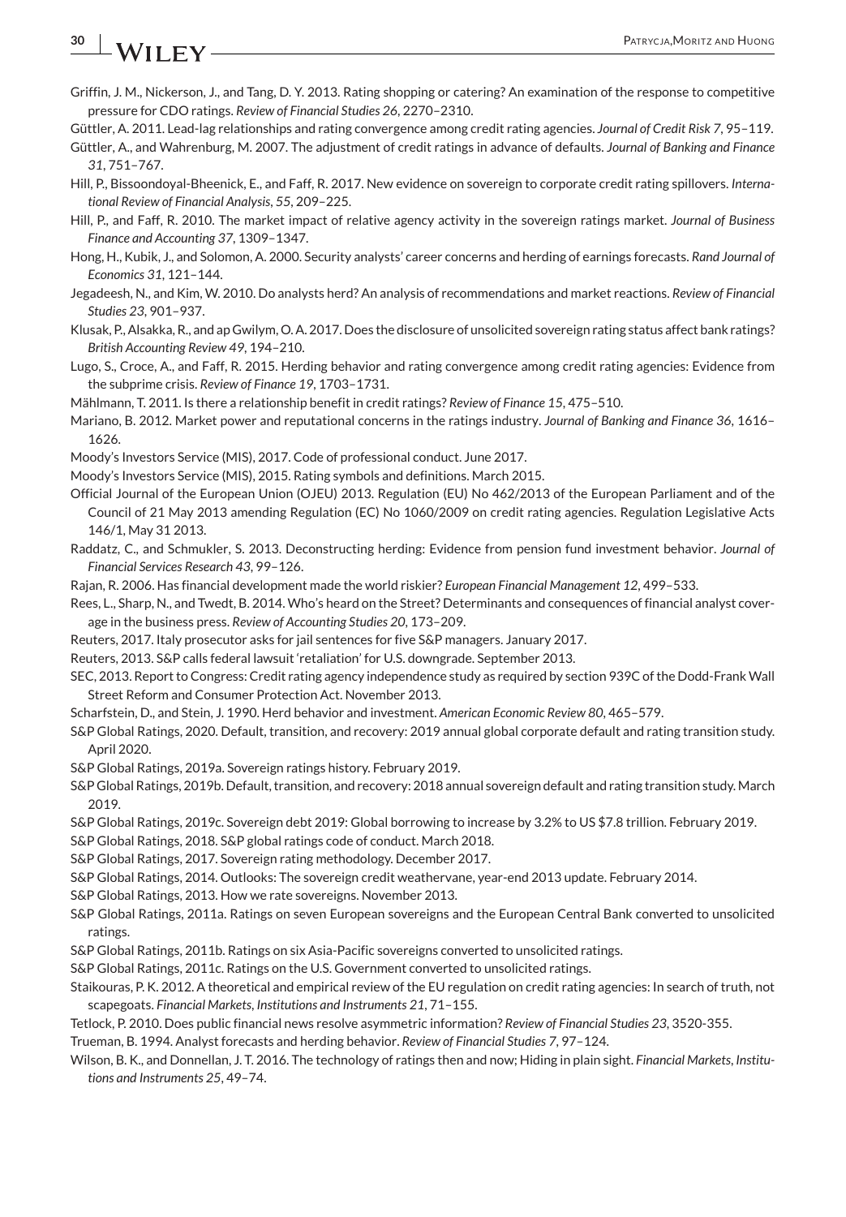Griffin, J. M., Nickerson, J., and Tang, D. Y. 2013. Rating shopping or catering? An examination of the response to competitive pressure for CDO ratings. *Review of Financial Studies 26*, 2270–2310.

Güttler, A. 2011. Lead-lag relationships and rating convergence among credit rating agencies. *Journal of Credit Risk 7*, 95–119.

Güttler, A., and Wahrenburg, M. 2007. The adjustment of credit ratings in advance of defaults. *Journal of Banking and Finance 31*, 751–767.

Hill, P., Bissoondoyal-Bheenick, E., and Faff, R. 2017. New evidence on sovereign to corporate credit rating spillovers. *International Review of Financial Analysis, 55*, 209–225.

Hill, P., and Faff, R. 2010. The market impact of relative agency activity in the sovereign ratings market. *Journal of Business Finance and Accounting 37*, 1309–1347.

Hong, H., Kubik, J., and Solomon, A. 2000. Security analysts' career concerns and herding of earnings forecasts. *Rand Journal of Economics 31*, 121–144.

Jegadeesh, N., and Kim, W. 2010. Do analysts herd? An analysis of recommendations and market reactions. *Review of Financial Studies 23*, 901–937.

Klusak, P., Alsakka, R., and ap Gwilym, O. A. 2017. Does the disclosure of unsolicited sovereign rating status affect bank ratings? *British Accounting Review 49*, 194–210.

Lugo, S., Croce, A., and Faff, R. 2015. Herding behavior and rating convergence among credit rating agencies: Evidence from the subprime crisis. *Review of Finance 19*, 1703–1731.

Mählmann, T. 2011. Is there a relationship benefit in credit ratings? *Review of Finance 15*, 475–510.

Mariano, B. 2012. Market power and reputational concerns in the ratings industry. *Journal of Banking and Finance 36*, 1616–1626.

Moody's Investors Service (MIS), 2017. Code of professional conduct. June 2017.

Moody's Investors Service (MIS), 2015. Rating symbols and definitions. March 2015.

Official Journal of the European Union (OJEU) 2013. Regulation (EU) No 462/2013 of the European Parliament and of the Council of 21 May 2013 amending Regulation (EC) No 1060/2009 on credit rating agencies. Regulation Legislative Acts 146/1, May 31 2013.

Raddatz, C., and Schmukler, S. 2013. Deconstructing herding: Evidence from pension fund investment behavior. *Journal of Financial Services Research 43*, 99–126.

Rajan, R. 2006. Has financial development made the world riskier? *European Financial Management 12*, 499–533.

Rees, L., Sharp, N., and Twedt, B. 2014. Who's heard on the Street? Determinants and consequences of financial analyst coverage in the business press. *Review of Accounting Studies 20*, 173–209.

Reuters, 2017. Italy prosecutor asks for jail sentences for five S&P managers. January 2017.

Reuters, 2013. S&P calls federal lawsuit 'retaliation' for U.S. downgrade. September 2013.

SEC, 2013. Report to Congress: Credit rating agency independence study as required by section 939C of the Dodd-Frank Wall Street Reform and Consumer Protection Act. November 2013.

Scharfstein, D., and Stein, J. 1990. Herd behavior and investment. *American Economic Review 80*, 465–579.

S&P Global Ratings, 2020. Default, transition, and recovery: 2019 annual global corporate default and rating transition study. April 2020.

S&P Global Ratings, 2019a. Sovereign ratings history. February 2019.

S&P Global Ratings, 2019b. Default, transition, and recovery: 2018 annual sovereign default and rating transition study. March 2019.

S&P Global Ratings, 2019c. Sovereign debt 2019: Global borrowing to increase by 3.2% to US $7.8 trillion. February 2019.

S&P Global Ratings, 2018. S&P global ratings code of conduct. March 2018.

S&P Global Ratings, 2017. Sovereign rating methodology. December 2017.

S&P Global Ratings, 2014. Outlooks: The sovereign credit weathervane, year-end 2013 update. February 2014.

S&P Global Ratings, 2013. How we rate sovereigns. November 2013.

S&P Global Ratings, 2011a. Ratings on seven European sovereigns and the European Central Bank converted to unsolicited ratings.

S&P Global Ratings, 2011b. Ratings on six Asia-Pacific sovereigns converted to unsolicited ratings.

S&P Global Ratings, 2011c. Ratings on the U.S. Government converted to unsolicited ratings.

Staikouras, P. K. 2012. A theoretical and empirical review of the EU regulation on credit rating agencies: In search of truth, not scapegoats. *Financial Markets, Institutions and Instruments 21*, 71–155.

Tetlock, P. 2010. Does public financial news resolve asymmetric information? *Review of Financial Studies 23*, 3520-355.

Trueman, B. 1994. Analyst forecasts and herding behavior. *Review of Financial Studies 7*, 97–124.

Wilson, B. K., and Donnellan, J. T. 2016. The technology of ratings then and now; Hiding in plain sight. *Financial Markets, Institutions and Instruments 25*, 49–74.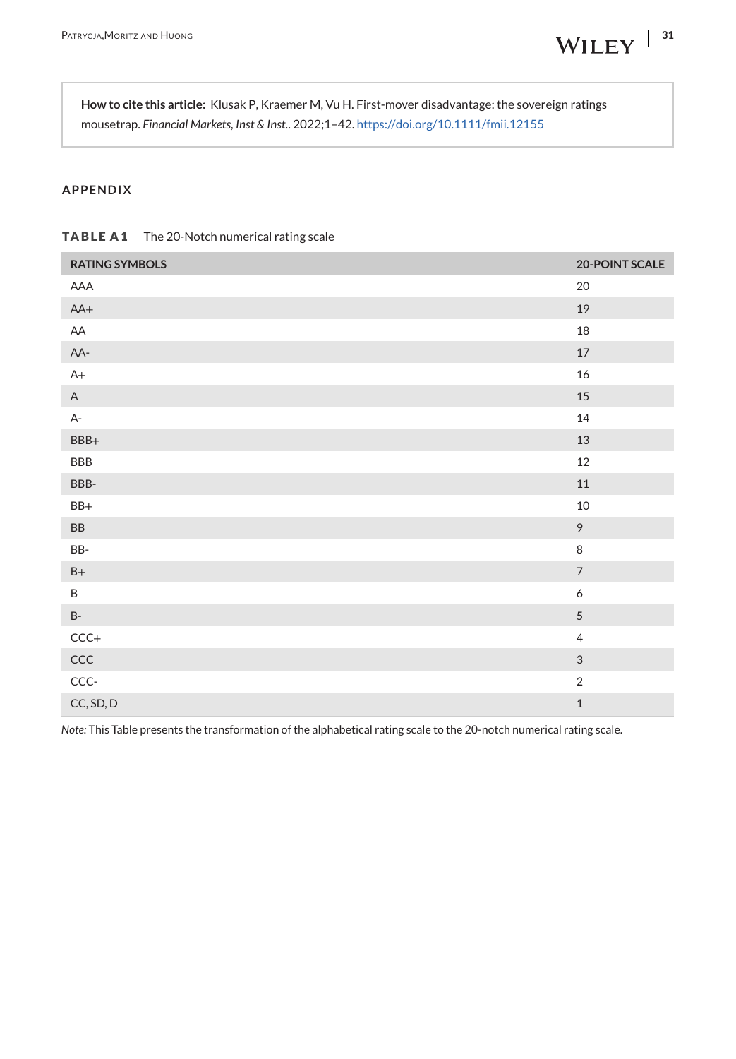**How to cite this article:** Klusak P, Kraemer M, Vu H. First-mover disadvantage: the sovereign ratings mousetrap. *Financial Markets, Inst & Inst.*. 2022;1–42. https://doi.org/10.1111/fmii.12155

## APPENDIX

**TABLE A1** The 20-Notch numerical rating scale

| RATING SYMBOLS | 20-POINT SCALE |
|---|---|
| AAA | 20 |
| AA+ | 19 |
| AA | 18 |
| AA- | 17 |
| A+ | 16 |
| A | 15 |
| A- | 14 |
| BBB+ | 13 |
| BBB | 12 |
| BBB- | 11 |
| BB+ | 10 |
| BB | 9 |
| BB- | 8 |
| B+ | 7 |
| B | 6 |
| B- | 5 |
| CCC+ | 4 |
| CCC | 3 |
| CCC- | 2 |
| CC, SD, D | 1 |

*Note:* This Table presents the transformation of the alphabetical rating scale to the 20-notch numerical rating scale.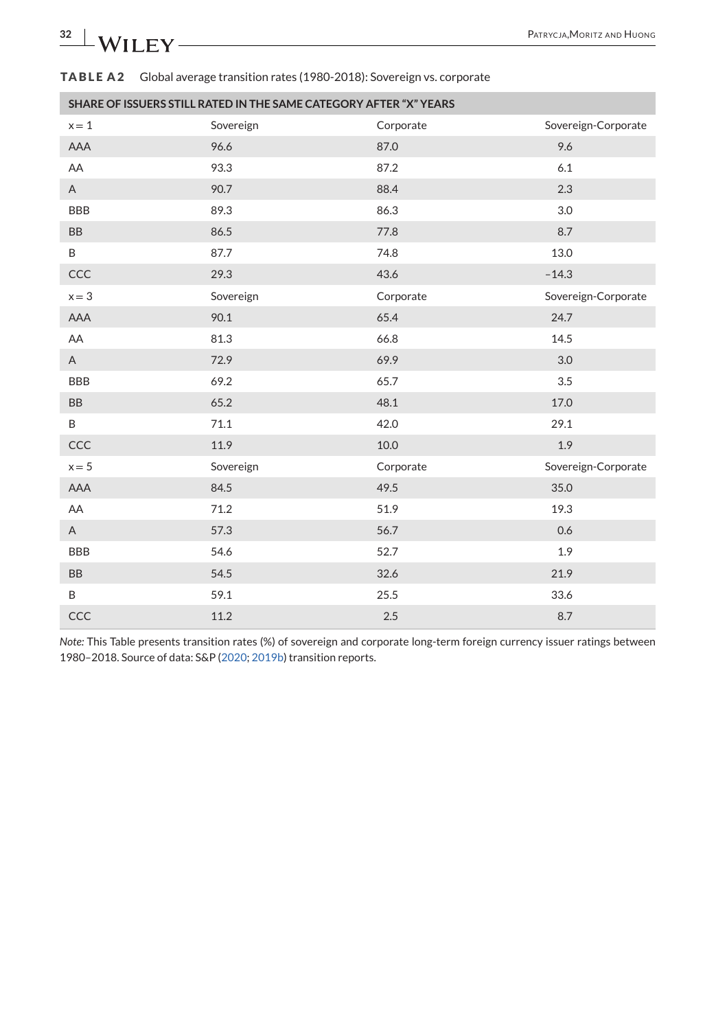**TABLE A2** Global average transition rates (1980-2018): Sovereign vs. corporate

| SHARE OF ISSUERS STILL RATED IN THE SAME CATEGORY AFTER "X" YEARS | | | |
|---|---|---|---|
| x = 1 | Sovereign | Corporate | Sovereign-Corporate |
| AAA | 96.6 | 87.0 | 9.6 |
| AA | 93.3 | 87.2 | 6.1 |
| A | 90.7 | 88.4 | 2.3 |
| BBB | 89.3 | 86.3 | 3.0 |
| BB | 86.5 | 77.8 | 8.7 |
| B | 87.7 | 74.8 | 13.0 |
| CCC | 29.3 | 43.6 | −14.3 |
| x = 3 | Sovereign | Corporate | Sovereign-Corporate |
| AAA | 90.1 | 65.4 | 24.7 |
| AA | 81.3 | 66.8 | 14.5 |
| A | 72.9 | 69.9 | 3.0 |
| BBB | 69.2 | 65.7 | 3.5 |
| BB | 65.2 | 48.1 | 17.0 |
| B | 71.1 | 42.0 | 29.1 |
| CCC | 11.9 | 10.0 | 1.9 |
| x = 5 | Sovereign | Corporate | Sovereign-Corporate |
| AAA | 84.5 | 49.5 | 35.0 |
| AA | 71.2 | 51.9 | 19.3 |
| A | 57.3 | 56.7 | 0.6 |
| BBB | 54.6 | 52.7 | 1.9 |
| BB | 54.5 | 32.6 | 21.9 |
| B | 59.1 | 25.5 | 33.6 |
| CCC | 11.2 | 2.5 | 8.7 |

*Note:* This Table presents transition rates (%) of sovereign and corporate long-term foreign currency issuer ratings between 1980–2018. Source of data: S&P (2020; 2019b) transition reports.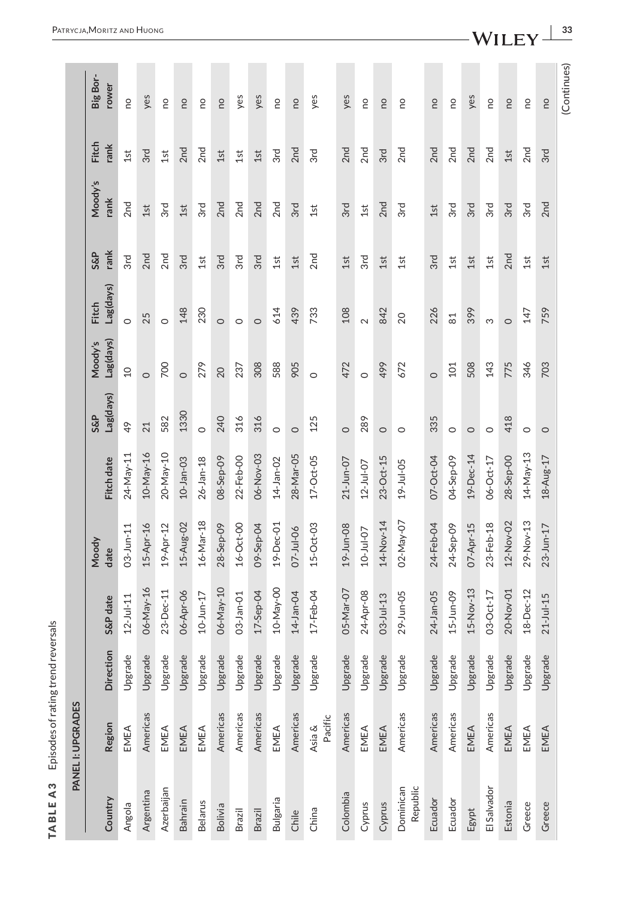**TABLE A3** Episodes of rating trend reversals

| PANEL I: UPGRADES | | | | | | | | | | | | | |
|---|---|---|---|---|---|---|---|---|---|---|---|---|---|
| Country | Region | Direction | S&P date | Moody date | Fitch date | S&P Lag(days) | Moody's Lag(days) | Fitch Lag(days) | S&P rank | Moody's rank | Fitch rank | Big Borrower |
| Angola | EMEA | Upgrade | 12-Jul-11 | 03-Jun-11 | 24-May-11 | 49 | 10 | 0 | 3rd | 2nd | 1st | no |
| Argentina | Americas | Upgrade | 06-May-16 | 15-Apr-16 | 10-May-16 | 21 | 0 | 25 | 2nd | 1st | 3rd | yes |
| Azerbaijan | EMEA | Upgrade | 23-Dec-11 | 19-Apr-12 | 20-May-10 | 582 | 700 | 0 | 2nd | 3rd | 1st | no |
| Bahrain | EMEA | Upgrade | 06-Apr-06 | 15-Aug-02 | 10-Jan-03 | 1330 | 0 | 148 | 3rd | 1st | 2nd | no |
| Belarus | EMEA | Upgrade | 10-Jun-17 | 16-Mar-18 | 26-Jan-18 | 0 | 279 | 230 | 1st | 3rd | 2nd | no |
| Bolivia | Americas | Upgrade | 06-May-10 | 28-Sep-09 | 08-Sep-09 | 240 | 20 | 0 | 3rd | 2nd | 1st | no |
| Brazil | Americas | Upgrade | 03-Jan-01 | 16-Oct-00 | 22-Feb-00 | 316 | 237 | 0 | 3rd | 2nd | 1st | yes |
| Brazil | Americas | Upgrade | 17-Sep-04 | 09-Sep-04 | 06-Nov-03 | 316 | 308 | 0 | 3rd | 2nd | 1st | yes |
| Bulgaria | EMEA | Upgrade | 10-May-00 | 19-Dec-01 | 14-Jan-02 | 0 | 588 | 614 | 1st | 2nd | 3rd | no |
| Chile | Americas | Upgrade | 14-Jan-04 | 07-Jul-06 | 28-Mar-05 | 0 | 905 | 439 | 1st | 3rd | 2nd | no |
| China | Asia & Pacific | Upgrade | 17-Feb-04 | 15-Oct-03 | 17-Oct-05 | 125 | 0 | 733 | 2nd | 1st | 3rd | yes |
| Colombia | Americas | Upgrade | 05-Mar-07 | 19-Jun-08 | 21-Jun-07 | 0 | 472 | 108 | 1st | 3rd | 2nd | yes |
| Cyprus | EMEA | Upgrade | 24-Apr-08 | 10-Jul-07 | 12-Jul-07 | 289 | 0 | 2 | 3rd | 1st | 2nd | no |
| Cyprus | EMEA | Upgrade | 03-Jul-13 | 14-Nov-14 | 23-Oct-15 | 0 | 499 | 842 | 1st | 2nd | 3rd | no |
| Dominican Republic | Americas | Upgrade | 29-Jun-05 | 02-May-07 | 19-Jul-05 | 0 | 672 | 20 | 1st | 3rd | 2nd | no |
| Ecuador | Americas | Upgrade | 24-Jan-05 | 24-Feb-04 | 07-Oct-04 | 335 | 0 | 226 | 3rd | 1st | 2nd | no |
| Ecuador | Americas | Upgrade | 15-Jun-09 | 24-Sep-09 | 04-Sep-09 | 0 | 101 | 81 | 1st | 3rd | 2nd | no |
| Egypt | EMEA | Upgrade | 15-Nov-13 | 07-Apr-15 | 19-Dec-14 | 0 | 508 | 399 | 1st | 3rd | 2nd | yes |
| El Salvador | Americas | Upgrade | 03-Oct-17 | 23-Feb-18 | 06-Oct-17 | 0 | 143 | 3 | 1st | 3rd | 2nd | no |
| Estonia | EMEA | Upgrade | 20-Nov-01 | 12-Nov-02 | 28-Sep-00 | 418 | 775 | 0 | 2nd | 3rd | 1st | no |
| Greece | EMEA | Upgrade | 18-Dec-12 | 29-Nov-13 | 14-May-13 | 0 | 346 | 147 | 1st | 3rd | 2nd | no |
| Greece | EMEA | Upgrade | 21-Jul-15 | 23-Jun-17 | 18-Aug-17 | 0 | 703 | 759 | 1st | 2nd | 3rd | no |

(Continues)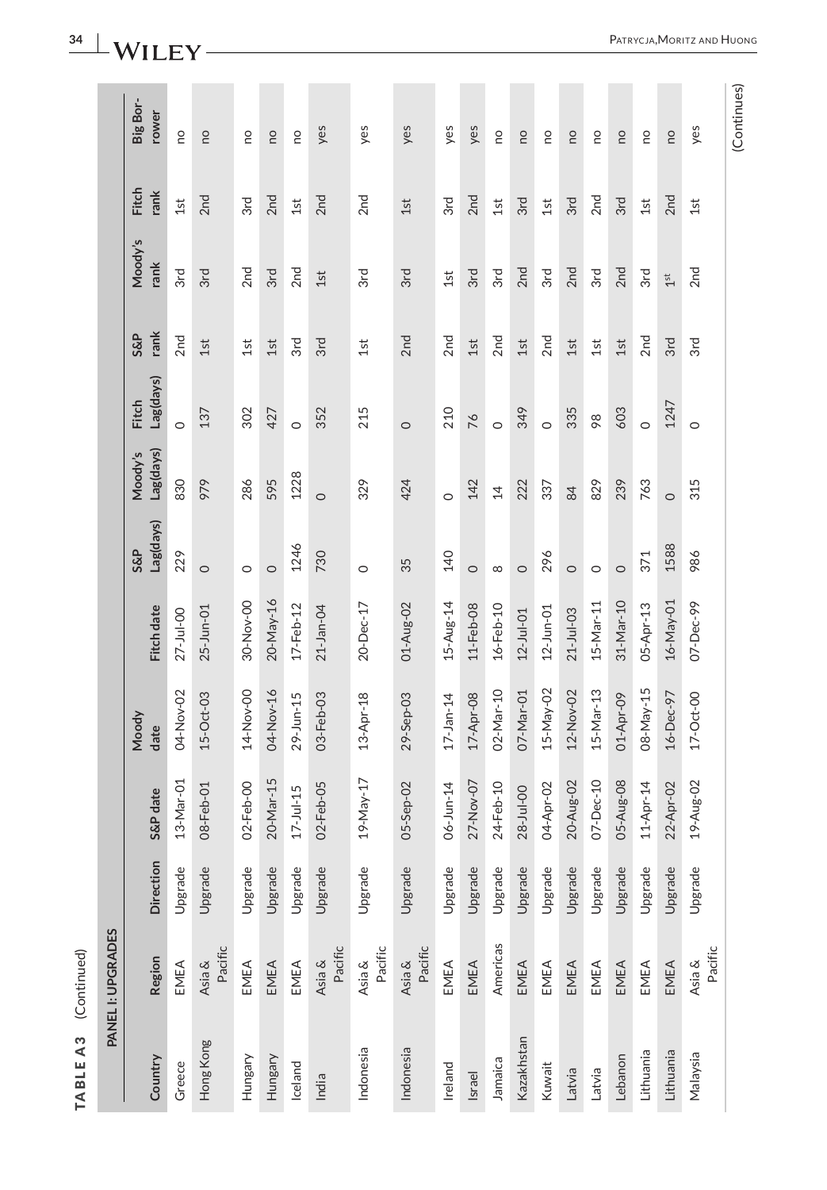**TABLE A3** (Continued)

| PANEL I: UPGRADES | | | | | | | | | | | | | |
|---|---|---|---|---|---|---|---|---|---|---|---|---|---|
| Country | Region | Direction | S&P date | Moody date | Fitch date | S&P Lag(days) | Moody's Lag(days) | Fitch Lag(days) | S&P rank | Moody's rank | Fitch rank | Big Borrower |
| Greece | EMEA | Upgrade | 13-Mar-01 | 04-Nov-02 | 27-Jul-00 | 229 | 830 | 0 | 2nd | 3rd | 1st | no |
| Hong Kong | Asia & Pacific | Upgrade | 08-Feb-01 | 15-Oct-03 | 25-Jun-01 | 0 | 979 | 137 | 1st | 3rd | 2nd | no |
| Hungary | EMEA | Upgrade | 02-Feb-00 | 14-Nov-00 | 30-Nov-00 | 0 | 286 | 302 | 1st | 2nd | 3rd | no |
| Hungary | EMEA | Upgrade | 20-Mar-15 | 04-Nov-16 | 20-May-16 | 0 | 595 | 427 | 1st | 3rd | 2nd | no |
| Iceland | EMEA | Upgrade | 17-Jul-15 | 29-Jun-15 | 17-Feb-12 | 1246 | 1228 | 0 | 3rd | 2nd | 1st | no |
| India | Asia & Pacific | Upgrade | 02-Feb-05 | 03-Feb-03 | 21-Jan-04 | 730 | 0 | 352 | 3rd | 1st | 2nd | yes |
| Indonesia | Asia & Pacific | Upgrade | 19-May-17 | 13-Apr-18 | 20-Dec-17 | 0 | 329 | 215 | 1st | 3rd | 2nd | yes |
| Indonesia | Asia & Pacific | Upgrade | 05-Sep-02 | 29-Sep-03 | 01-Aug-02 | 35 | 424 | 0 | 2nd | 3rd | 1st | yes |
| Ireland | EMEA | Upgrade | 06-Jun-14 | 17-Jan-14 | 15-Aug-14 | 140 | 0 | 210 | 2nd | 1st | 3rd | yes |
| Israel | EMEA | Upgrade | 27-Nov-07 | 17-Apr-08 | 11-Feb-08 | 0 | 142 | 76 | 1st | 3rd | 2nd | yes |
| Jamaica | Americas | Upgrade | 24-Feb-10 | 02-Mar-10 | 16-Feb-10 | 8 | 14 | 0 | 2nd | 3rd | 1st | no |
| Kazakhstan | EMEA | Upgrade | 28-Jul-00 | 07-Mar-01 | 12-Jul-01 | 0 | 222 | 349 | 1st | 2nd | 3rd | no |
| Kuwait | EMEA | Upgrade | 04-Apr-02 | 15-May-02 | 12-Jun-01 | 296 | 337 | 0 | 2nd | 3rd | 1st | no |
| Latvia | EMEA | Upgrade | 20-Aug-02 | 12-Nov-02 | 21-Jul-03 | 0 | 84 | 335 | 1st | 2nd | 3rd | no |
| Latvia | EMEA | Upgrade | 07-Dec-10 | 15-Mar-13 | 15-Mar-11 | 0 | 829 | 98 | 1st | 3rd | 2nd | no |
| Lebanon | EMEA | Upgrade | 05-Aug-08 | 01-Apr-09 | 31-Mar-10 | 0 | 239 | 603 | 1st | 2nd | 3rd | no |
| Lithuania | EMEA | Upgrade | 11-Apr-14 | 08-May-15 | 05-Apr-13 | 371 | 763 | 0 | 2nd | 3rd | 1st | no |
| Lithuania | EMEA | Upgrade | 22-Apr-02 | 16-Dec-97 | 16-May-01 | 1588 | 0 | 1247 | 3rd | 1st | 2nd | no |
| Malaysia | Asia & Pacific | Upgrade | 19-Aug-02 | 17-Oct-00 | 07-Dec-99 | 986 | 315 | 0 | 3rd | 2nd | 1st | yes |

(Continues)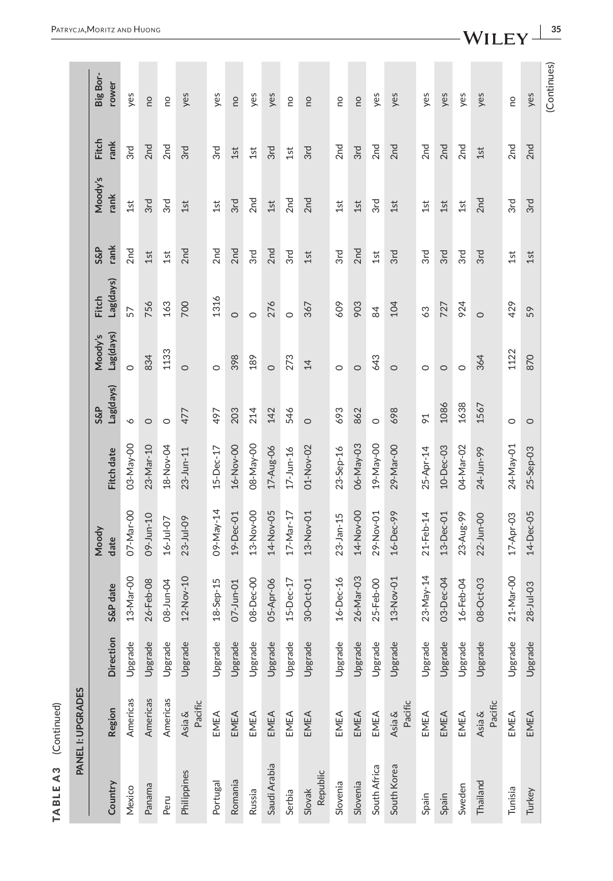**TABLE A3** (Continued)

| PANEL I: UPGRADES | | | | | | | | | | | | |
|---|---|---|---|---|---|---|---|---|---|---|---|---|
| Country | Region | Direction | S&P date | Moody date | Fitch date | S&P Lag(days) | Moody's Lag(days) | Fitch Lag(days) | S&P rank | Moody's rank | Fitch rank | Big Borrower |
| Mexico | Americas | Upgrade | 13-Mar-00 | 07-Mar-00 | 03-May-00 | 6 | 0 | 57 | 2nd | 1st | 3rd | yes |
| Panama | Americas | Upgrade | 26-Feb-08 | 09-Jun-10 | 23-Mar-10 | 0 | 834 | 756 | 1st | 3rd | 2nd | no |
| Peru | Americas | Upgrade | 08-Jun-04 | 16-Jul-07 | 18-Nov-04 | 0 | 1133 | 163 | 1st | 3rd | 2nd | no |
| Philippines | Asia & Pacific | Upgrade | 12-Nov-10 | 23-Jul-09 | 23-Jun-11 | 477 | 0 | 700 | 2nd | 1st | 3rd | yes |
| Portugal | EMEA | Upgrade | 18-Sep-15 | 09-May-14 | 15-Dec-17 | 497 | 0 | 1316 | 2nd | 1st | 3rd | yes |
| Romania | EMEA | Upgrade | 07-Jun-01 | 19-Dec-01 | 16-Nov-00 | 203 | 398 | 0 | 2nd | 3rd | 1st | no |
| Russia | EMEA | Upgrade | 08-Dec-00 | 13-Nov-00 | 08-May-00 | 214 | 189 | 0 | 3rd | 2nd | 1st | yes |
| Saudi Arabia | EMEA | Upgrade | 05-Apr-06 | 14-Nov-05 | 17-Aug-06 | 142 | 0 | 276 | 2nd | 1st | 3rd | yes |
| Serbia | EMEA | Upgrade | 15-Dec-17 | 17-Mar-17 | 17-Jun-16 | 546 | 273 | 0 | 3rd | 2nd | 1st | no |
| Slovak Republic | EMEA | Upgrade | 30-Oct-01 | 13-Nov-01 | 01-Nov-02 | 0 | 14 | 367 | 1st | 2nd | 3rd | no |
| Slovenia | EMEA | Upgrade | 16-Dec-16 | 23-Jan-15 | 23-Sep-16 | 693 | 0 | 609 | 3rd | 1st | 2nd | no |
| Slovenia | EMEA | Upgrade | 26-Mar-03 | 14-Nov-00 | 06-May-03 | 862 | 0 | 903 | 2nd | 1st | 3rd | no |
| South Africa | EMEA | Upgrade | 25-Feb-00 | 29-Nov-01 | 19-May-00 | 0 | 643 | 84 | 1st | 3rd | 2nd | yes |
| South Korea | Asia & Pacific | Upgrade | 13-Nov-01 | 16-Dec-99 | 29-Mar-00 | 698 | 0 | 104 | 3rd | 1st | 2nd | yes |
| Spain | EMEA | Upgrade | 23-May-14 | 21-Feb-14 | 25-Apr-14 | 91 | 0 | 63 | 3rd | 1st | 2nd | yes |
| Spain | EMEA | Upgrade | 03-Dec-04 | 13-Dec-01 | 10-Dec-03 | 1086 | 0 | 727 | 3rd | 1st | 2nd | yes |
| Sweden | EMEA | Upgrade | 16-Feb-04 | 23-Aug-99 | 04-Mar-02 | 1638 | 0 | 924 | 3rd | 1st | 2nd | yes |
| Thailand | Asia & Pacific | Upgrade | 08-Oct-03 | 22-Jun-00 | 24-Jun-99 | 1567 | 364 | 0 | 3rd | 2nd | 1st | yes |
| Tunisia | EMEA | Upgrade | 21-Mar-00 | 17-Apr-03 | 24-May-01 | 0 | 1122 | 429 | 1st | 3rd | 2nd | no |
| Turkey | EMEA | Upgrade | 28-Jul-03 | 14-Dec-05 | 25-Sep-03 | 0 | 870 | 59 | 1st | 3rd | 2nd | yes |

(Continues)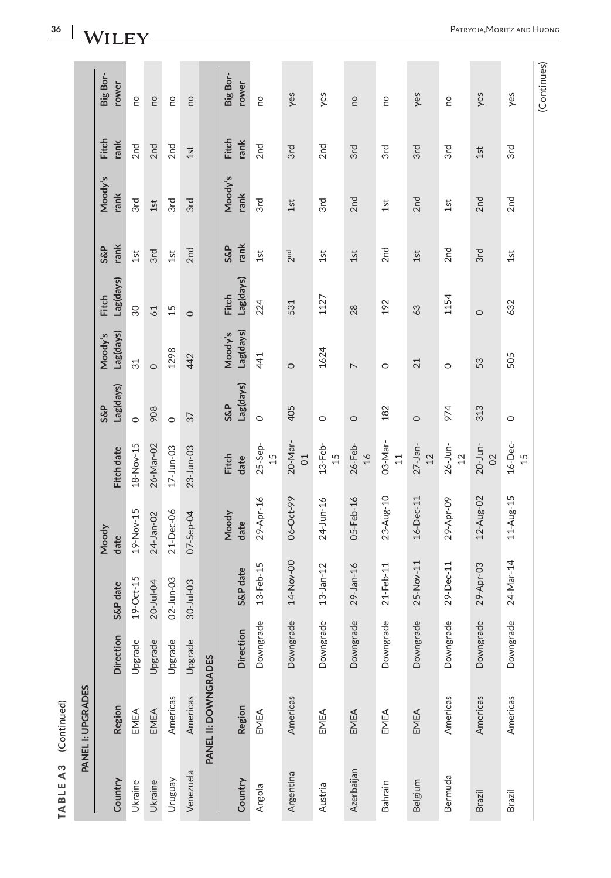**TABLE A3** (Continued)

| PANEL I: UPGRADES | | | | | | | | | | | | | |
|---|---|---|---|---|---|---|---|---|---|---|---|---|---|
| Country | Region | Direction | S&P date | Moody date | Fitch date | S&P Lag(days) | Moody's Lag(days) | Fitch Lag(days) | S&P rank | Moody's rank | Fitch rank | Big Borrower |
| Ukraine | EMEA | Upgrade | 19-Oct-15 | 19-Nov-15 | 18-Nov-15 | 0 | 31 | 30 | 1st | 3rd | 2nd | no |
| Ukraine | EMEA | Upgrade | 20-Jul-04 | 24-Jan-02 | 26-Mar-02 | 908 | 0 | 61 | 3rd | 1st | 2nd | no |
| Uruguay | Americas | Upgrade | 02-Jun-03 | 21-Dec-06 | 17-Jun-03 | 0 | 1298 | 15 | 1st | 3rd | 2nd | no |
| Venezuela | Americas | Upgrade | 30-Jul-03 | 07-Sep-04 | 23-Jun-03 | 37 | 442 | 0 | 2nd | 3rd | 1st | no |

| PANEL II: DOWNGRADES | | | | | | | | | | | | |
|---|---|---|---|---|---|---|---|---|---|---|---|---|
| Country | Region | Direction | S&P date | Moody date | Fitch date | S&P Lag(days) | Moody's Lag(days) | Fitch Lag(days) | S&P rank | Moody's rank | Fitch rank | Big Borrower |
| Angola | EMEA | Downgrade | 13-Feb-15 | 29-Apr-16 | 25-Sep-15 | 0 | 441 | 224 | 1st | 3rd | 2nd | no |
| Argentina | Americas | Downgrade | 14-Nov-00 | 06-Oct-99 | 20-Mar-01 | 405 | 0 | 531 | 2nd | 1st | 3rd | yes |
| Austria | EMEA | Downgrade | 13-Jan-12 | 24-Jun-16 | 13-Feb-15 | 0 | 1624 | 1127 | 1st | 3rd | 2nd | yes |
| Azerbaijan | EMEA | Downgrade | 29-Jan-16 | 05-Feb-16 | 26-Feb-16 | 0 | 7 | 28 | 1st | 2nd | 3rd | no |
| Bahrain | EMEA | Downgrade | 21-Feb-11 | 23-Aug-10 | 03-Mar-11 | 182 | 0 | 192 | 2nd | 1st | 3rd | no |
| Belgium | EMEA | Downgrade | 25-Nov-11 | 16-Dec-11 | 27-Jan-12 | 0 | 21 | 63 | 1st | 2nd | 3rd | yes |
| Bermuda | Americas | Downgrade | 29-Dec-11 | 29-Apr-09 | 26-Jun-12 | 974 | 0 | 1154 | 2nd | 1st | 3rd | no |
| Brazil | Americas | Downgrade | 29-Apr-03 | 12-Aug-02 | 20-Jun-02 | 313 | 53 | 0 | 3rd | 2nd | 1st | yes |
| Brazil | Americas | Downgrade | 24-Mar-14 | 11-Aug-15 | 16-Dec-15 | 0 | 505 | 632 | 1st | 2nd | 3rd | yes |

(Continues)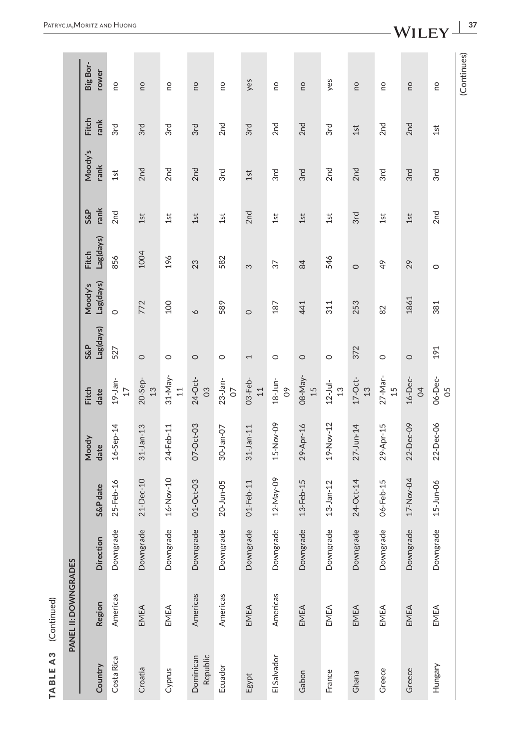**TABLE A3** (Continued)

| PANEL II: DOWNGRADES | | | | | | | | | | | | | |
|---|---|---|---|---|---|---|---|---|---|---|---|---|---|
| Country | Region | Direction | S&P date | Moody date | Fitch date | S&P Lag(days) | Moody's Lag(days) | Fitch Lag(days) | S&P rank | Moody's rank | Fitch rank | Big Borrower |
| Costa Rica | Americas | Downgrade | 25-Feb-16 | 16-Sep-14 | 19-Jan-17 | 527 | 0 | 856 | 2nd | 1st | 3rd | no |
| Croatia | EMEA | Downgrade | 21-Dec-10 | 31-Jan-13 | 20-Sep-13 | 0 | 772 | 1004 | 1st | 2nd | 3rd | no |
| Cyprus | EMEA | Downgrade | 16-Nov-10 | 24-Feb-11 | 31-May-11 | 0 | 100 | 196 | 1st | 2nd | 3rd | no |
| Dominican Republic | Americas | Downgrade | 01-Oct-03 | 07-Oct-03 | 24-Oct-03 | 0 | 6 | 23 | 1st | 2nd | 3rd | no |
| Ecuador | Americas | Downgrade | 20-Jun-05 | 30-Jan-07 | 23-Jan-07 | 0 | 589 | 582 | 1st | 3rd | 2nd | no |
| Egypt | EMEA | Downgrade | 01-Feb-11 | 31-Jan-11 | 03-Feb-11 | 1 | 0 | 3 | 2nd | 1st | 3rd | yes |
| El Salvador | Americas | Downgrade | 12-May-09 | 15-Nov-09 | 18-Jun-09 | 0 | 187 | 37 | 1st | 3rd | 2nd | no |
| Gabon | EMEA | Downgrade | 13-Feb-15 | 29-Apr-16 | 08-May-15 | 0 | 441 | 84 | 1st | 3rd | 2nd | no |
| France | EMEA | Downgrade | 13-Jan-12 | 19-Nov-12 | 12-Jul-13 | 0 | 311 | 546 | 1st | 2nd | 3rd | yes |
| Ghana | EMEA | Downgrade | 24-Oct-14 | 27-Jun-14 | 17-Oct-13 | 372 | 253 | 0 | 3rd | 2nd | 1st | no |
| Greece | EMEA | Downgrade | 06-Feb-15 | 29-Apr-15 | 27-Mar-15 | 0 | 82 | 49 | 1st | 3rd | 2nd | no |
| Greece | EMEA | Downgrade | 17-Nov-04 | 22-Dec-09 | 16-Dec-04 | 0 | 1861 | 29 | 1st | 3rd | 2nd | no |
| Hungary | EMEA | Downgrade | 15-Jun-06 | 22-Dec-06 | 06-Dec-05 | 191 | 381 | 0 | 2nd | 3rd | 1st | no |

(Continues)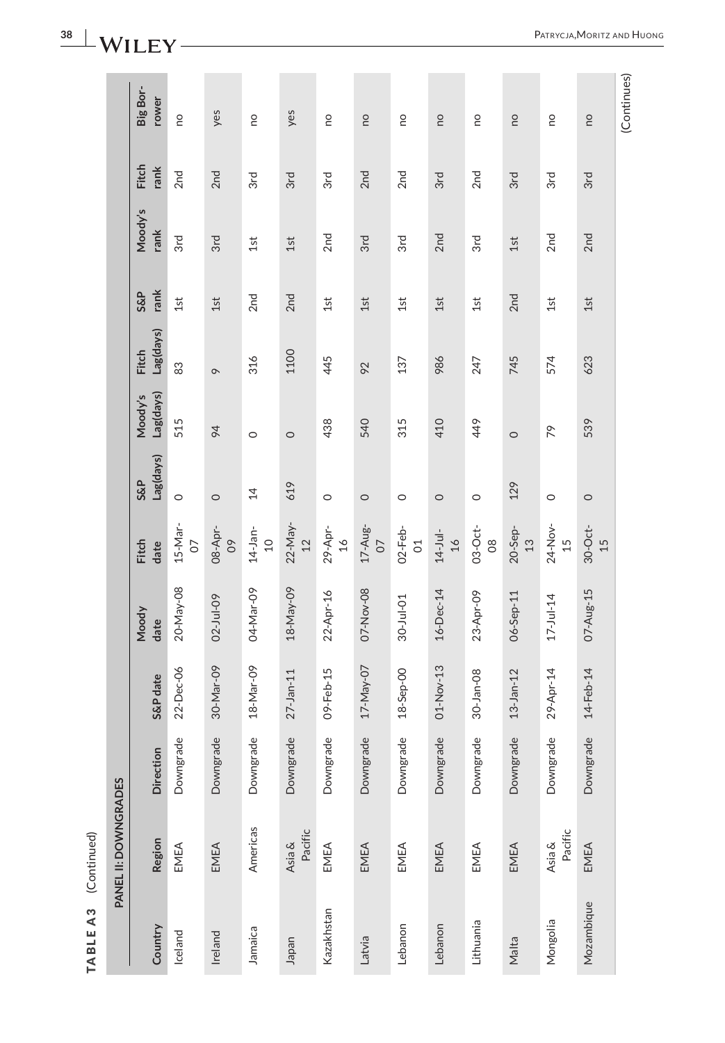**TABLE A3** (Continued)

| PANEL II: DOWNGRADES | | | | | | | | | | | | | |
|---|---|---|---|---|---|---|---|---|---|---|---|---|---|
| Country | Region | Direction | S&P date | Moody date | Fitch date | S&P Lag(days) | Moody's Lag(days) | Fitch Lag(days) | S&P rank | Moody's rank | Fitch rank | Big Borrower |
| Iceland | EMEA | Downgrade | 22-Dec-06 | 20-May-08 | 15-Mar-07 | 0 | 515 | 83 | 1st | 3rd | 2nd | no |
| Ireland | EMEA | Downgrade | 30-Mar-09 | 02-Jul-09 | 08-Apr-09 | 0 | 94 | 9 | 1st | 3rd | 2nd | yes |
| Jamaica | Americas | Downgrade | 18-Mar-09 | 04-Mar-09 | 14-Jan-10 | 14 | 0 | 316 | 2nd | 1st | 3rd | no |
| Japan | Asia & Pacific | Downgrade | 27-Jan-11 | 18-May-09 | 22-May-12 | 619 | 0 | 1100 | 2nd | 1st | 3rd | yes |
| Kazakhstan | EMEA | Downgrade | 09-Feb-15 | 22-Apr-16 | 29-Apr-16 | 0 | 438 | 445 | 1st | 2nd | 3rd | no |
| Latvia | EMEA | Downgrade | 17-May-07 | 07-Nov-08 | 17-Aug-07 | 0 | 540 | 92 | 1st | 3rd | 2nd | no |
| Lebanon | EMEA | Downgrade | 18-Sep-00 | 30-Jul-01 | 02-Feb-01 | 0 | 315 | 137 | 1st | 3rd | 2nd | no |
| Lebanon | EMEA | Downgrade | 01-Nov-13 | 16-Dec-14 | 14-Jul-16 | 0 | 410 | 986 | 1st | 2nd | 3rd | no |
| Lithuania | EMEA | Downgrade | 30-Jan-08 | 23-Apr-09 | 03-Oct-08 | 0 | 449 | 247 | 1st | 3rd | 2nd | no |
| Malta | EMEA | Downgrade | 13-Jan-12 | 06-Sep-11 | 20-Sep-13 | 129 | 0 | 745 | 2nd | 1st | 3rd | no |
| Mongolia | Asia & Pacific | Downgrade | 29-Apr-14 | 17-Jul-14 | 24-Nov-15 | 0 | 79 | 574 | 1st | 2nd | 3rd | no |
| Mozambique | EMEA | Downgrade | 14-Feb-14 | 07-Aug-15 | 30-Oct-15 | 0 | 539 | 623 | 1st | 2nd | 3rd | no |

(Continues)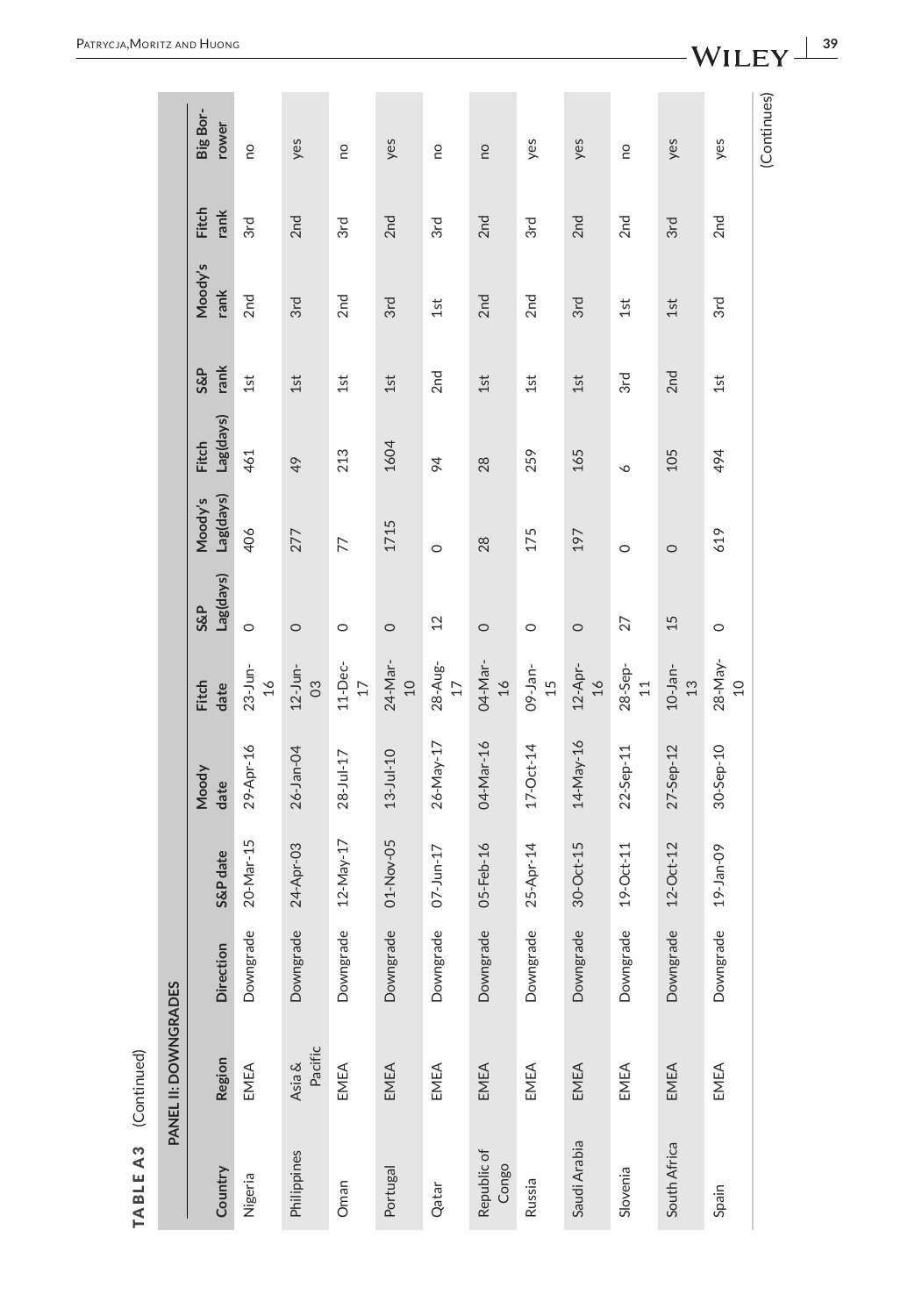**TABLE A3** (Continued)

| PANEL II: DOWNGRADES | | | | | | | | | | | | |
|---|---|---|---|---|---|---|---|---|---|---|---|---|
| Country | Region | Direction | S&P date | Moody date | Fitch date | S&P Lag(days) | Moody's Lag(days) | Fitch Lag(days) | S&P rank | Moody's rank | Fitch rank | Big Borrower |
| Nigeria | EMEA | Downgrade | 20-Mar-15 | 29-Apr-16 | 23-Jun-16 | 0 | 406 | 461 | 1st | 2nd | 3rd | no |
| Philippines | Asia & Pacific | Downgrade | 24-Apr-03 | 26-Jan-04 | 12-Jun-03 | 0 | 277 | 49 | 1st | 3rd | 2nd | yes |
| Oman | EMEA | Downgrade | 12-May-17 | 28-Jul-17 | 11-Dec-17 | 0 | 77 | 213 | 1st | 2nd | 3rd | no |
| Portugal | EMEA | Downgrade | 01-Nov-05 | 13-Jul-10 | 24-Mar-10 | 0 | 1715 | 1604 | 1st | 3rd | 2nd | yes |
| Qatar | EMEA | Downgrade | 07-Jun-17 | 26-May-17 | 28-Aug-17 | 12 | 0 | 94 | 2nd | 1st | 3rd | no |
| Republic of Congo | EMEA | Downgrade | 05-Feb-16 | 04-Mar-16 | 04-Mar-16 | 0 | 28 | 28 | 1st | 2nd | 2nd | no |
| Russia | EMEA | Downgrade | 25-Apr-14 | 17-Oct-14 | 09-Jan-15 | 0 | 175 | 259 | 1st | 2nd | 3rd | yes |
| Saudi Arabia | EMEA | Downgrade | 30-Oct-15 | 14-May-16 | 12-Apr-16 | 0 | 197 | 165 | 1st | 3rd | 2nd | yes |
| Slovenia | EMEA | Downgrade | 19-Oct-11 | 22-Sep-11 | 28-Sep-11 | 27 | 0 | 6 | 3rd | 1st | 2nd | no |
| South Africa | EMEA | Downgrade | 12-Oct-12 | 27-Sep-12 | 10-Jan-13 | 15 | 0 | 105 | 2nd | 1st | 3rd | yes |
| Spain | EMEA | Downgrade | 19-Jan-09 | 30-Sep-10 | 28-May-10 | 0 | 619 | 494 | 1st | 3rd | 2nd | yes |

(Continues)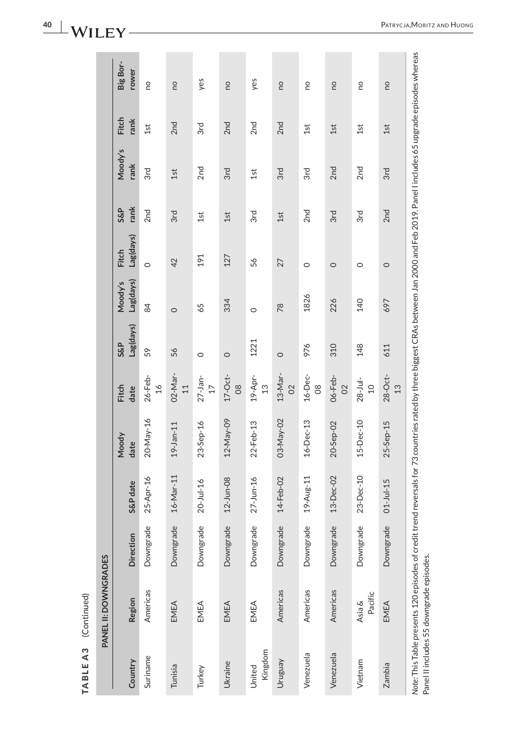**TABLE A3** (Continued)

| PANEL II: DOWNGRADES | | | | | | | | | | | | |
|---|---|---|---|---|---|---|---|---|---|---|---|---|
| Country | Region | Direction | S&P date | Moody date | Fitch date | S&P Lag(days) | Moody's Lag(days) | Fitch Lag(days) | S&P rank | Moody's rank | Fitch rank | Big Borrower |
| Suriname | Americas | Downgrade | 25-Apr-16 | 20-May-16 | 26-Feb-16 | 59 | 84 | 0 | 2nd | 3rd | 1st | no |
| Tunisia | EMEA | Downgrade | 16-Mar-11 | 19-Jan-11 | 02-Mar-11 | 56 | 0 | 42 | 3rd | 1st | 2nd | no |
| Turkey | EMEA | Downgrade | 20-Jul-16 | 23-Sep-16 | 27-Jan-17 | 0 | 65 | 191 | 1st | 2nd | 3rd | yes |
| Ukraine | EMEA | Downgrade | 12-Jun-08 | 12-May-09 | 17-Oct-08 | 0 | 334 | 127 | 1st | 3rd | 2nd | no |
| United Kingdom | EMEA | Downgrade | 27-Jun-16 | 22-Feb-13 | 19-Apr-13 | 1221 | 0 | 56 | 3rd | 1st | 2nd | yes |
| Uruguay | Americas | Downgrade | 14-Feb-02 | 03-May-02 | 13-Mar-02 | 0 | 78 | 27 | 1st | 3rd | 2nd | no |
| Venezuela | Americas | Downgrade | 19-Aug-11 | 16-Dec-13 | 16-Dec-08 | 976 | 1826 | 0 | 2nd | 3rd | 1st | no |
| Venezuela | Americas | Downgrade | 13-Dec-02 | 20-Sep-02 | 06-Feb-02 | 310 | 226 | 0 | 3rd | 2nd | 1st | no |
| Vietnam | Asia & Pacific | Downgrade | 23-Dec-10 | 15-Dec-10 | 28-Jul-10 | 148 | 140 | 0 | 3rd | 2nd | 1st | no |
| Zambia | EMEA | Downgrade | 01-Jul-15 | 25-Sep-15 | 28-Oct-13 | 611 | 697 | 0 | 2nd | 3rd | 1st | no |

*Note*: This Table presents 120 episodes of credit trend reversals for 73 countries rated by three biggest CRAs between Jan 2000 and Feb 2019. Panel I includes 65 upgrade episodes whereas Panel II includes 55 downgrade episodes.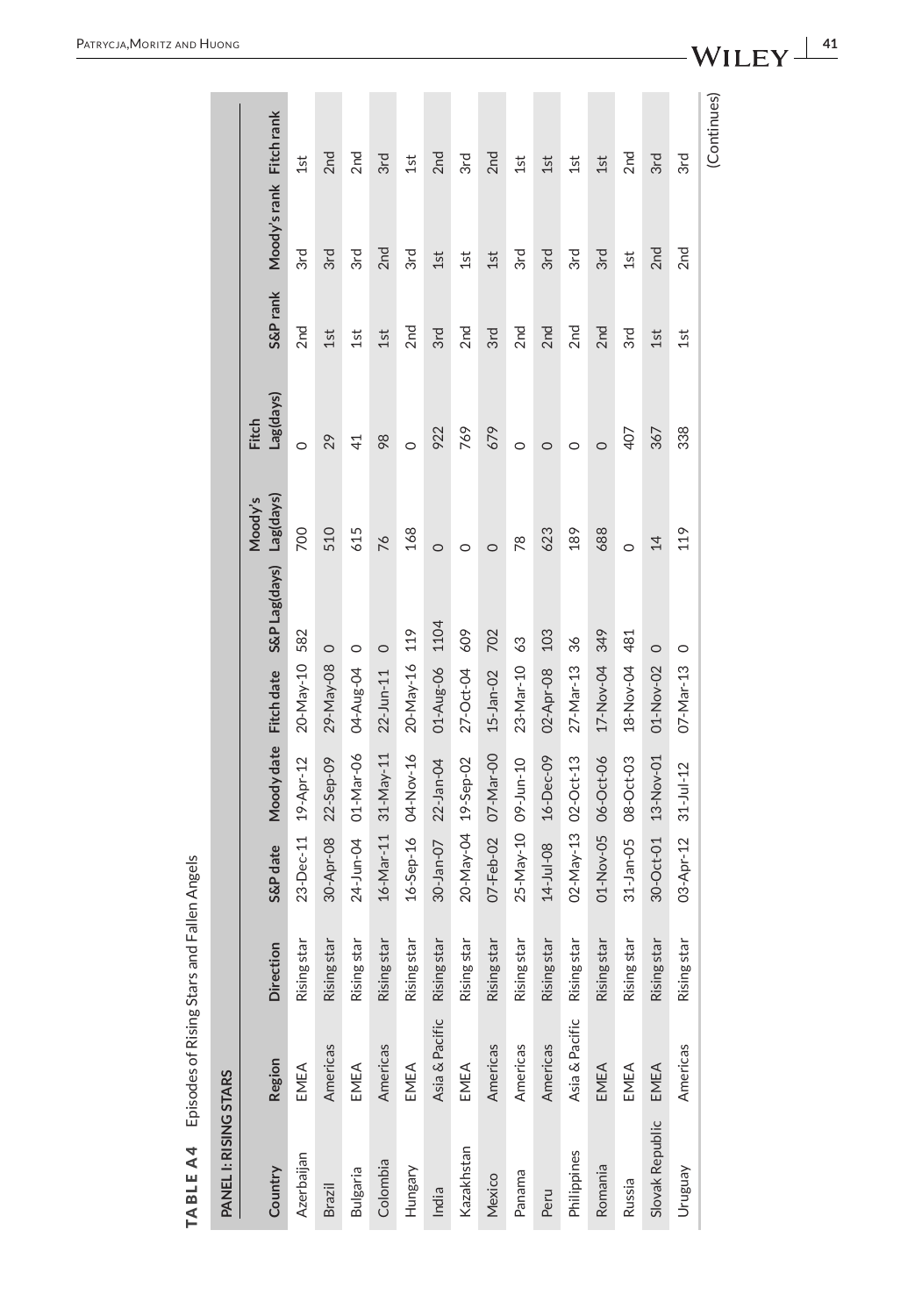**TABLE A4** Episodes of Rising Stars and Fallen Angels

**PANEL I: RISING STARS**

| Country | Region | Direction | S&P date | Moody date | Fitch date | S&P Lag(days) | Moody's Lag(days) | Fitch Lag(days) | S&P rank | Moody's rank | Fitch rank |
|---|---|---|---|---|---|---|---|---|---|---|---|
| Azerbaijan | EMEA | Rising star | 23-Dec-11 | 19-Apr-12 | 20-May-10 | 582 | 700 | 0 | 2nd | 3rd | 1st |
| Brazil | Americas | Rising star | 30-Apr-08 | 22-Sep-09 | 29-May-08 | 0 | 510 | 29 | 1st | 3rd | 2nd |
| Bulgaria | EMEA | Rising star | 24-Jun-04 | 01-Mar-06 | 04-Aug-04 | 0 | 615 | 41 | 1st | 3rd | 2nd |
| Colombia | Americas | Rising star | 16-Mar-11 | 31-May-11 | 22-Jun-11 | 0 | 76 | 98 | 1st | 2nd | 3rd |
| Hungary | EMEA | Rising star | 16-Sep-16 | 04-Nov-16 | 20-May-16 | 119 | 168 | 0 | 2nd | 3rd | 1st |
| India | Asia & Pacific | Rising star | 30-Jan-07 | 22-Jan-04 | 01-Aug-06 | 1104 | 0 | 922 | 3rd | 1st | 2nd |
| Kazakhstan | EMEA | Rising star | 20-May-04 | 19-Sep-02 | 27-Oct-04 | 609 | 0 | 769 | 2nd | 1st | 3rd |
| Mexico | Americas | Rising star | 07-Feb-02 | 07-Mar-00 | 15-Jan-02 | 702 | 0 | 679 | 3rd | 1st | 2nd |
| Panama | Americas | Rising star | 25-May-10 | 09-Jun-10 | 23-Mar-10 | 63 | 78 | 0 | 2nd | 3rd | 1st |
| Peru | Americas | Rising star | 14-Jul-08 | 16-Dec-09 | 02-Apr-08 | 103 | 623 | 0 | 2nd | 3rd | 1st |
| Philippines | Asia & Pacific | Rising star | 02-May-13 | 02-Oct-13 | 27-Mar-13 | 36 | 189 | 0 | 2nd | 3rd | 1st |
| Romania | EMEA | Rising star | 01-Nov-05 | 06-Oct-06 | 17-Nov-04 | 349 | 688 | 0 | 2nd | 3rd | 1st |
| Russia | EMEA | Rising star | 31-Jan-05 | 08-Oct-03 | 18-Nov-04 | 481 | 0 | 407 | 3rd | 1st | 2nd |
| Slovak Republic | EMEA | Rising star | 30-Oct-01 | 13-Nov-01 | 01-Nov-02 | 0 | 14 | 367 | 1st | 2nd | 3rd |
| Uruguay | Americas | Rising star | 03-Apr-12 | 31-Jul-12 | 07-Mar-13 | 0 | 119 | 338 | 1st | 2nd | 3rd |

(Continues)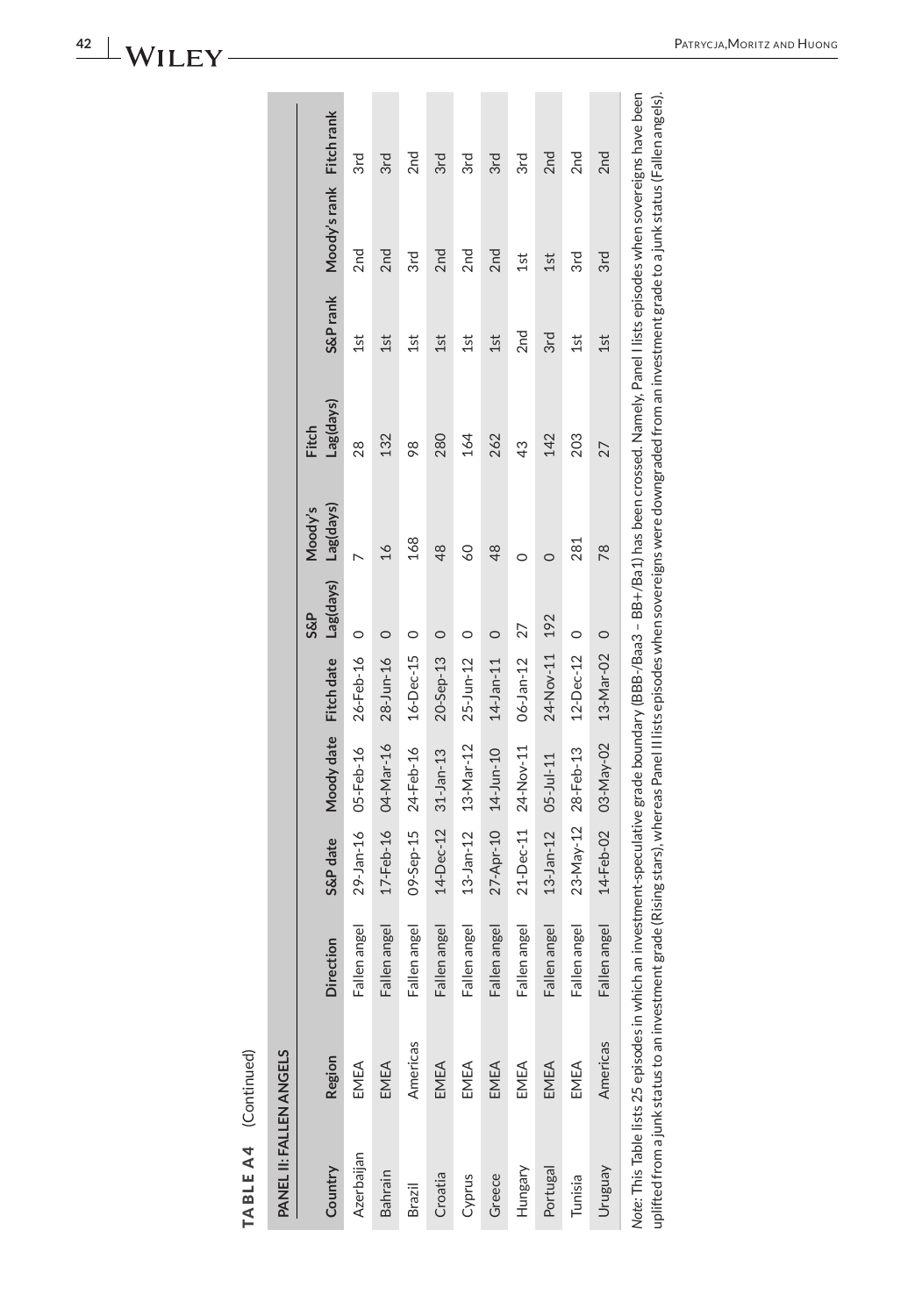**TABLE A4** (Continued)

**PANEL II: FALLEN ANGELS**

| Country | Region | Direction | S&P date | Moody date | Fitch date | S&P Lag(days) | Moody's Lag(days) | Fitch Lag(days) | S&P rank | Moody's rank | Fitch rank |
|---|---|---|---|---|---|---|---|---|---|---|---|
| Azerbaijan | EMEA | Fallen angel | 29-Jan-16 | 05-Feb-16 | 26-Feb-16 | 0 | 7 | 28 | 1st | 2nd | 3rd |
| Bahrain | EMEA | Fallen angel | 17-Feb-16 | 04-Mar-16 | 28-Jun-16 | 0 | 16 | 132 | 1st | 2nd | 3rd |
| Brazil | Americas | Fallen angel | 09-Sep-15 | 24-Feb-16 | 16-Dec-15 | 0 | 168 | 98 | 1st | 3rd | 2nd |
| Croatia | EMEA | Fallen angel | 14-Dec-12 | 31-Jan-13 | 20-Sep-13 | 0 | 48 | 280 | 1st | 2nd | 3rd |
| Cyprus | EMEA | Fallen angel | 13-Jan-12 | 13-Mar-12 | 25-Jun-12 | 0 | 60 | 164 | 1st | 2nd | 3rd |
| Greece | EMEA | Fallen angel | 27-Apr-10 | 14-Jun-10 | 14-Jan-11 | 0 | 48 | 262 | 1st | 2nd | 3rd |
| Hungary | EMEA | Fallen angel | 21-Dec-11 | 24-Nov-11 | 06-Jan-12 | 27 | 0 | 43 | 2nd | 1st | 3rd |
| Portugal | EMEA | Fallen angel | 13-Jan-12 | 05-Jul-11 | 24-Nov-11 | 192 | 0 | 142 | 3rd | 1st | 2nd |
| Tunisia | EMEA | Fallen angel | 23-May-12 | 28-Feb-13 | 12-Dec-12 | 0 | 281 | 203 | 1st | 3rd | 2nd |
| Uruguay | Americas | Fallen angel | 14-Feb-02 | 03-May-02 | 13-Mar-02 | 0 | 78 | 27 | 1st | 3rd | 2nd |

*Note*: This Table lists 25 episodes in which an investment-speculative grade boundary (BBB-/Baa3 – BB+/Ba1) has been crossed. Namely, Panel I lists episodes when sovereigns have been uplifted from a junk status to an investment grade (Rising stars), whereas Panel II lists episodes when sovereigns were downgraded from an investment grade to a junk status (Fallen angels).